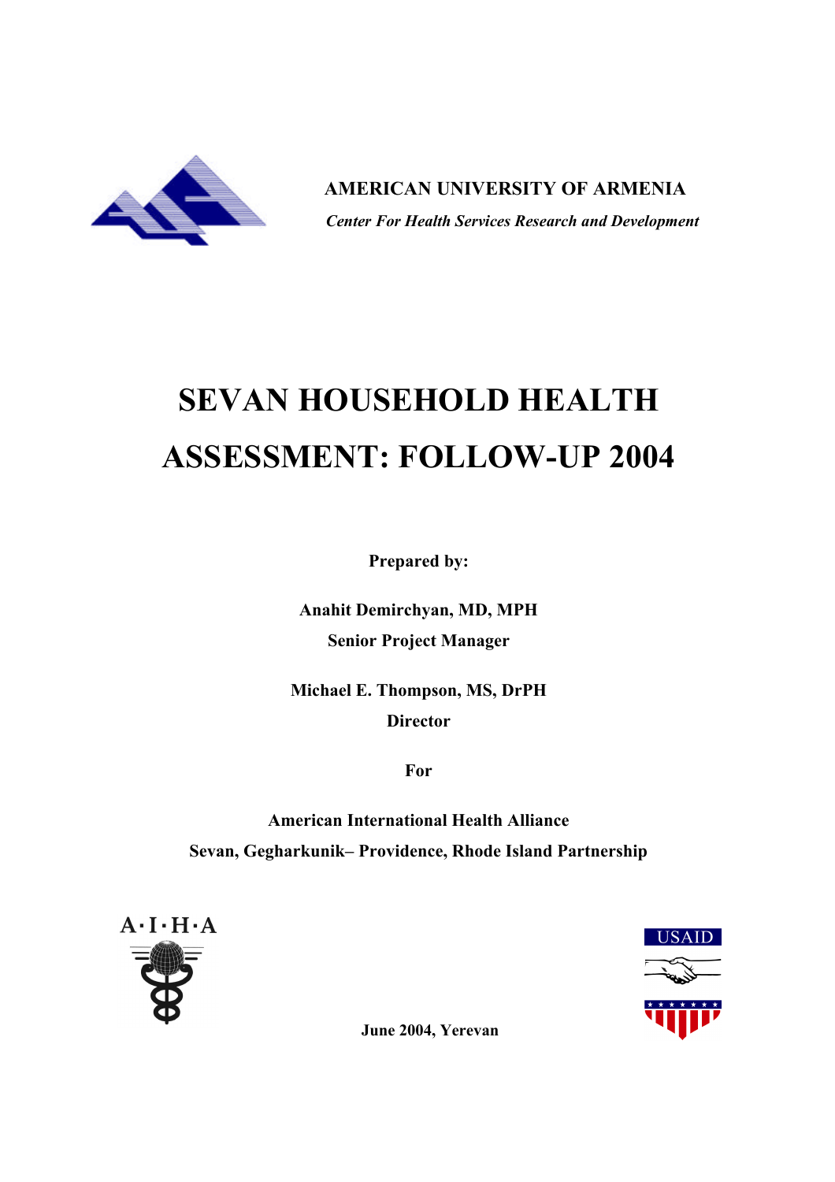**AMERICAN UNIVERSITY OF ARMENIA**

***Center For Health Services Research and Development***

# SEVAN HOUSEHOLD HEALTH ASSESSMENT: FOLLOW-UP 2004

**Prepared by:**

**Anahit Demirchyan, MD, MPH**

**Senior Project Manager**

**Michael E. Thompson, MS, DrPH**

**Director**

**For**

**American International Health Alliance**

**Sevan, Gegharkunik– Providence, Rhode Island Partnership**

A·I·H·A

USAID

**June 2004, Yerevan**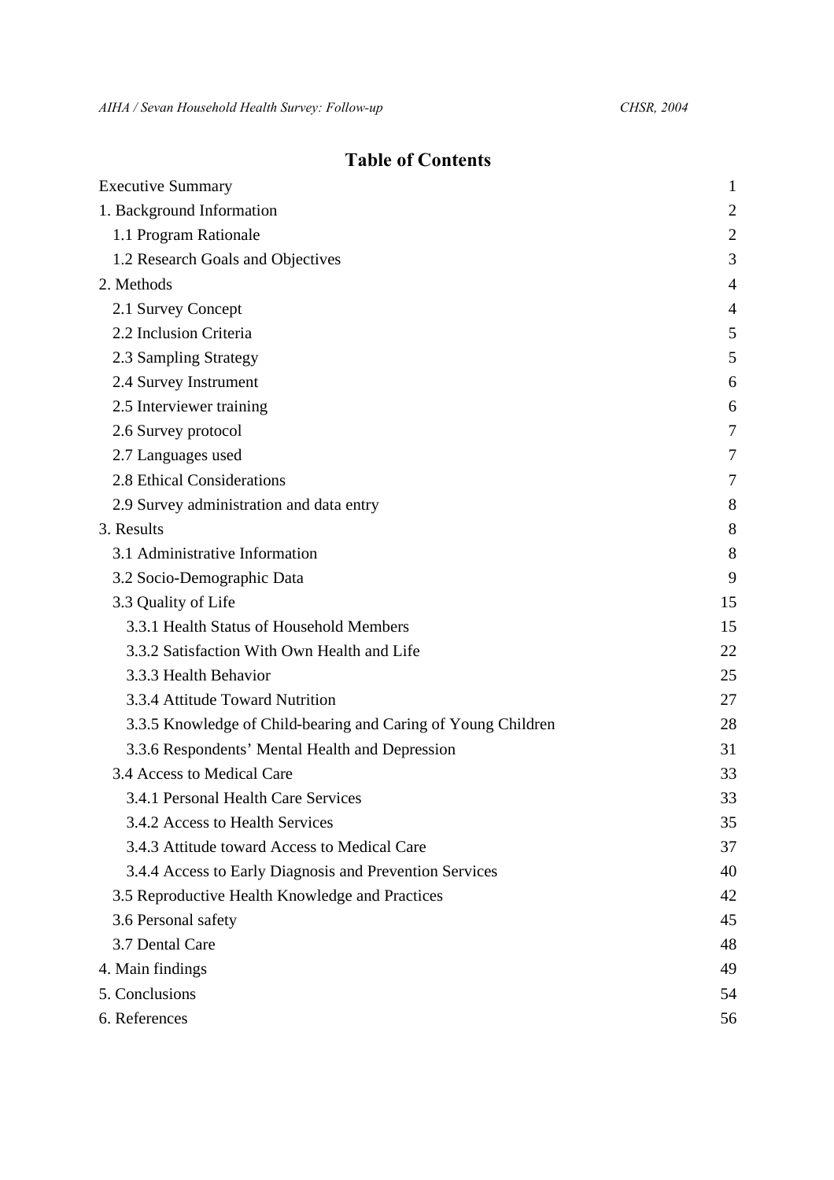# Table of Contents

| | |
|---|---|
| Executive Summary | 1 |
| 1. Background Information | 2 |
| 1.1 Program Rationale | 2 |
| 1.2 Research Goals and Objectives | 3 |
| 2. Methods | 4 |
| 2.1 Survey Concept | 4 |
| 2.2 Inclusion Criteria | 5 |
| 2.3 Sampling Strategy | 5 |
| 2.4 Survey Instrument | 6 |
| 2.5 Interviewer training | 6 |
| 2.6 Survey protocol | 7 |
| 2.7 Languages used | 7 |
| 2.8 Ethical Considerations | 7 |
| 2.9 Survey administration and data entry | 8 |
| 3. Results | 8 |
| 3.1 Administrative Information | 8 |
| 3.2 Socio-Demographic Data | 9 |
| 3.3 Quality of Life | 15 |
| 3.3.1 Health Status of Household Members | 15 |
| 3.3.2 Satisfaction With Own Health and Life | 22 |
| 3.3.3 Health Behavior | 25 |
| 3.3.4 Attitude Toward Nutrition | 27 |
| 3.3.5 Knowledge of Child-bearing and Caring of Young Children | 28 |
| 3.3.6 Respondents' Mental Health and Depression | 31 |
| 3.4 Access to Medical Care | 33 |
| 3.4.1 Personal Health Care Services | 33 |
| 3.4.2 Access to Health Services | 35 |
| 3.4.3 Attitude toward Access to Medical Care | 37 |
| 3.4.4 Access to Early Diagnosis and Prevention Services | 40 |
| 3.5 Reproductive Health Knowledge and Practices | 42 |
| 3.6 Personal safety | 45 |
| 3.7 Dental Care | 48 |
| 4. Main findings | 49 |
| 5. Conclusions | 54 |
| 6. References | 56 |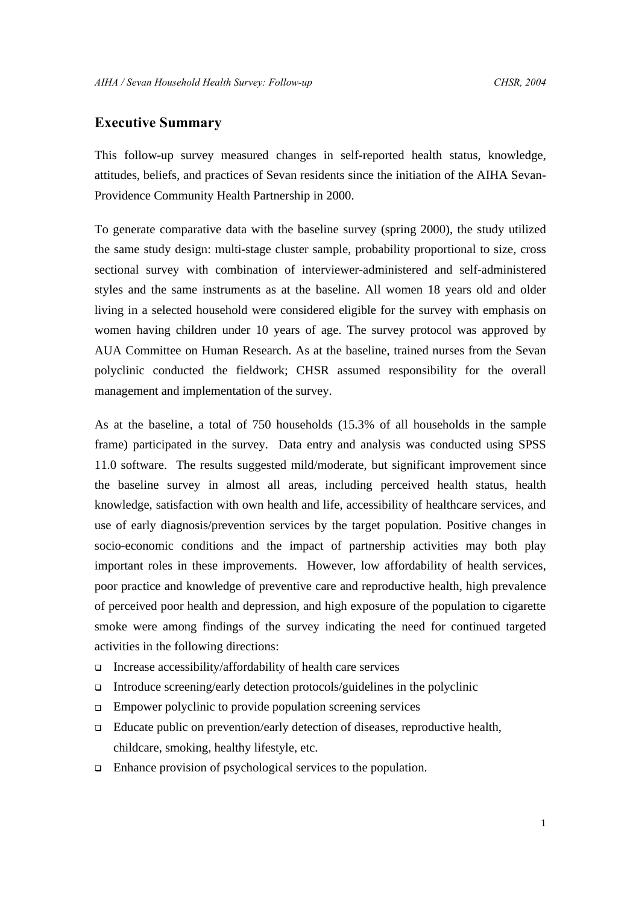## Executive Summary

This follow-up survey measured changes in self-reported health status, knowledge, attitudes, beliefs, and practices of Sevan residents since the initiation of the AIHA Sevan-Providence Community Health Partnership in 2000.

To generate comparative data with the baseline survey (spring 2000), the study utilized the same study design: multi-stage cluster sample, probability proportional to size, cross sectional survey with combination of interviewer-administered and self-administered styles and the same instruments as at the baseline. All women 18 years old and older living in a selected household were considered eligible for the survey with emphasis on women having children under 10 years of age. The survey protocol was approved by AUA Committee on Human Research. As at the baseline, trained nurses from the Sevan polyclinic conducted the fieldwork; CHSR assumed responsibility for the overall management and implementation of the survey.

As at the baseline, a total of 750 households (15.3% of all households in the sample frame) participated in the survey. Data entry and analysis was conducted using SPSS 11.0 software. The results suggested mild/moderate, but significant improvement since the baseline survey in almost all areas, including perceived health status, health knowledge, satisfaction with own health and life, accessibility of healthcare services, and use of early diagnosis/prevention services by the target population. Positive changes in socio-economic conditions and the impact of partnership activities may both play important roles in these improvements. However, low affordability of health services, poor practice and knowledge of preventive care and reproductive health, high prevalence of perceived poor health and depression, and high exposure of the population to cigarette smoke were among findings of the survey indicating the need for continued targeted activities in the following directions:

- Increase accessibility/affordability of health care services
- Introduce screening/early detection protocols/guidelines in the polyclinic
- Empower polyclinic to provide population screening services
- Educate public on prevention/early detection of diseases, reproductive health, childcare, smoking, healthy lifestyle, etc.
- Enhance provision of psychological services to the population.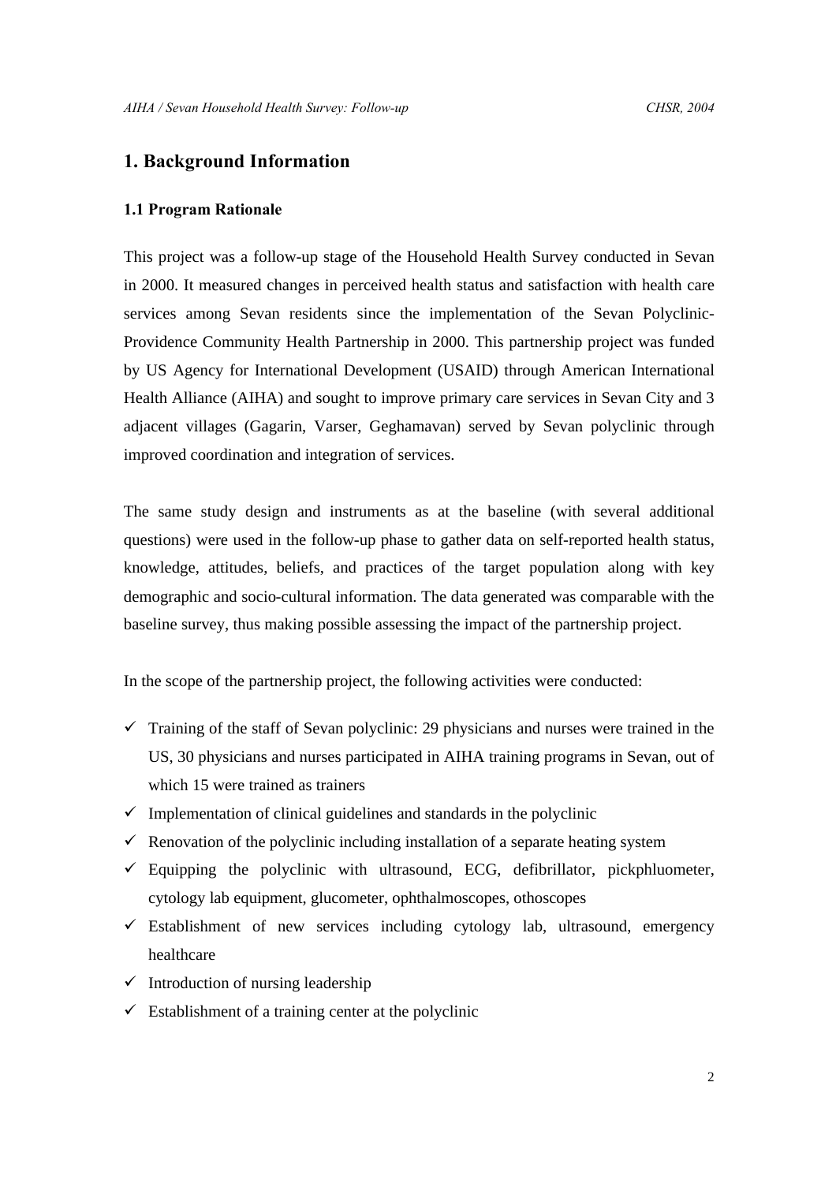# 1. Background Information

## 1.1 Program Rationale

This project was a follow-up stage of the Household Health Survey conducted in Sevan in 2000. It measured changes in perceived health status and satisfaction with health care services among Sevan residents since the implementation of the Sevan Polyclinic-Providence Community Health Partnership in 2000. This partnership project was funded by US Agency for International Development (USAID) through American International Health Alliance (AIHA) and sought to improve primary care services in Sevan City and 3 adjacent villages (Gagarin, Varser, Geghamavan) served by Sevan polyclinic through improved coordination and integration of services.

The same study design and instruments as at the baseline (with several additional questions) were used in the follow-up phase to gather data on self-reported health status, knowledge, attitudes, beliefs, and practices of the target population along with key demographic and socio-cultural information. The data generated was comparable with the baseline survey, thus making possible assessing the impact of the partnership project.

In the scope of the partnership project, the following activities were conducted:

- ✓ Training of the staff of Sevan polyclinic: 29 physicians and nurses were trained in the US, 30 physicians and nurses participated in AIHA training programs in Sevan, out of which 15 were trained as trainers
- ✓ Implementation of clinical guidelines and standards in the polyclinic
- ✓ Renovation of the polyclinic including installation of a separate heating system
- ✓ Equipping the polyclinic with ultrasound, ECG, defibrillator, pickphluometer, cytology lab equipment, glucometer, ophthalmoscopes, othoscopes
- ✓ Establishment of new services including cytology lab, ultrasound, emergency healthcare
- ✓ Introduction of nursing leadership
- ✓ Establishment of a training center at the polyclinic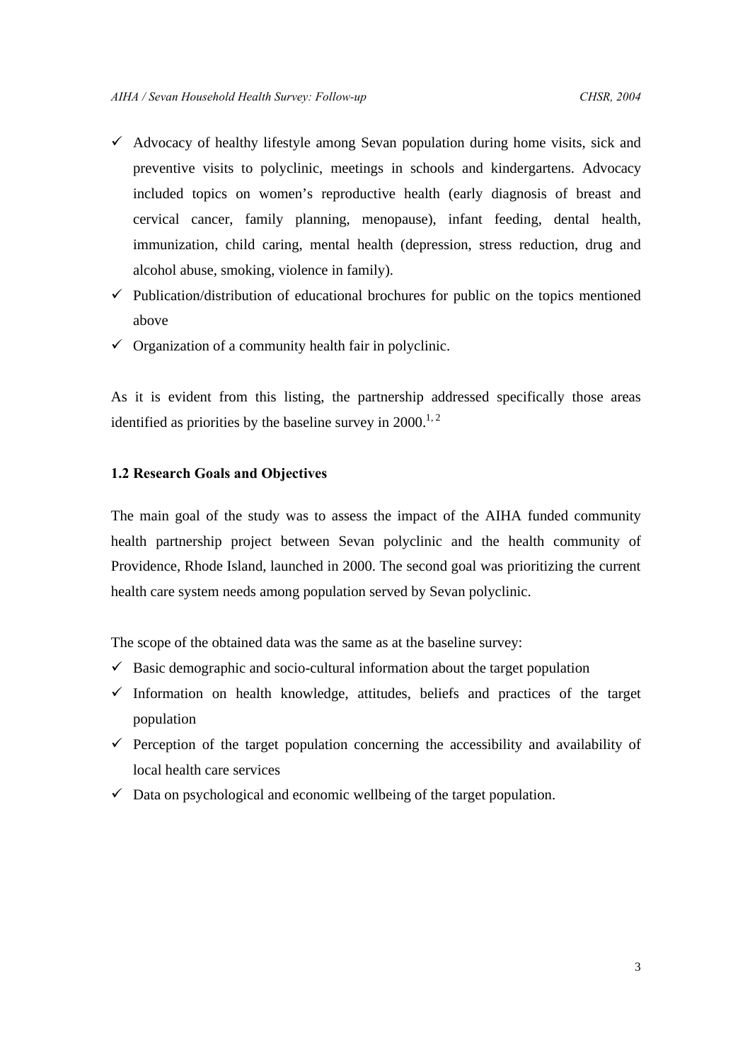- ✓ Advocacy of healthy lifestyle among Sevan population during home visits, sick and preventive visits to polyclinic, meetings in schools and kindergartens. Advocacy included topics on women's reproductive health (early diagnosis of breast and cervical cancer, family planning, menopause), infant feeding, dental health, immunization, child caring, mental health (depression, stress reduction, drug and alcohol abuse, smoking, violence in family).
- ✓ Publication/distribution of educational brochures for public on the topics mentioned above
- ✓ Organization of a community health fair in polyclinic.

As it is evident from this listing, the partnership addressed specifically those areas identified as priorities by the baseline survey in 2000.[1, 2]

### 1.2 Research Goals and Objectives

The main goal of the study was to assess the impact of the AIHA funded community health partnership project between Sevan polyclinic and the health community of Providence, Rhode Island, launched in 2000. The second goal was prioritizing the current health care system needs among population served by Sevan polyclinic.

The scope of the obtained data was the same as at the baseline survey:

- ✓ Basic demographic and socio-cultural information about the target population
- ✓ Information on health knowledge, attitudes, beliefs and practices of the target population
- ✓ Perception of the target population concerning the accessibility and availability of local health care services
- ✓ Data on psychological and economic wellbeing of the target population.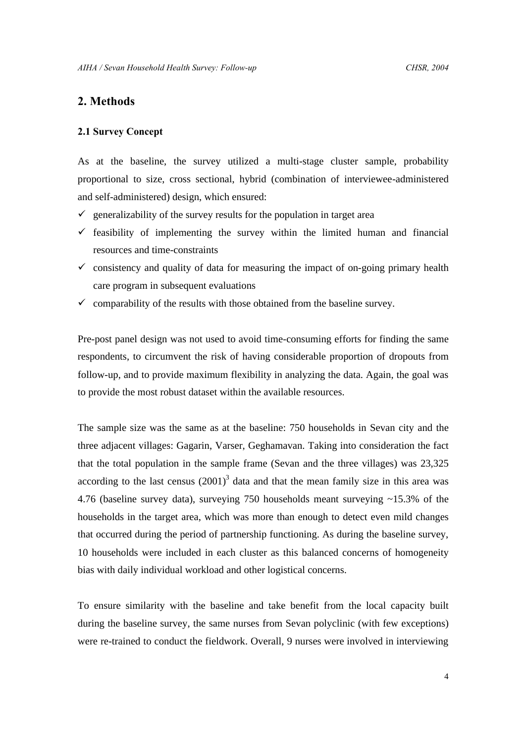## 2. Methods

### 2.1 Survey Concept

As at the baseline, the survey utilized a multi-stage cluster sample, probability proportional to size, cross sectional, hybrid (combination of interviewee-administered and self-administered) design, which ensured:

- ✓ generalizability of the survey results for the population in target area
- ✓ feasibility of implementing the survey within the limited human and financial resources and time-constraints
- ✓ consistency and quality of data for measuring the impact of on-going primary health care program in subsequent evaluations
- ✓ comparability of the results with those obtained from the baseline survey.

Pre-post panel design was not used to avoid time-consuming efforts for finding the same respondents, to circumvent the risk of having considerable proportion of dropouts from follow-up, and to provide maximum flexibility in analyzing the data. Again, the goal was to provide the most robust dataset within the available resources.

The sample size was the same as at the baseline: 750 households in Sevan city and the three adjacent villages: Gagarin, Varser, Geghamavan. Taking into consideration the fact that the total population in the sample frame (Sevan and the three villages) was 23,325 according to the last census (2001)[3] data and that the mean family size in this area was 4.76 (baseline survey data), surveying 750 households meant surveying ~15.3% of the households in the target area, which was more than enough to detect even mild changes that occurred during the period of partnership functioning. As during the baseline survey, 10 households were included in each cluster as this balanced concerns of homogeneity bias with daily individual workload and other logistical concerns.

To ensure similarity with the baseline and take benefit from the local capacity built during the baseline survey, the same nurses from Sevan polyclinic (with few exceptions) were re-trained to conduct the fieldwork. Overall, 9 nurses were involved in interviewing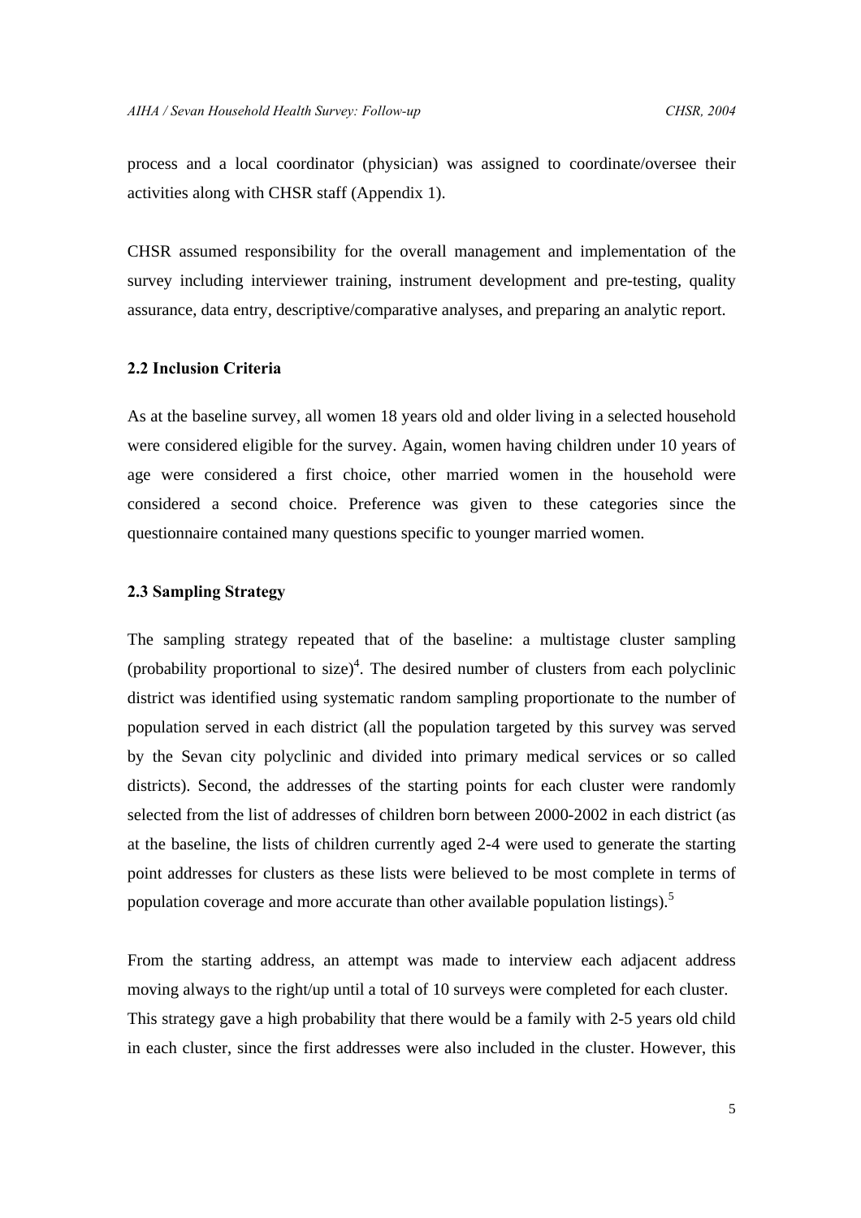process and a local coordinator (physician) was assigned to coordinate/oversee their activities along with CHSR staff (Appendix 1).

CHSR assumed responsibility for the overall management and implementation of the survey including interviewer training, instrument development and pre-testing, quality assurance, data entry, descriptive/comparative analyses, and preparing an analytic report.

### 2.2 Inclusion Criteria

As at the baseline survey, all women 18 years old and older living in a selected household were considered eligible for the survey. Again, women having children under 10 years of age were considered a first choice, other married women in the household were considered a second choice. Preference was given to these categories since the questionnaire contained many questions specific to younger married women.

### 2.3 Sampling Strategy

The sampling strategy repeated that of the baseline: a multistage cluster sampling (probability proportional to size)[4]. The desired number of clusters from each polyclinic district was identified using systematic random sampling proportionate to the number of population served in each district (all the population targeted by this survey was served by the Sevan city polyclinic and divided into primary medical services or so called districts). Second, the addresses of the starting points for each cluster were randomly selected from the list of addresses of children born between 2000-2002 in each district (as at the baseline, the lists of children currently aged 2-4 were used to generate the starting point addresses for clusters as these lists were believed to be most complete in terms of population coverage and more accurate than other available population listings).[5]

From the starting address, an attempt was made to interview each adjacent address moving always to the right/up until a total of 10 surveys were completed for each cluster. This strategy gave a high probability that there would be a family with 2-5 years old child in each cluster, since the first addresses were also included in the cluster. However, this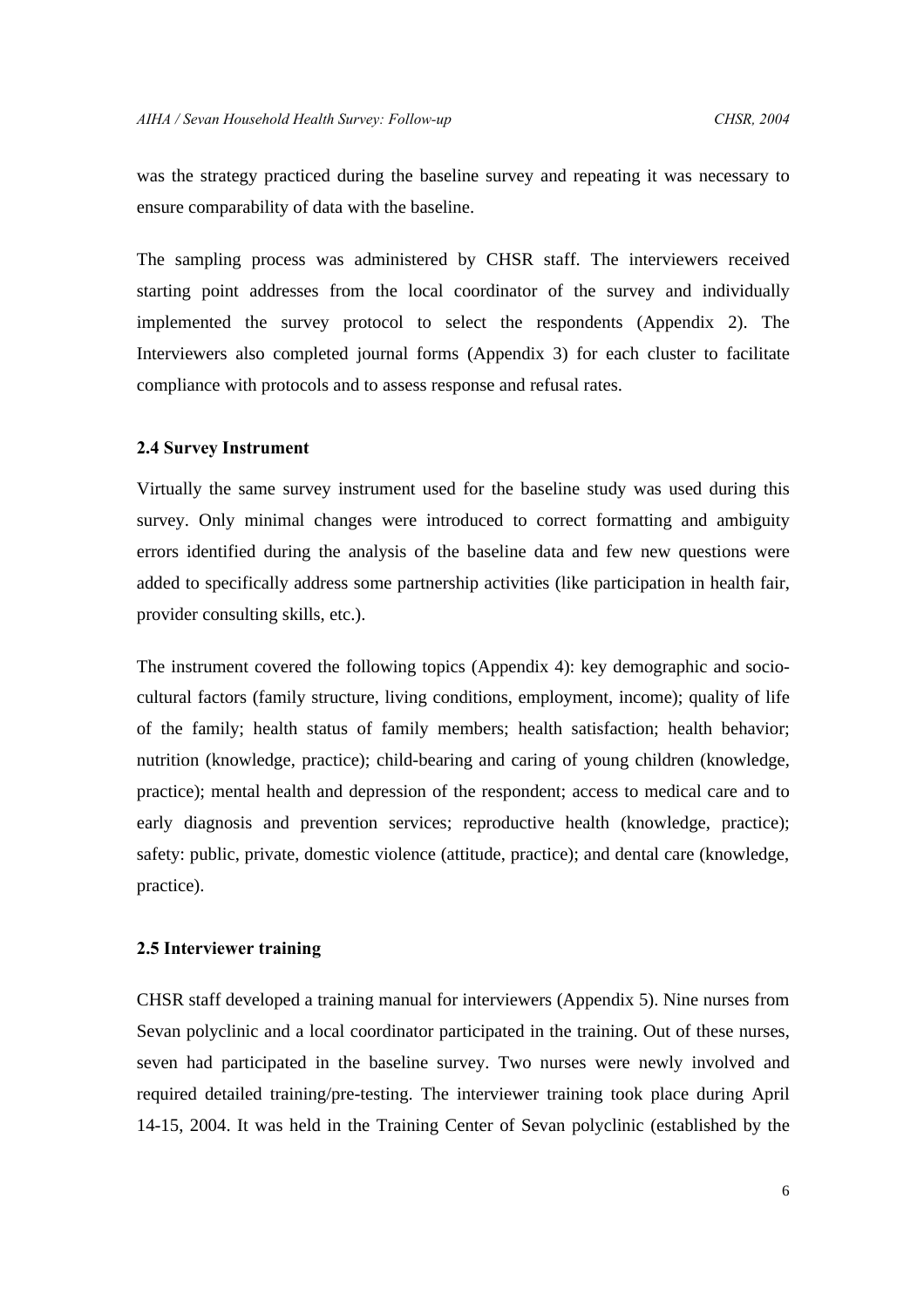was the strategy practiced during the baseline survey and repeating it was necessary to ensure comparability of data with the baseline.

The sampling process was administered by CHSR staff. The interviewers received starting point addresses from the local coordinator of the survey and individually implemented the survey protocol to select the respondents (Appendix 2). The Interviewers also completed journal forms (Appendix 3) for each cluster to facilitate compliance with protocols and to assess response and refusal rates.

### 2.4 Survey Instrument

Virtually the same survey instrument used for the baseline study was used during this survey. Only minimal changes were introduced to correct formatting and ambiguity errors identified during the analysis of the baseline data and few new questions were added to specifically address some partnership activities (like participation in health fair, provider consulting skills, etc.).

The instrument covered the following topics (Appendix 4): key demographic and socio-cultural factors (family structure, living conditions, employment, income); quality of life of the family; health status of family members; health satisfaction; health behavior; nutrition (knowledge, practice); child-bearing and caring of young children (knowledge, practice); mental health and depression of the respondent; access to medical care and to early diagnosis and prevention services; reproductive health (knowledge, practice); safety: public, private, domestic violence (attitude, practice); and dental care (knowledge, practice).

### 2.5 Interviewer training

CHSR staff developed a training manual for interviewers (Appendix 5). Nine nurses from Sevan polyclinic and a local coordinator participated in the training. Out of these nurses, seven had participated in the baseline survey. Two nurses were newly involved and required detailed training/pre-testing. The interviewer training took place during April 14-15, 2004. It was held in the Training Center of Sevan polyclinic (established by the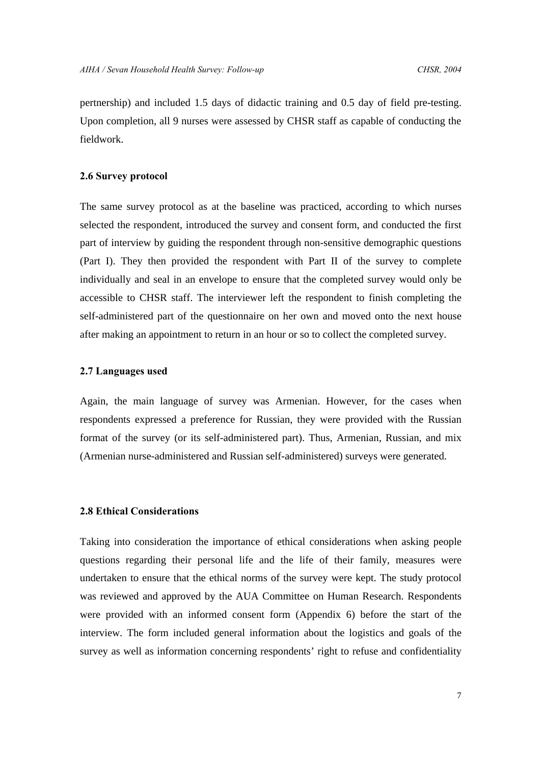pertnership) and included 1.5 days of didactic training and 0.5 day of field pre-testing. Upon completion, all 9 nurses were assessed by CHSR staff as capable of conducting the fieldwork.

### 2.6 Survey protocol

The same survey protocol as at the baseline was practiced, according to which nurses selected the respondent, introduced the survey and consent form, and conducted the first part of interview by guiding the respondent through non-sensitive demographic questions (Part I). They then provided the respondent with Part II of the survey to complete individually and seal in an envelope to ensure that the completed survey would only be accessible to CHSR staff. The interviewer left the respondent to finish completing the self-administered part of the questionnaire on her own and moved onto the next house after making an appointment to return in an hour or so to collect the completed survey.

### 2.7 Languages used

Again, the main language of survey was Armenian. However, for the cases when respondents expressed a preference for Russian, they were provided with the Russian format of the survey (or its self-administered part). Thus, Armenian, Russian, and mix (Armenian nurse-administered and Russian self-administered) surveys were generated.

### 2.8 Ethical Considerations

Taking into consideration the importance of ethical considerations when asking people questions regarding their personal life and the life of their family, measures were undertaken to ensure that the ethical norms of the survey were kept. The study protocol was reviewed and approved by the AUA Committee on Human Research. Respondents were provided with an informed consent form (Appendix 6) before the start of the interview. The form included general information about the logistics and goals of the survey as well as information concerning respondents' right to refuse and confidentiality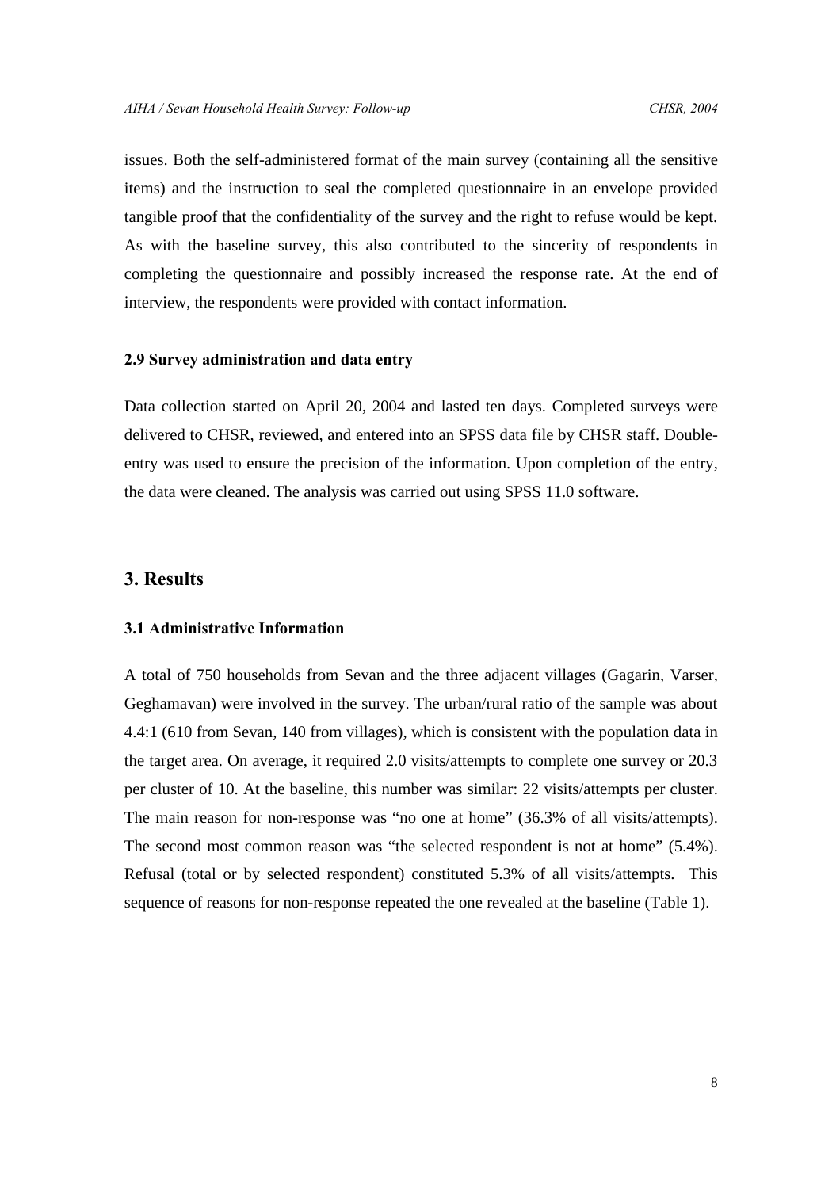issues. Both the self-administered format of the main survey (containing all the sensitive items) and the instruction to seal the completed questionnaire in an envelope provided tangible proof that the confidentiality of the survey and the right to refuse would be kept. As with the baseline survey, this also contributed to the sincerity of respondents in completing the questionnaire and possibly increased the response rate. At the end of interview, the respondents were provided with contact information.

### 2.9 Survey administration and data entry

Data collection started on April 20, 2004 and lasted ten days. Completed surveys were delivered to CHSR, reviewed, and entered into an SPSS data file by CHSR staff. Double-entry was used to ensure the precision of the information. Upon completion of the entry, the data were cleaned. The analysis was carried out using SPSS 11.0 software.

## 3. Results

### 3.1 Administrative Information

A total of 750 households from Sevan and the three adjacent villages (Gagarin, Varser, Geghamavan) were involved in the survey. The urban/rural ratio of the sample was about 4.4:1 (610 from Sevan, 140 from villages), which is consistent with the population data in the target area. On average, it required 2.0 visits/attempts to complete one survey or 20.3 per cluster of 10. At the baseline, this number was similar: 22 visits/attempts per cluster. The main reason for non-response was "no one at home" (36.3% of all visits/attempts). The second most common reason was "the selected respondent is not at home" (5.4%). Refusal (total or by selected respondent) constituted 5.3% of all visits/attempts. This sequence of reasons for non-response repeated the one revealed at the baseline (Table 1).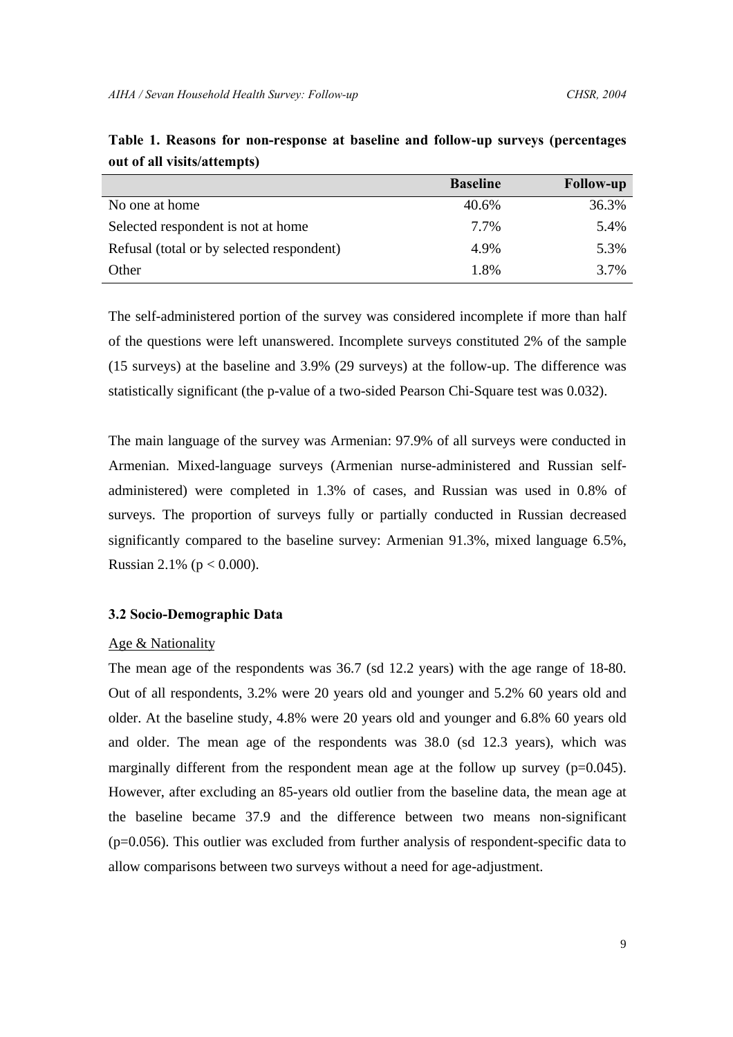**Table 1. Reasons for non-response at baseline and follow-up surveys (percentages out of all visits/attempts)**

| | Baseline | Follow-up |
|---|---|---|
| No one at home | 40.6% | 36.3% |
| Selected respondent is not at home | 7.7% | 5.4% |
| Refusal (total or by selected respondent) | 4.9% | 5.3% |
| Other | 1.8% | 3.7% |

The self-administered portion of the survey was considered incomplete if more than half of the questions were left unanswered. Incomplete surveys constituted 2% of the sample (15 surveys) at the baseline and 3.9% (29 surveys) at the follow-up. The difference was statistically significant (the p-value of a two-sided Pearson Chi-Square test was 0.032).

The main language of the survey was Armenian: 97.9% of all surveys were conducted in Armenian. Mixed-language surveys (Armenian nurse-administered and Russian self-administered) were completed in 1.3% of cases, and Russian was used in 0.8% of surveys. The proportion of surveys fully or partially conducted in Russian decreased significantly compared to the baseline survey: Armenian 91.3%, mixed language 6.5%, Russian 2.1% ($p < 0.000$).

### 3.2 Socio-Demographic Data

Age & Nationality

The mean age of the respondents was 36.7 (sd 12.2 years) with the age range of 18-80. Out of all respondents, 3.2% were 20 years old and younger and 5.2% 60 years old and older. At the baseline study, 4.8% were 20 years old and younger and 6.8% 60 years old and older. The mean age of the respondents was 38.0 (sd 12.3 years), which was marginally different from the respondent mean age at the follow up survey ($p=0.045$). However, after excluding an 85-years old outlier from the baseline data, the mean age at the baseline became 37.9 and the difference between two means non-significant ($p=0.056$). This outlier was excluded from further analysis of respondent-specific data to allow comparisons between two surveys without a need for age-adjustment.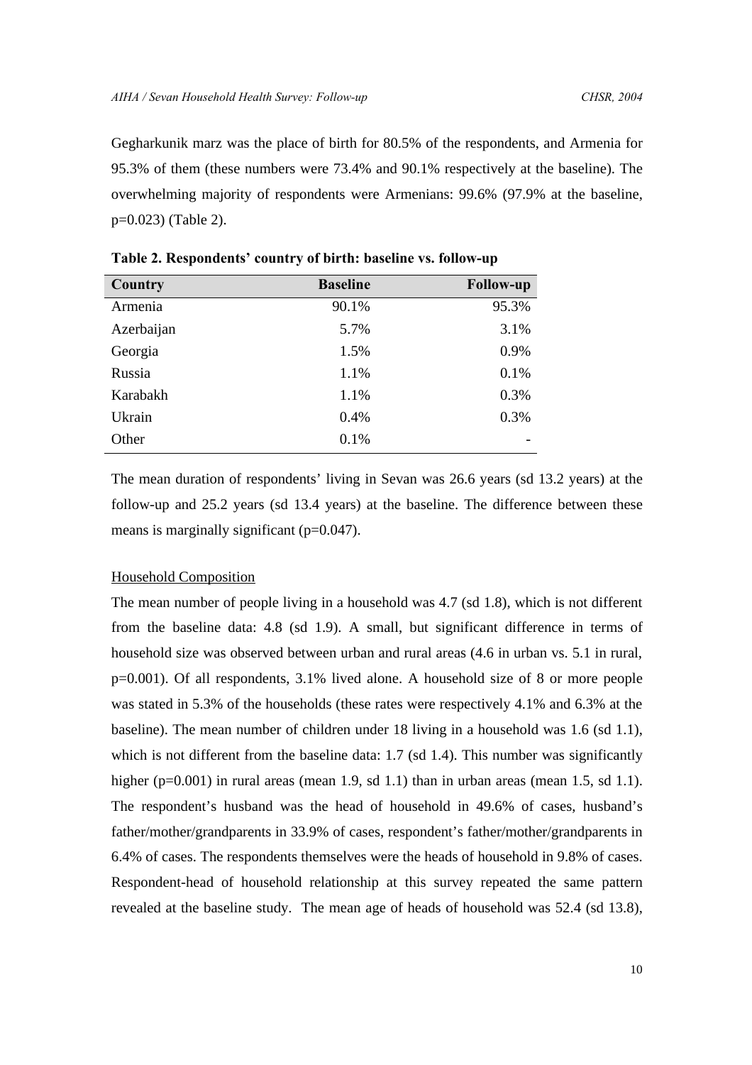Gegharkunik marz was the place of birth for 80.5% of the respondents, and Armenia for 95.3% of them (these numbers were 73.4% and 90.1% respectively at the baseline). The overwhelming majority of respondents were Armenians: 99.6% (97.9% at the baseline, p=0.023) (Table 2).

**Table 2. Respondents' country of birth: baseline vs. follow-up**

| Country | Baseline | Follow-up |
|---|---|---|
| Armenia | 90.1% | 95.3% |
| Azerbaijan | 5.7% | 3.1% |
| Georgia | 1.5% | 0.9% |
| Russia | 1.1% | 0.1% |
| Karabakh | 1.1% | 0.3% |
| Ukrain | 0.4% | 0.3% |
| Other | 0.1% | - |

The mean duration of respondents' living in Sevan was 26.6 years (sd 13.2 years) at the follow-up and 25.2 years (sd 13.4 years) at the baseline. The difference between these means is marginally significant (p=0.047).

Household Composition

The mean number of people living in a household was 4.7 (sd 1.8), which is not different from the baseline data: 4.8 (sd 1.9). A small, but significant difference in terms of household size was observed between urban and rural areas (4.6 in urban vs. 5.1 in rural, p=0.001). Of all respondents, 3.1% lived alone. A household size of 8 or more people was stated in 5.3% of the households (these rates were respectively 4.1% and 6.3% at the baseline). The mean number of children under 18 living in a household was 1.6 (sd 1.1), which is not different from the baseline data: 1.7 (sd 1.4). This number was significantly higher (p=0.001) in rural areas (mean 1.9, sd 1.1) than in urban areas (mean 1.5, sd 1.1). The respondent's husband was the head of household in 49.6% of cases, husband's father/mother/grandparents in 33.9% of cases, respondent's father/mother/grandparents in 6.4% of cases. The respondents themselves were the heads of household in 9.8% of cases. Respondent-head of household relationship at this survey repeated the same pattern revealed at the baseline study. The mean age of heads of household was 52.4 (sd 13.8),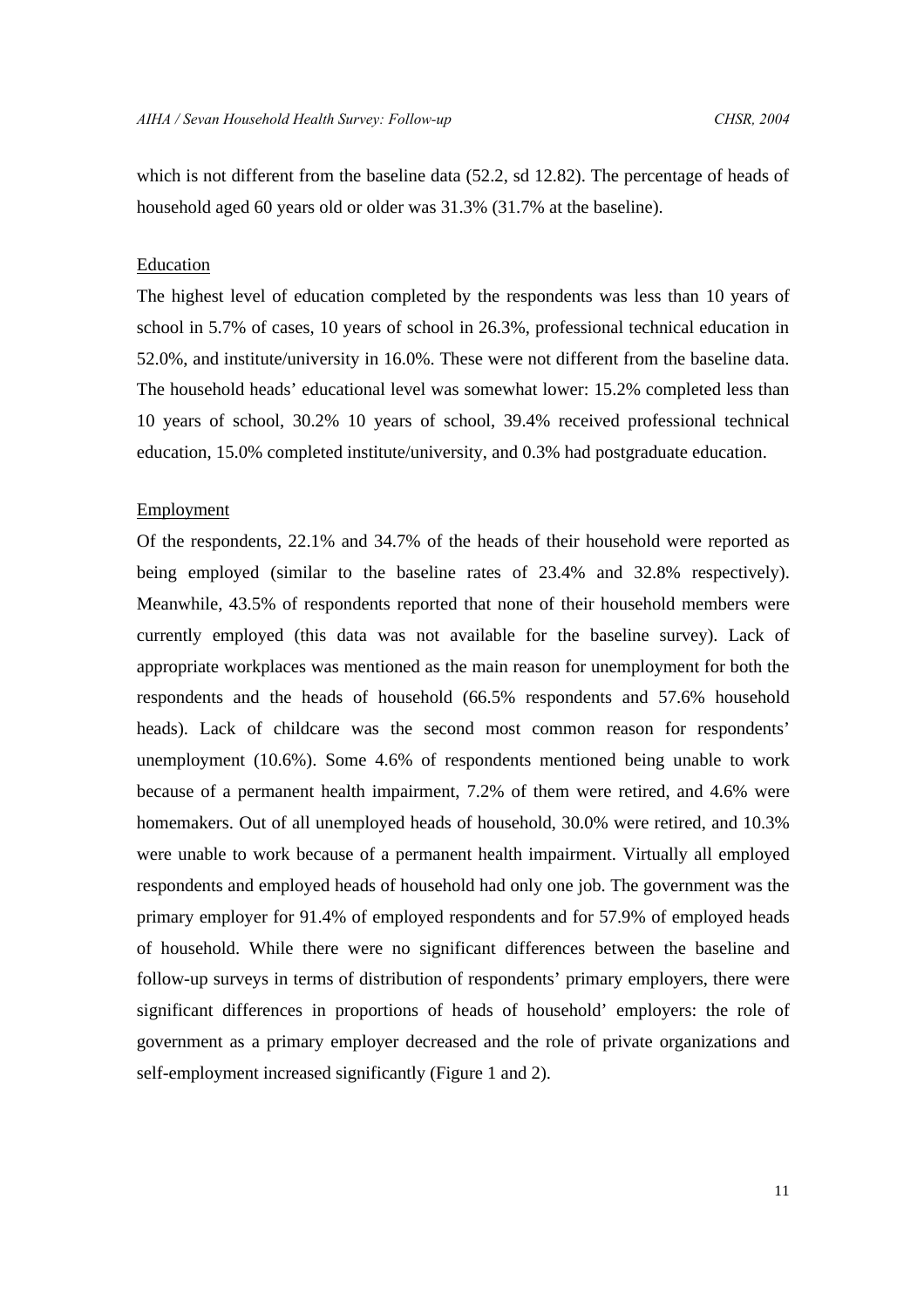which is not different from the baseline data (52.2, sd 12.82). The percentage of heads of household aged 60 years old or older was 31.3% (31.7% at the baseline).

Education

The highest level of education completed by the respondents was less than 10 years of school in 5.7% of cases, 10 years of school in 26.3%, professional technical education in 52.0%, and institute/university in 16.0%. These were not different from the baseline data. The household heads' educational level was somewhat lower: 15.2% completed less than 10 years of school, 30.2% 10 years of school, 39.4% received professional technical education, 15.0% completed institute/university, and 0.3% had postgraduate education.

Employment

Of the respondents, 22.1% and 34.7% of the heads of their household were reported as being employed (similar to the baseline rates of 23.4% and 32.8% respectively). Meanwhile, 43.5% of respondents reported that none of their household members were currently employed (this data was not available for the baseline survey). Lack of appropriate workplaces was mentioned as the main reason for unemployment for both the respondents and the heads of household (66.5% respondents and 57.6% household heads). Lack of childcare was the second most common reason for respondents' unemployment (10.6%). Some 4.6% of respondents mentioned being unable to work because of a permanent health impairment, 7.2% of them were retired, and 4.6% were homemakers. Out of all unemployed heads of household, 30.0% were retired, and 10.3% were unable to work because of a permanent health impairment. Virtually all employed respondents and employed heads of household had only one job. The government was the primary employer for 91.4% of employed respondents and for 57.9% of employed heads of household. While there were no significant differences between the baseline and follow-up surveys in terms of distribution of respondents' primary employers, there were significant differences in proportions of heads of household' employers: the role of government as a primary employer decreased and the role of private organizations and self-employment increased significantly (Figure 1 and 2).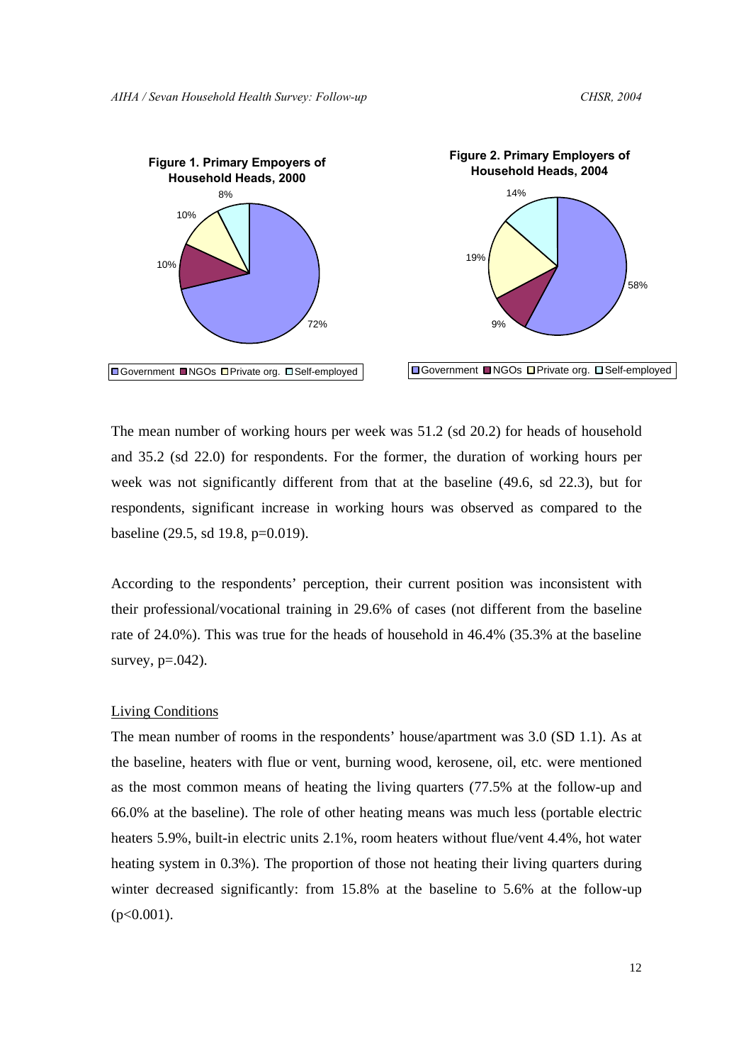**Figure 1. Primary Empoyers of Household Heads, 2000**

**Figure 2. Primary Employers of Household Heads, 2004**

The mean number of working hours per week was 51.2 (sd 20.2) for heads of household and 35.2 (sd 22.0) for respondents. For the former, the duration of working hours per week was not significantly different from that at the baseline (49.6, sd 22.3), but for respondents, significant increase in working hours was observed as compared to the baseline (29.5, sd 19.8, p=0.019).

According to the respondents' perception, their current position was inconsistent with their professional/vocational training in 29.6% of cases (not different from the baseline rate of 24.0%). This was true for the heads of household in 46.4% (35.3% at the baseline survey, p=.042).

<u>Living Conditions</u>

The mean number of rooms in the respondents' house/apartment was 3.0 (SD 1.1). As at the baseline, heaters with flue or vent, burning wood, kerosene, oil, etc. were mentioned as the most common means of heating the living quarters (77.5% at the follow-up and 66.0% at the baseline). The role of other heating means was much less (portable electric heaters 5.9%, built-in electric units 2.1%, room heaters without flue/vent 4.4%, hot water heating system in 0.3%). The proportion of those not heating their living quarters during winter decreased significantly: from 15.8% at the baseline to 5.6% at the follow-up ($p<0.001$).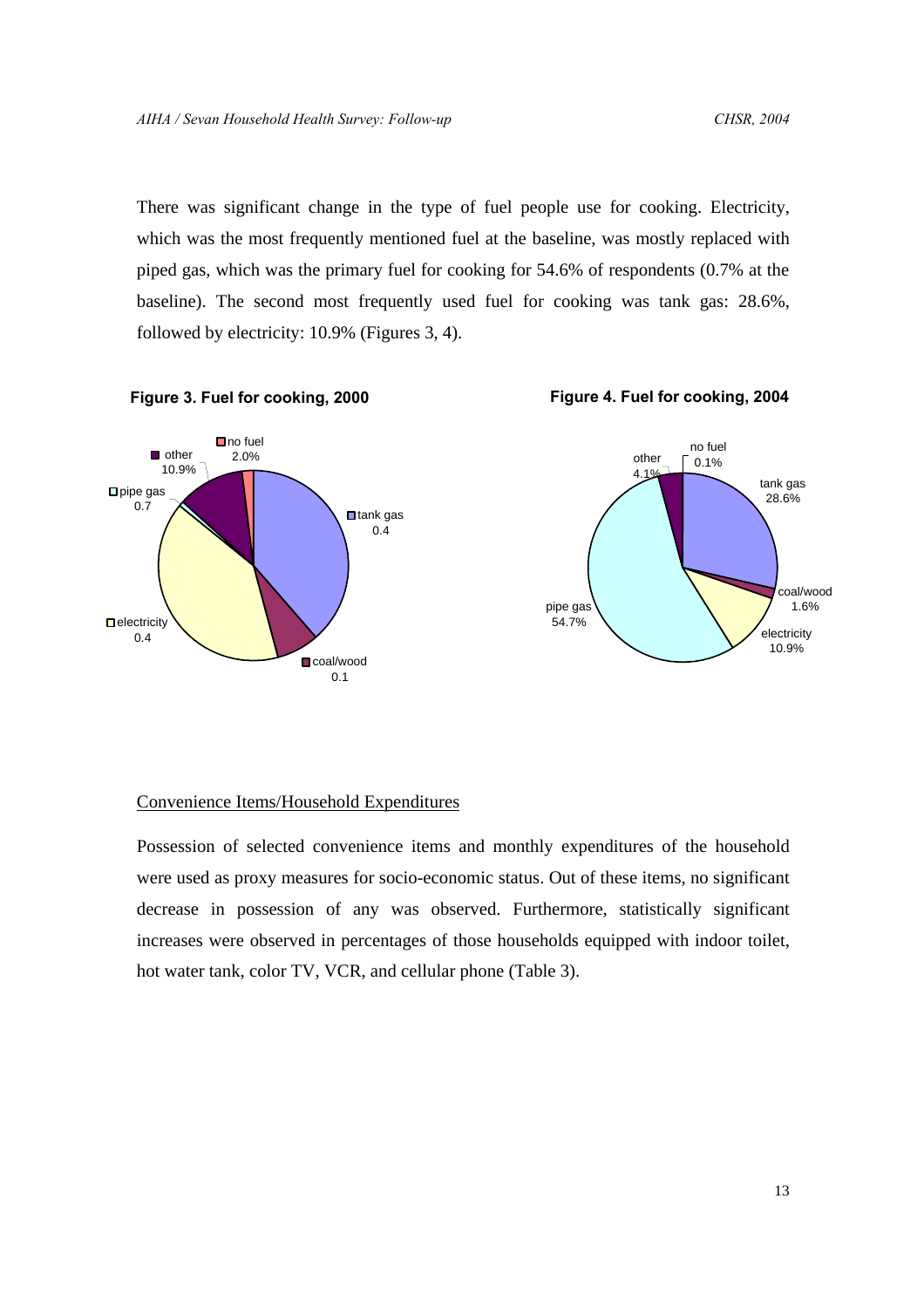There was significant change in the type of fuel people use for cooking. Electricity, which was the most frequently mentioned fuel at the baseline, was mostly replaced with piped gas, which was the primary fuel for cooking for 54.6% of respondents (0.7% at the baseline). The second most frequently used fuel for cooking was tank gas: 28.6%, followed by electricity: 10.9% (Figures 3, 4).

**Figure 3. Fuel for cooking, 2000**

**Figure 4. Fuel for cooking, 2004**

## Convenience Items/Household Expenditures

Possession of selected convenience items and monthly expenditures of the household were used as proxy measures for socio-economic status. Out of these items, no significant decrease in possession of any was observed. Furthermore, statistically significant increases were observed in percentages of those households equipped with indoor toilet, hot water tank, color TV, VCR, and cellular phone (Table 3).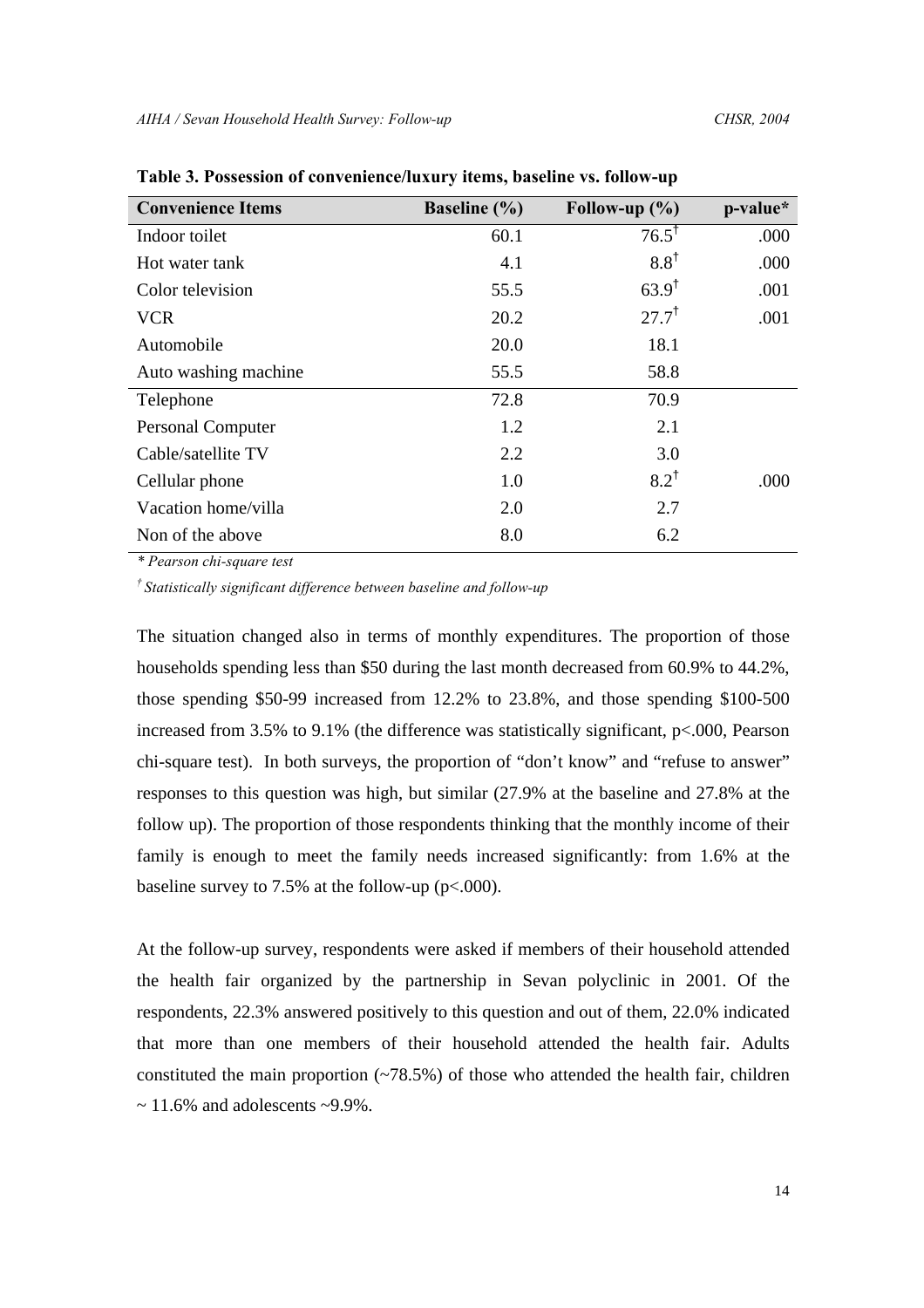**Table 3. Possession of convenience/luxury items, baseline vs. follow-up**

| Convenience Items | Baseline (%) | Follow-up (%) | p-value* |
|---|---|---|---|
| Indoor toilet | 60.1 | 76.5† | .000 |
| Hot water tank | 4.1 | 8.8† | .000 |
| Color television | 55.5 | 63.9† | .001 |
| VCR | 20.2 | 27.7† | .001 |
| Automobile | 20.0 | 18.1 | |
| Auto washing machine | 55.5 | 58.8 | |
| Telephone | 72.8 | 70.9 | |
| Personal Computer | 1.2 | 2.1 | |
| Cable/satellite TV | 2.2 | 3.0 | |
| Cellular phone | 1.0 | 8.2† | .000 |
| Vacation home/villa | 2.0 | 2.7 | |
| Non of the above | 8.0 | 6.2 | |

*\* Pearson chi-square test*

*† Statistically significant difference between baseline and follow-up*

The situation changed also in terms of monthly expenditures. The proportion of those households spending less than $50 during the last month decreased from 60.9% to 44.2%, those spending $50-99 increased from 12.2% to 23.8%, and those spending $100-500 increased from 3.5% to 9.1% (the difference was statistically significant, p<.000, Pearson chi-square test). In both surveys, the proportion of "don't know" and "refuse to answer" responses to this question was high, but similar (27.9% at the baseline and 27.8% at the follow up). The proportion of those respondents thinking that the monthly income of their family is enough to meet the family needs increased significantly: from 1.6% at the baseline survey to 7.5% at the follow-up (p<.000).

At the follow-up survey, respondents were asked if members of their household attended the health fair organized by the partnership in Sevan polyclinic in 2001. Of the respondents, 22.3% answered positively to this question and out of them, 22.0% indicated that more than one members of their household attended the health fair. Adults constituted the main proportion (~78.5%) of those who attended the health fair, children ~ 11.6% and adolescents ~9.9%.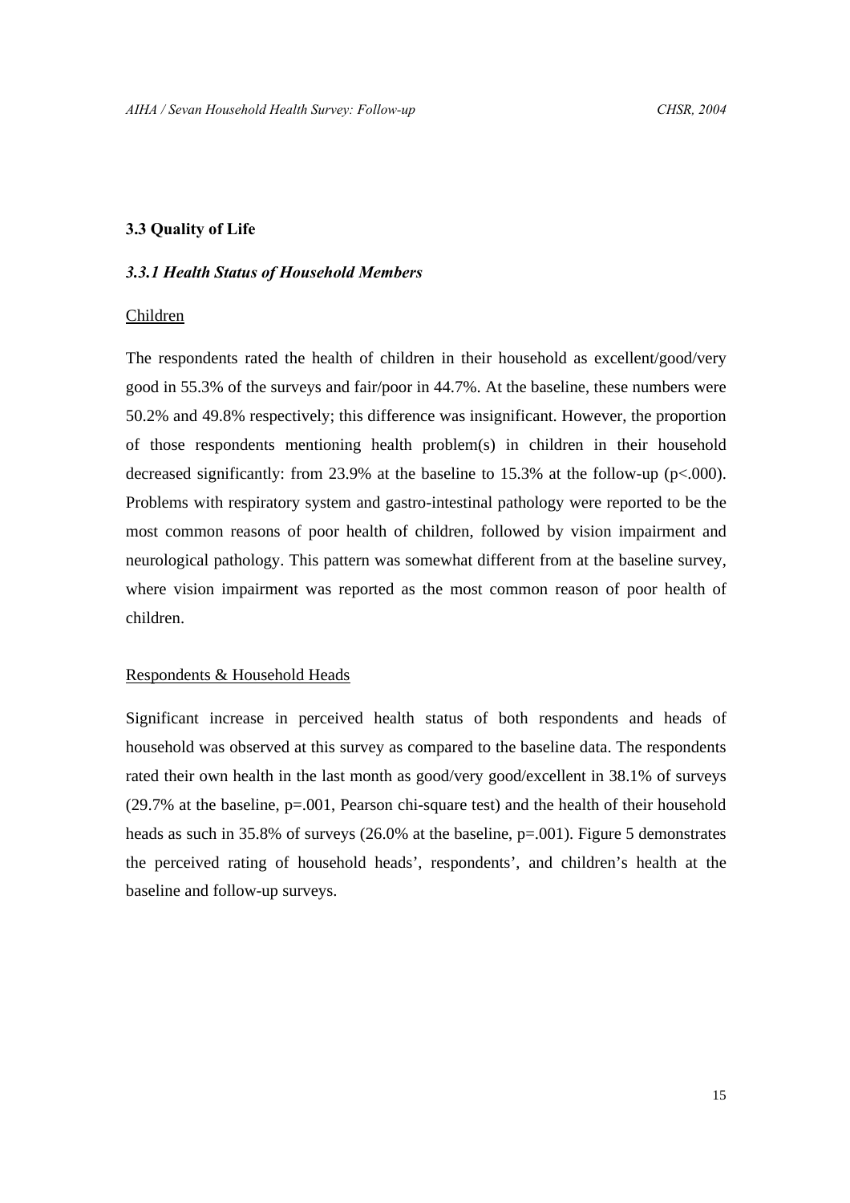## 3.3 Quality of Life

### *3.3.1 Health Status of Household Members*

Children

The respondents rated the health of children in their household as excellent/good/very good in 55.3% of the surveys and fair/poor in 44.7%. At the baseline, these numbers were 50.2% and 49.8% respectively; this difference was insignificant. However, the proportion of those respondents mentioning health problem(s) in children in their household decreased significantly: from 23.9% at the baseline to 15.3% at the follow-up ($p<.000$). Problems with respiratory system and gastro-intestinal pathology were reported to be the most common reasons of poor health of children, followed by vision impairment and neurological pathology. This pattern was somewhat different from at the baseline survey, where vision impairment was reported as the most common reason of poor health of children.

Respondents & Household Heads

Significant increase in perceived health status of both respondents and heads of household was observed at this survey as compared to the baseline data. The respondents rated their own health in the last month as good/very good/excellent in 38.1% of surveys (29.7% at the baseline, $p=.001$, Pearson chi-square test) and the health of their household heads as such in 35.8% of surveys (26.0% at the baseline, $p=.001$). Figure 5 demonstrates the perceived rating of household heads', respondents', and children's health at the baseline and follow-up surveys.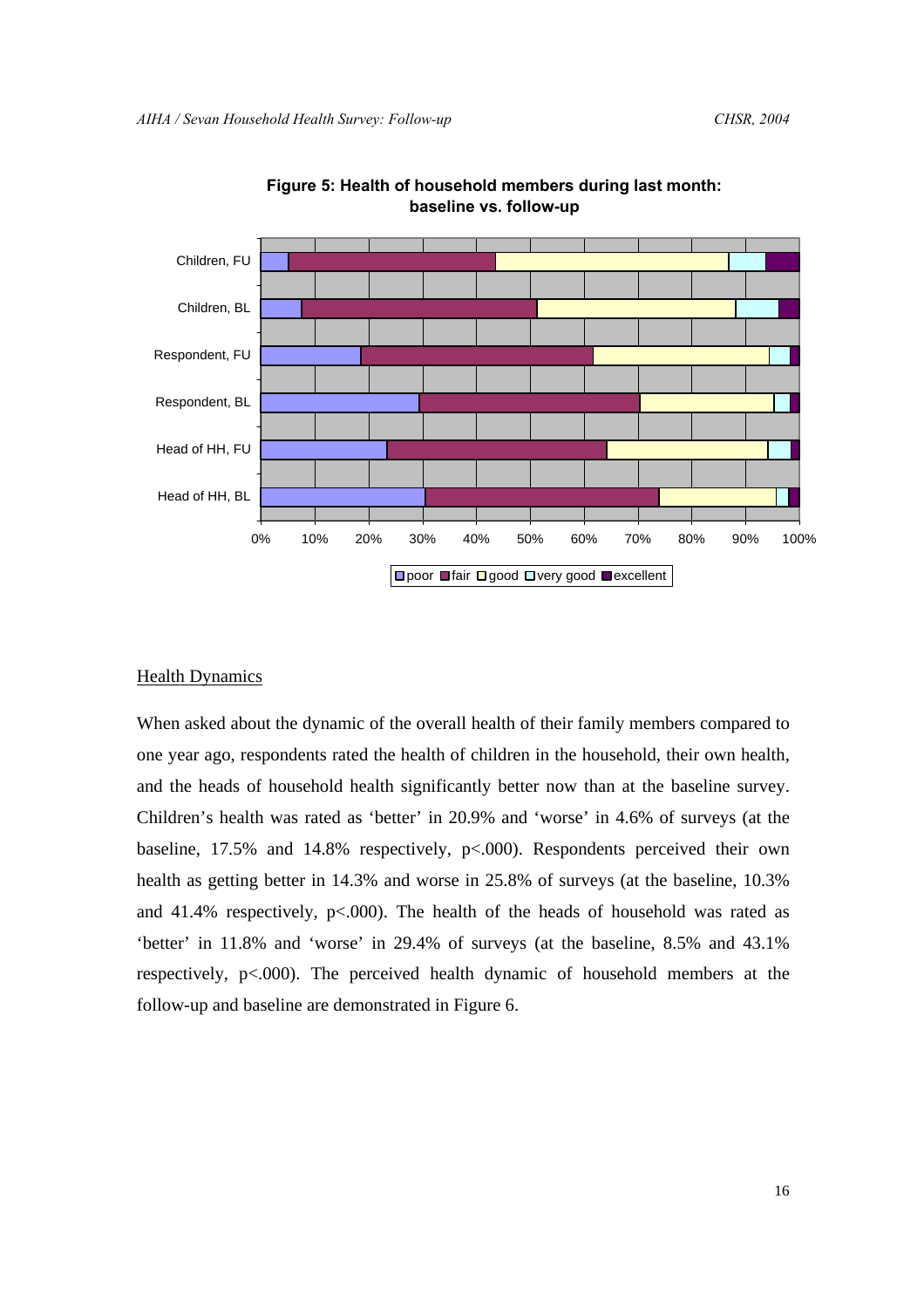**Figure 5: Health of household members during last month: baseline vs. follow-up**

## Health Dynamics

When asked about the dynamic of the overall health of their family members compared to one year ago, respondents rated the health of children in the household, their own health, and the heads of household health significantly better now than at the baseline survey. Children's health was rated as 'better' in 20.9% and 'worse' in 4.6% of surveys (at the baseline, 17.5% and 14.8% respectively, $p<.000$). Respondents perceived their own health as getting better in 14.3% and worse in 25.8% of surveys (at the baseline, 10.3% and 41.4% respectively, $p<.000$). The health of the heads of household was rated as 'better' in 11.8% and 'worse' in 29.4% of surveys (at the baseline, 8.5% and 43.1% respectively, $p<.000$). The perceived health dynamic of household members at the follow-up and baseline are demonstrated in Figure 6.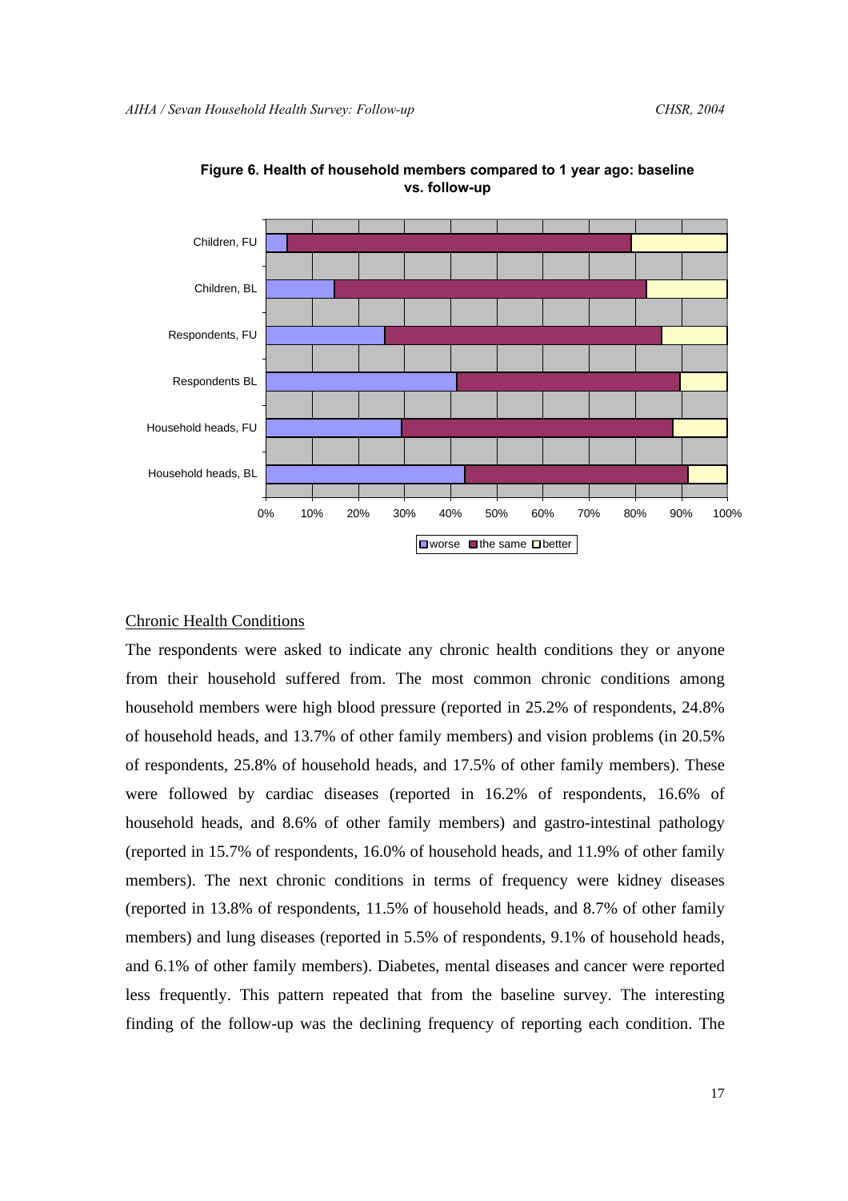**Figure 6. Health of household members compared to 1 year ago: baseline vs. follow-up**

<u>Chronic Health Conditions</u>

The respondents were asked to indicate any chronic health conditions they or anyone from their household suffered from. The most common chronic conditions among household members were high blood pressure (reported in 25.2% of respondents, 24.8% of household heads, and 13.7% of other family members) and vision problems (in 20.5% of respondents, 25.8% of household heads, and 17.5% of other family members). These were followed by cardiac diseases (reported in 16.2% of respondents, 16.6% of household heads, and 8.6% of other family members) and gastro-intestinal pathology (reported in 15.7% of respondents, 16.0% of household heads, and 11.9% of other family members). The next chronic conditions in terms of frequency were kidney diseases (reported in 13.8% of respondents, 11.5% of household heads, and 8.7% of other family members) and lung diseases (reported in 5.5% of respondents, 9.1% of household heads, and 6.1% of other family members). Diabetes, mental diseases and cancer were reported less frequently. This pattern repeated that from the baseline survey. The interesting finding of the follow-up was the declining frequency of reporting each condition. The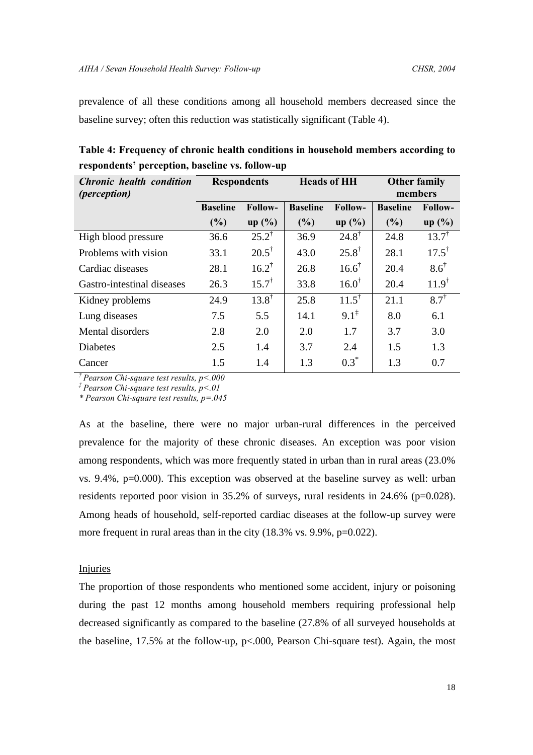prevalence of all these conditions among all household members decreased since the baseline survey; often this reduction was statistically significant (Table 4).

**Table 4: Frequency of chronic health conditions in household members according to respondents' perception, baseline vs. follow-up**

| *Chronic health condition (perception)* | Respondents | | Heads of HH | | Other family members | |
|---|---|---|---|---|---|---|
| | Baseline (%) | Follow-up (%) | Baseline (%) | Follow-up (%) | Baseline (%) | Follow-up (%) |
| High blood pressure | 36.6 | 25.2† | 36.9 | 24.8† | 24.8 | 13.7† |
| Problems with vision | 33.1 | 20.5† | 43.0 | 25.8† | 28.1 | 17.5† |
| Cardiac diseases | 28.1 | 16.2† | 26.8 | 16.6† | 20.4 | 8.6† |
| Gastro-intestinal diseases | 26.3 | 15.7† | 33.8 | 16.0† | 20.4 | 11.9† |
| Kidney problems | 24.9 | 13.8† | 25.8 | 11.5† | 21.1 | 8.7† |
| Lung diseases | 7.5 | 5.5 | 14.1 | 9.1‡ | 8.0 | 6.1 |
| Mental disorders | 2.8 | 2.0 | 2.0 | 1.7 | 3.7 | 3.0 |
| Diabetes | 2.5 | 1.4 | 3.7 | 2.4 | 1.5 | 1.3 |
| Cancer | 1.5 | 1.4 | 1.3 | 0.3* | 1.3 | 0.7 |

*† Pearson Chi-square test results, p<.000*
*‡ Pearson Chi-square test results, p<.01*
*\* Pearson Chi-square test results, p=.045*

As at the baseline, there were no major urban-rural differences in the perceived prevalence for the majority of these chronic diseases. An exception was poor vision among respondents, which was more frequently stated in urban than in rural areas (23.0% vs. 9.4%, p=0.000). This exception was observed at the baseline survey as well: urban residents reported poor vision in 35.2% of surveys, rural residents in 24.6% (p=0.028). Among heads of household, self-reported cardiac diseases at the follow-up survey were more frequent in rural areas than in the city (18.3% vs. 9.9%, p=0.022).

<u>Injuries</u>

The proportion of those respondents who mentioned some accident, injury or poisoning during the past 12 months among household members requiring professional help decreased significantly as compared to the baseline (27.8% of all surveyed households at the baseline, 17.5% at the follow-up, p<.000, Pearson Chi-square test). Again, the most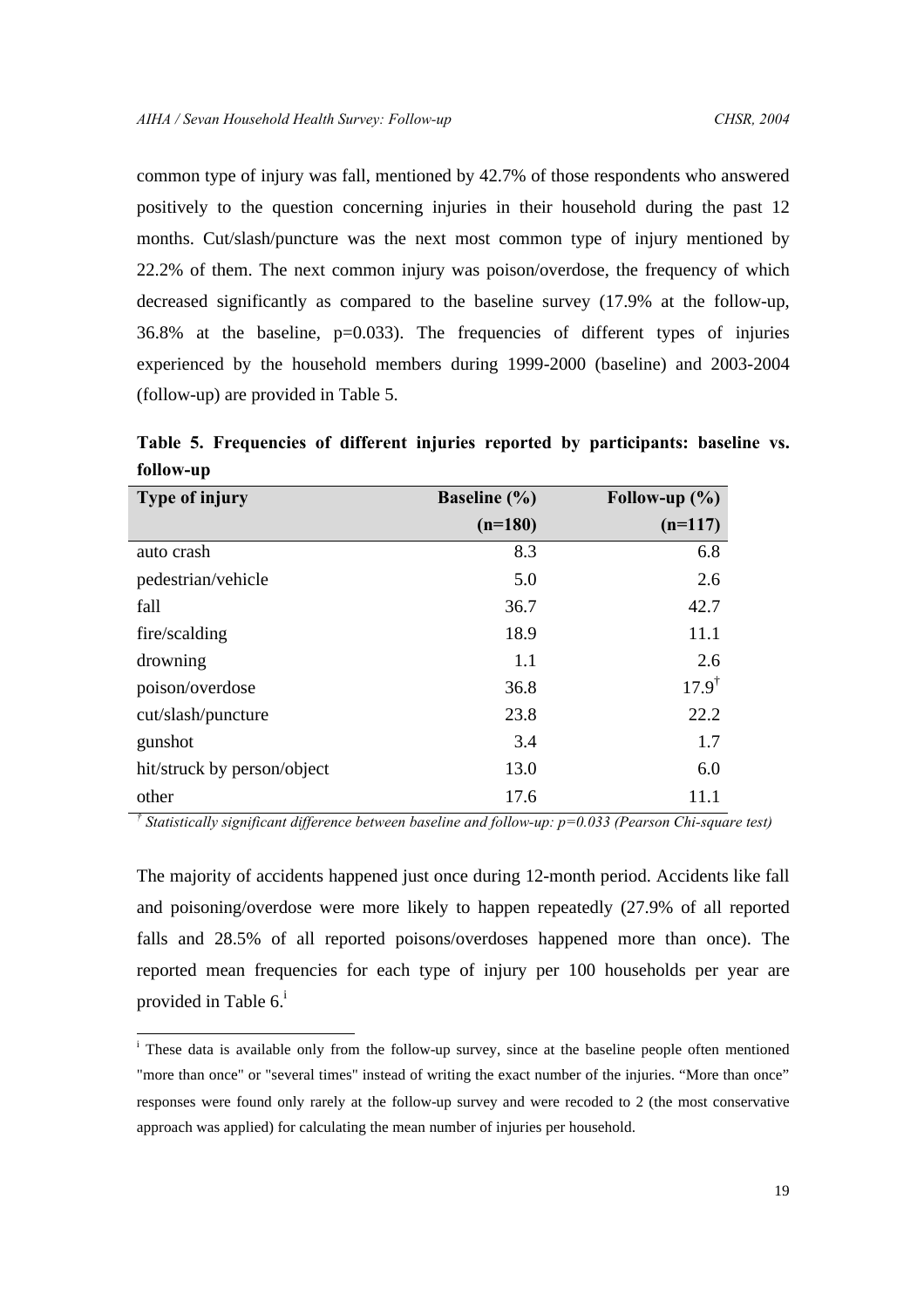common type of injury was fall, mentioned by 42.7% of those respondents who answered positively to the question concerning injuries in their household during the past 12 months. Cut/slash/puncture was the next most common type of injury mentioned by 22.2% of them. The next common injury was poison/overdose, the frequency of which decreased significantly as compared to the baseline survey (17.9% at the follow-up, 36.8% at the baseline, p=0.033). The frequencies of different types of injuries experienced by the household members during 1999-2000 (baseline) and 2003-2004 (follow-up) are provided in Table 5.

**Table 5. Frequencies of different injuries reported by participants: baseline vs. follow-up**

| Type of injury | Baseline (%) (n=180) | Follow-up (%) (n=117) |
|---|---|---|
| auto crash | 8.3 | 6.8 |
| pedestrian/vehicle | 5.0 | 2.6 |
| fall | 36.7 | 42.7 |
| fire/scalding | 18.9 | 11.1 |
| drowning | 1.1 | 2.6 |
| poison/overdose | 36.8 | 17.9† |
| cut/slash/puncture | 23.8 | 22.2 |
| gunshot | 3.4 | 1.7 |
| hit/struck by person/object | 13.0 | 6.0 |
| other | 17.6 | 11.1 |

† *Statistically significant difference between baseline and follow-up: p=0.033 (Pearson Chi-square test)*

The majority of accidents happened just once during 12-month period. Accidents like fall and poisoning/overdose were more likely to happen repeatedly (27.9% of all reported falls and 28.5% of all reported poisons/overdoses happened more than once). The reported mean frequencies for each type of injury per 100 households per year are provided in Table 6.[i]

[i] These data is available only from the follow-up survey, since at the baseline people often mentioned "more than once" or "several times" instead of writing the exact number of the injuries. "More than once" responses were found only rarely at the follow-up survey and were recoded to 2 (the most conservative approach was applied) for calculating the mean number of injuries per household.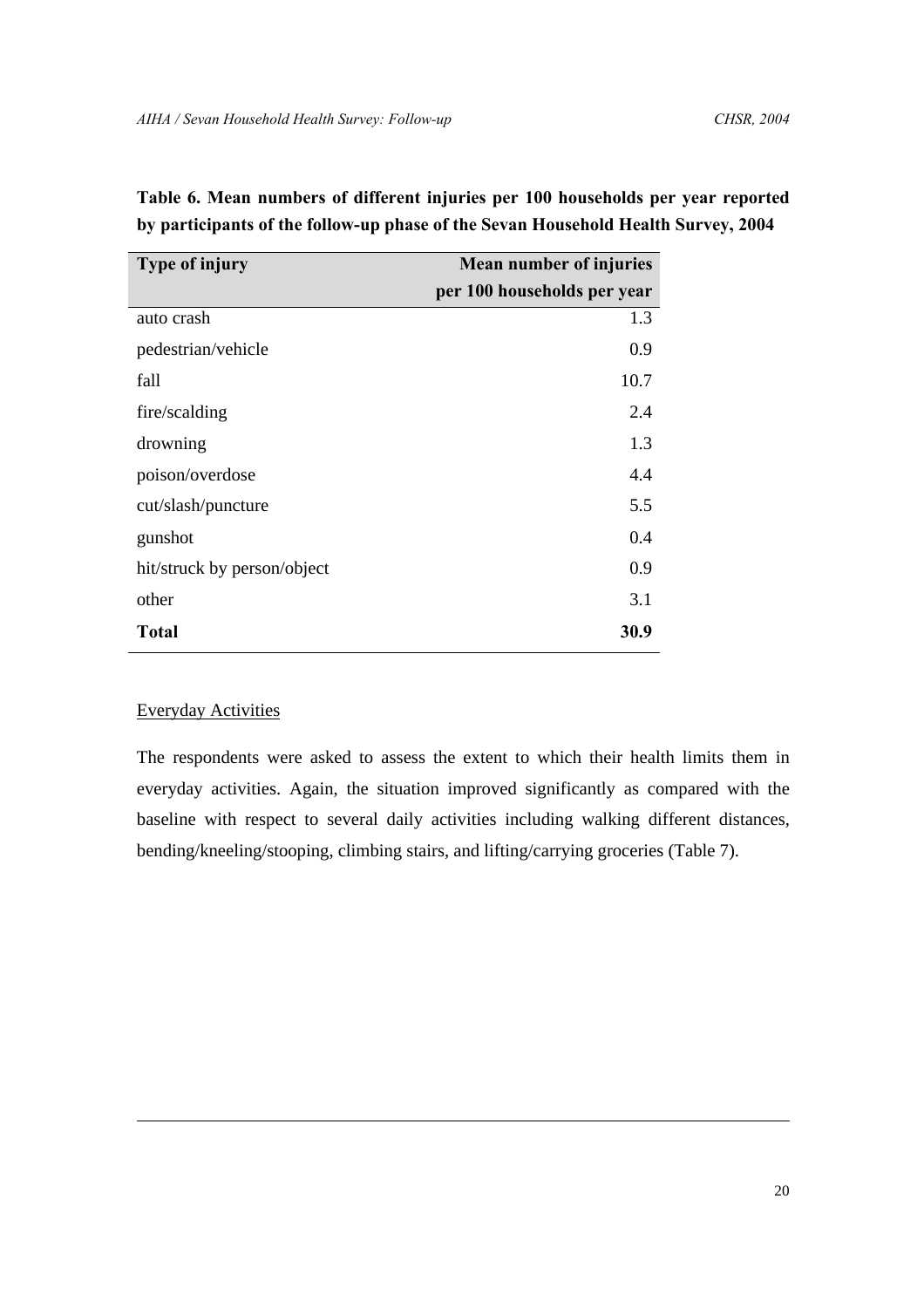**Table 6. Mean numbers of different injuries per 100 households per year reported by participants of the follow-up phase of the Sevan Household Health Survey, 2004**

| Type of injury | Mean number of injuries per 100 households per year |
|---|---:|
| auto crash | 1.3 |
| pedestrian/vehicle | 0.9 |
| fall | 10.7 |
| fire/scalding | 2.4 |
| drowning | 1.3 |
| poison/overdose | 4.4 |
| cut/slash/puncture | 5.5 |
| gunshot | 0.4 |
| hit/struck by person/object | 0.9 |
| other | 3.1 |
| **Total** | **30.9** |

Everyday Activities

The respondents were asked to assess the extent to which their health limits them in everyday activities. Again, the situation improved significantly as compared with the baseline with respect to several daily activities including walking different distances, bending/kneeling/stooping, climbing stairs, and lifting/carrying groceries (Table 7).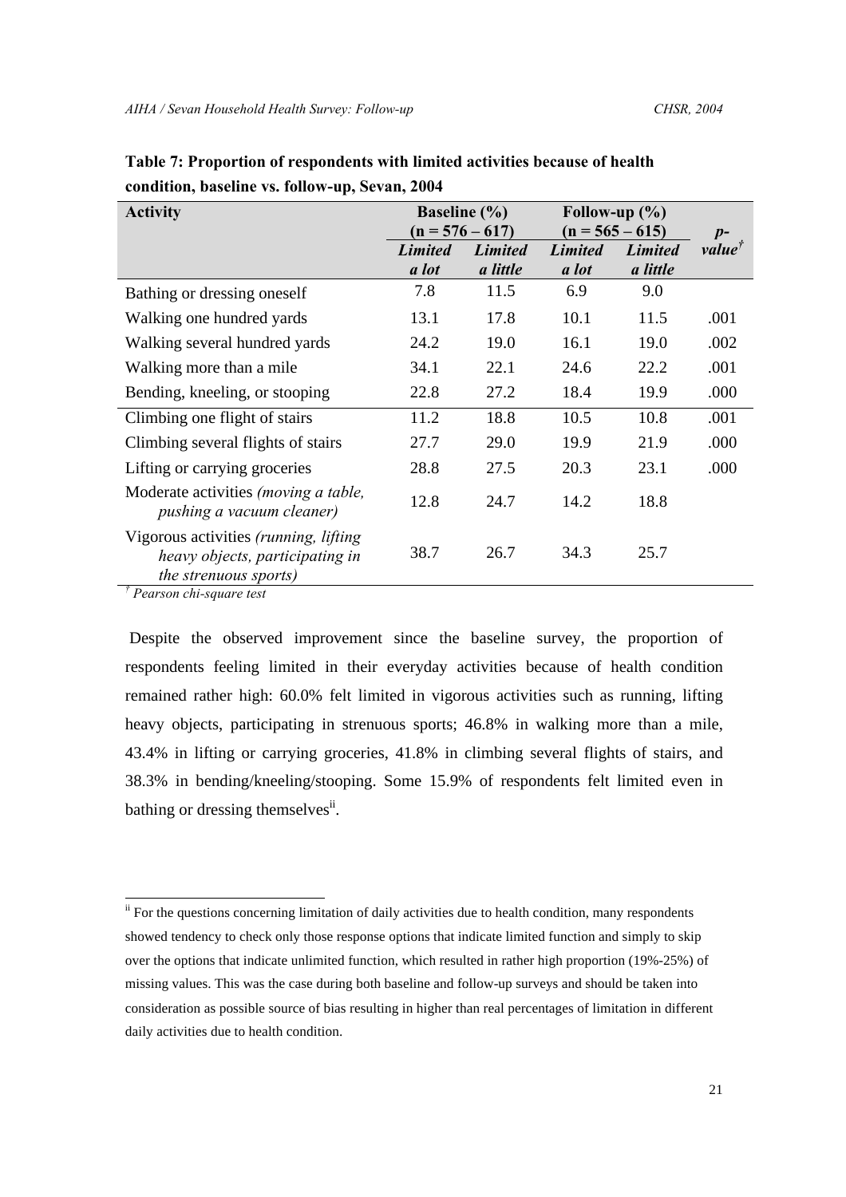**Table 7: Proportion of respondents with limited activities because of health condition, baseline vs. follow-up, Sevan, 2004**

| Activity | Baseline (%) (n = 576 – 617) | | Follow-up (%) (n = 565 – 615) | | *p*-value[†] |
|---|---|---|---|---|---|
| | ***Limited a lot*** | ***Limited a little*** | ***Limited a lot*** | ***Limited a little*** | |
| Bathing or dressing oneself | 7.8 | 11.5 | 6.9 | 9.0 | |
| Walking one hundred yards | 13.1 | 17.8 | 10.1 | 11.5 | .001 |
| Walking several hundred yards | 24.2 | 19.0 | 16.1 | 19.0 | .002 |
| Walking more than a mile | 34.1 | 22.1 | 24.6 | 22.2 | .001 |
| Bending, kneeling, or stooping | 22.8 | 27.2 | 18.4 | 19.9 | .000 |
| Climbing one flight of stairs | 11.2 | 18.8 | 10.5 | 10.8 | .001 |
| Climbing several flights of stairs | 27.7 | 29.0 | 19.9 | 21.9 | .000 |
| Lifting or carrying groceries | 28.8 | 27.5 | 20.3 | 23.1 | .000 |
| Moderate activities *(moving a table, pushing a vacuum cleaner)* | 12.8 | 24.7 | 14.2 | 18.8 | |
| Vigorous activities *(running, lifting heavy objects, participating in the strenuous sports)* | 38.7 | 26.7 | 34.3 | 25.7 | |

[†] *Pearson chi-square test*

Despite the observed improvement since the baseline survey, the proportion of respondents feeling limited in their everyday activities because of health condition remained rather high: 60.0% felt limited in vigorous activities such as running, lifting heavy objects, participating in strenuous sports; 46.8% in walking more than a mile, 43.4% in lifting or carrying groceries, 41.8% in climbing several flights of stairs, and 38.3% in bending/kneeling/stooping. Some 15.9% of respondents felt limited even in bathing or dressing themselves[ii].

---

[ii] For the questions concerning limitation of daily activities due to health condition, many respondents showed tendency to check only those response options that indicate limited function and simply to skip over the options that indicate unlimited function, which resulted in rather high proportion (19%-25%) of missing values. This was the case during both baseline and follow-up surveys and should be taken into consideration as possible source of bias resulting in higher than real percentages of limitation in different daily activities due to health condition.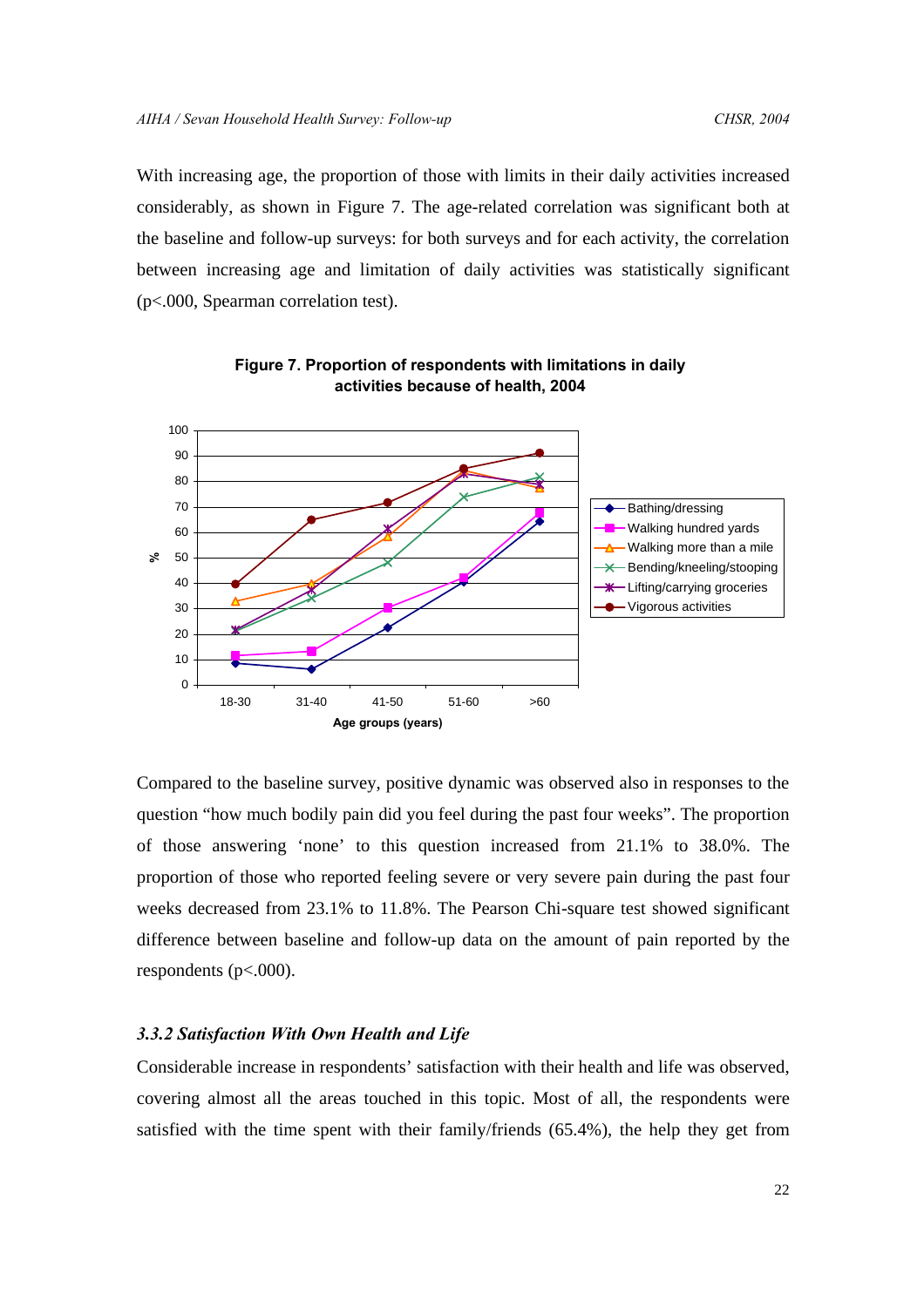With increasing age, the proportion of those with limits in their daily activities increased considerably, as shown in Figure 7. The age-related correlation was significant both at the baseline and follow-up surveys: for both surveys and for each activity, the correlation between increasing age and limitation of daily activities was statistically significant (p<.000, Spearman correlation test).

**Figure 7. Proportion of respondents with limitations in daily activities because of health, 2004**

Compared to the baseline survey, positive dynamic was observed also in responses to the question "how much bodily pain did you feel during the past four weeks". The proportion of those answering 'none' to this question increased from 21.1% to 38.0%. The proportion of those who reported feeling severe or very severe pain during the past four weeks decreased from 23.1% to 11.8%. The Pearson Chi-square test showed significant difference between baseline and follow-up data on the amount of pain reported by the respondents (p<.000).

### *3.3.2 Satisfaction With Own Health and Life*

Considerable increase in respondents' satisfaction with their health and life was observed, covering almost all the areas touched in this topic. Most of all, the respondents were satisfied with the time spent with their family/friends (65.4%), the help they get from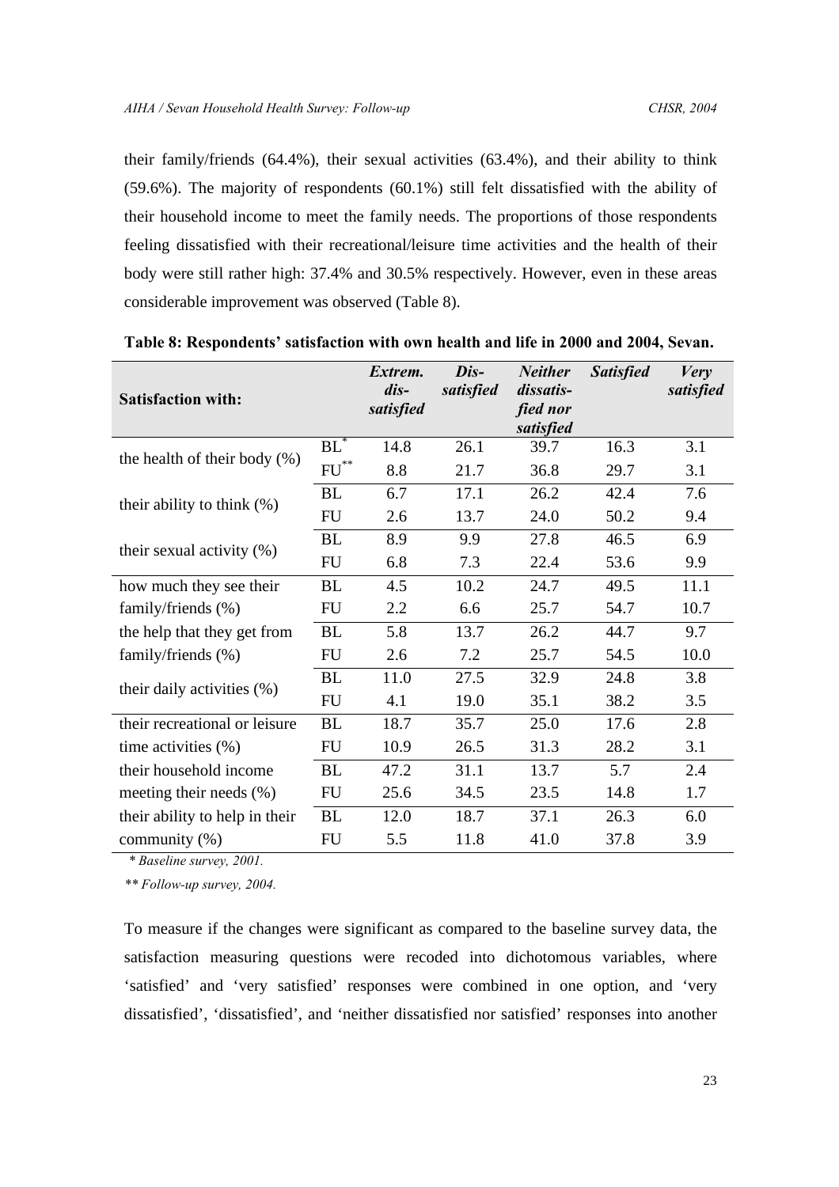their family/friends (64.4%), their sexual activities (63.4%), and their ability to think (59.6%). The majority of respondents (60.1%) still felt dissatisfied with the ability of their household income to meet the family needs. The proportions of those respondents feeling dissatisfied with their recreational/leisure time activities and the health of their body were still rather high: 37.4% and 30.5% respectively. However, even in these areas considerable improvement was observed (Table 8).

**Table 8: Respondents' satisfaction with own health and life in 2000 and 2004, Sevan.**

| Satisfaction with: | | *Extrem. dis-satisfied* | *Dis-satisfied* | *Neither dissatis-fied nor satisfied* | *Satisfied* | *Very satisfied* |
|---|---|---|---|---|---|---|
| the health of their body (%) | BL* | 14.8 | 26.1 | 39.7 | 16.3 | 3.1 |
| | FU** | 8.8 | 21.7 | 36.8 | 29.7 | 3.1 |
| their ability to think (%) | BL | 6.7 | 17.1 | 26.2 | 42.4 | 7.6 |
| | FU | 2.6 | 13.7 | 24.0 | 50.2 | 9.4 |
| their sexual activity (%) | BL | 8.9 | 9.9 | 27.8 | 46.5 | 6.9 |
| | FU | 6.8 | 7.3 | 22.4 | 53.6 | 9.9 |
| how much they see their family/friends (%) | BL | 4.5 | 10.2 | 24.7 | 49.5 | 11.1 |
| | FU | 2.2 | 6.6 | 25.7 | 54.7 | 10.7 |
| the help that they get from family/friends (%) | BL | 5.8 | 13.7 | 26.2 | 44.7 | 9.7 |
| | FU | 2.6 | 7.2 | 25.7 | 54.5 | 10.0 |
| their daily activities (%) | BL | 11.0 | 27.5 | 32.9 | 24.8 | 3.8 |
| | FU | 4.1 | 19.0 | 35.1 | 38.2 | 3.5 |
| their recreational or leisure time activities (%) | BL | 18.7 | 35.7 | 25.0 | 17.6 | 2.8 |
| | FU | 10.9 | 26.5 | 31.3 | 28.2 | 3.1 |
| their household income meeting their needs (%) | BL | 47.2 | 31.1 | 13.7 | 5.7 | 2.4 |
| | FU | 25.6 | 34.5 | 23.5 | 14.8 | 1.7 |
| their ability to help in their community (%) | BL | 12.0 | 18.7 | 37.1 | 26.3 | 6.0 |
| | FU | 5.5 | 11.8 | 41.0 | 37.8 | 3.9 |

*\* Baseline survey, 2001.*

*\*\* Follow-up survey, 2004.*

To measure if the changes were significant as compared to the baseline survey data, the satisfaction measuring questions were recoded into dichotomous variables, where 'satisfied' and 'very satisfied' responses were combined in one option, and 'very dissatisfied', 'dissatisfied', and 'neither dissatisfied nor satisfied' responses into another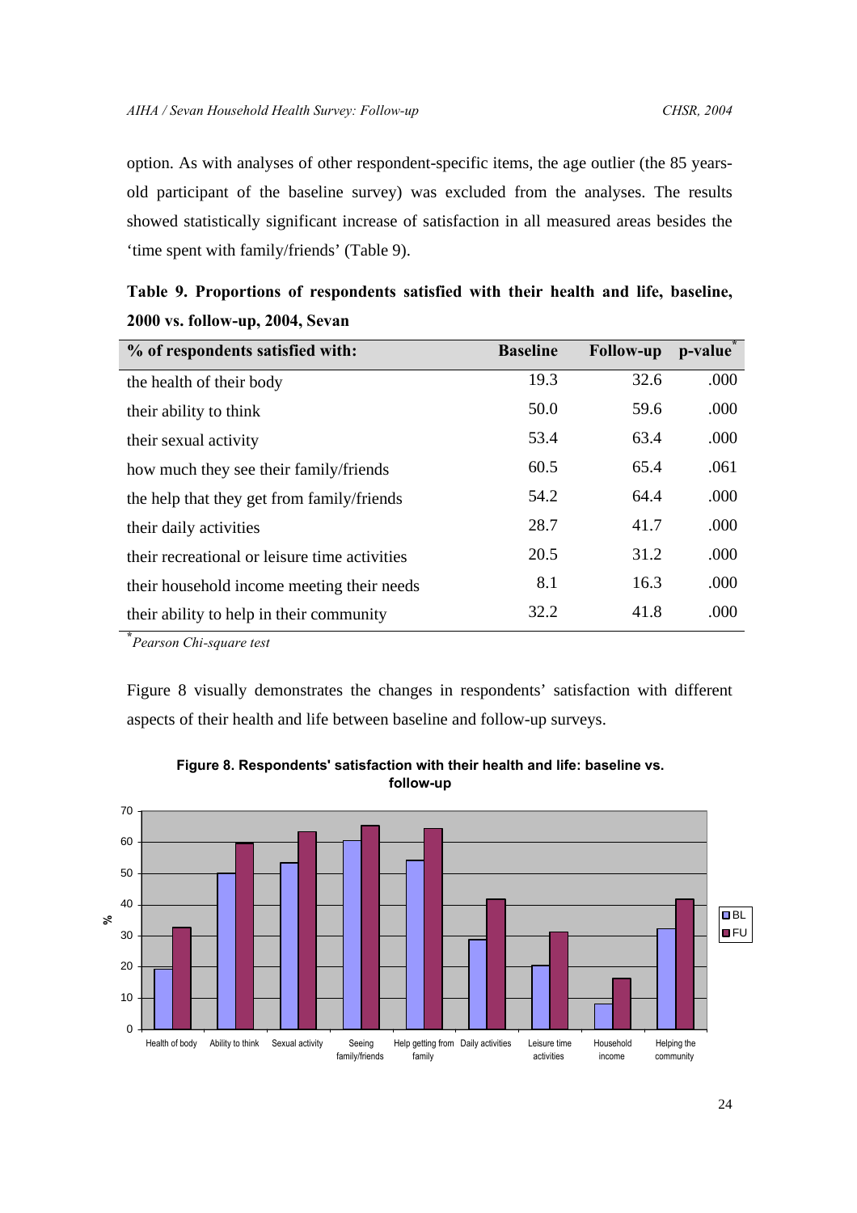option. As with analyses of other respondent-specific items, the age outlier (the 85 years-old participant of the baseline survey) was excluded from the analyses. The results showed statistically significant increase of satisfaction in all measured areas besides the 'time spent with family/friends' (Table 9).

**Table 9. Proportions of respondents satisfied with their health and life, baseline, 2000 vs. follow-up, 2004, Sevan**

| % of respondents satisfied with: | Baseline | Follow-up | p-value* |
|---|---|---|---|
| the health of their body | 19.3 | 32.6 | .000 |
| their ability to think | 50.0 | 59.6 | .000 |
| their sexual activity | 53.4 | 63.4 | .000 |
| how much they see their family/friends | 60.5 | 65.4 | .061 |
| the help that they get from family/friends | 54.2 | 64.4 | .000 |
| their daily activities | 28.7 | 41.7 | .000 |
| their recreational or leisure time activities | 20.5 | 31.2 | .000 |
| their household income meeting their needs | 8.1 | 16.3 | .000 |
| their ability to help in their community | 32.2 | 41.8 | .000 |

*\*Pearson Chi-square test*

Figure 8 visually demonstrates the changes in respondents' satisfaction with different aspects of their health and life between baseline and follow-up surveys.

**Figure 8. Respondents' satisfaction with their health and life: baseline vs. follow-up**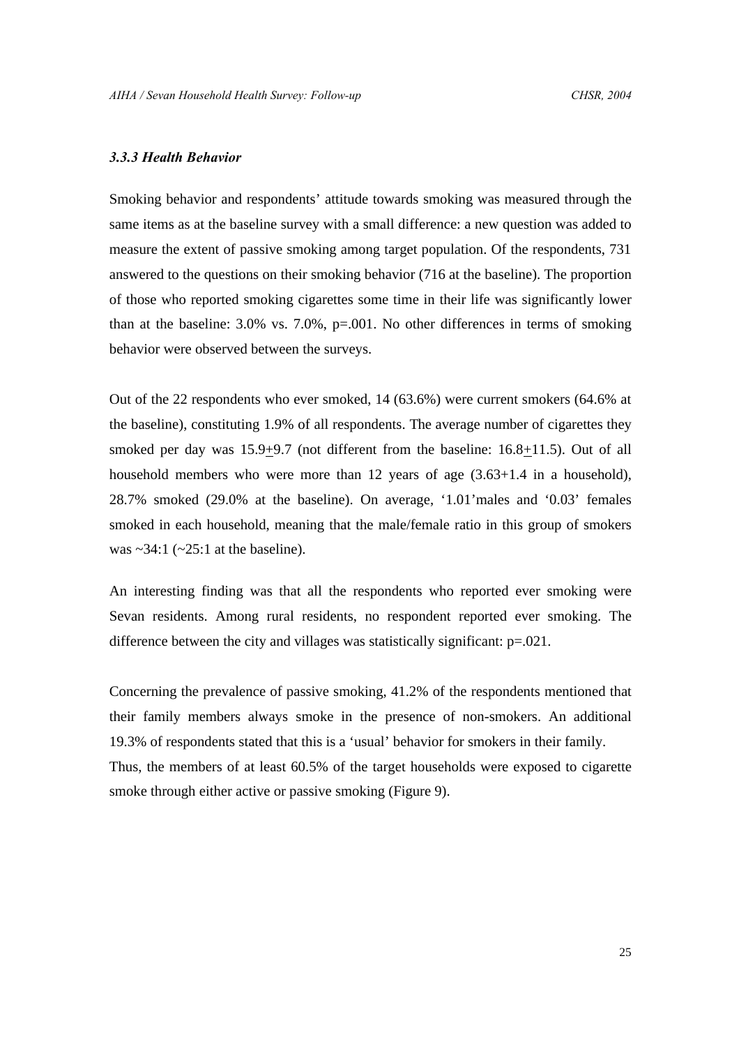### *3.3.3 Health Behavior*

Smoking behavior and respondents' attitude towards smoking was measured through the same items as at the baseline survey with a small difference: a new question was added to measure the extent of passive smoking among target population. Of the respondents, 731 answered to the questions on their smoking behavior (716 at the baseline). The proportion of those who reported smoking cigarettes some time in their life was significantly lower than at the baseline: 3.0% vs. 7.0%, p=.001. No other differences in terms of smoking behavior were observed between the surveys.

Out of the 22 respondents who ever smoked, 14 (63.6%) were current smokers (64.6% at the baseline), constituting 1.9% of all respondents. The average number of cigarettes they smoked per day was 15.9±9.7 (not different from the baseline: 16.8±11.5). Out of all household members who were more than 12 years of age (3.63+1.4 in a household), 28.7% smoked (29.0% at the baseline). On average, '1.01'males and '0.03' females smoked in each household, meaning that the male/female ratio in this group of smokers was ~34:1 (~25:1 at the baseline).

An interesting finding was that all the respondents who reported ever smoking were Sevan residents. Among rural residents, no respondent reported ever smoking. The difference between the city and villages was statistically significant: p=.021.

Concerning the prevalence of passive smoking, 41.2% of the respondents mentioned that their family members always smoke in the presence of non-smokers. An additional 19.3% of respondents stated that this is a 'usual' behavior for smokers in their family. Thus, the members of at least 60.5% of the target households were exposed to cigarette smoke through either active or passive smoking (Figure 9).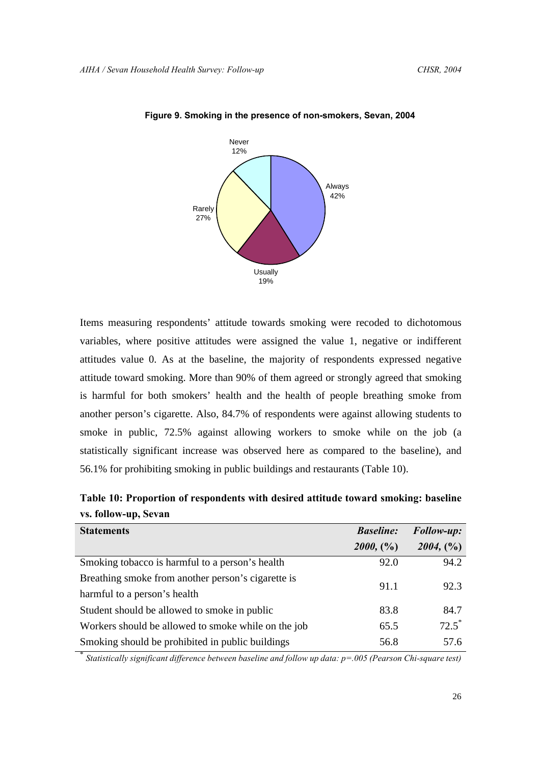**Figure 9. Smoking in the presence of non-smokers, Sevan, 2004**

Never 12%

Always 42%

Rarely 27%

Usually 19%

Items measuring respondents' attitude towards smoking were recoded to dichotomous variables, where positive attitudes were assigned the value 1, negative or indifferent attitudes value 0. As at the baseline, the majority of respondents expressed negative attitude toward smoking. More than 90% of them agreed or strongly agreed that smoking is harmful for both smokers' health and the health of people breathing smoke from another person's cigarette. Also, 84.7% of respondents were against allowing students to smoke in public, 72.5% against allowing workers to smoke while on the job (a statistically significant increase was observed here as compared to the baseline), and 56.1% for prohibiting smoking in public buildings and restaurants (Table 10).

**Table 10: Proportion of respondents with desired attitude toward smoking: baseline vs. follow-up, Sevan**

| Statements | *Baseline: 2000, (%)* | *Follow-up: 2004, (%)* |
|---|---|---|
| Smoking tobacco is harmful to a person's health | 92.0 | 94.2 |
| Breathing smoke from another person's cigarette is harmful to a person's health | 91.1 | 92.3 |
| Student should be allowed to smoke in public | 83.8 | 84.7 |
| Workers should be allowed to smoke while on the job | 65.5 | 72.5* |
| Smoking should be prohibited in public buildings | 56.8 | 57.6 |

\* *Statistically significant difference between baseline and follow up data: p=.005 (Pearson Chi-square test)*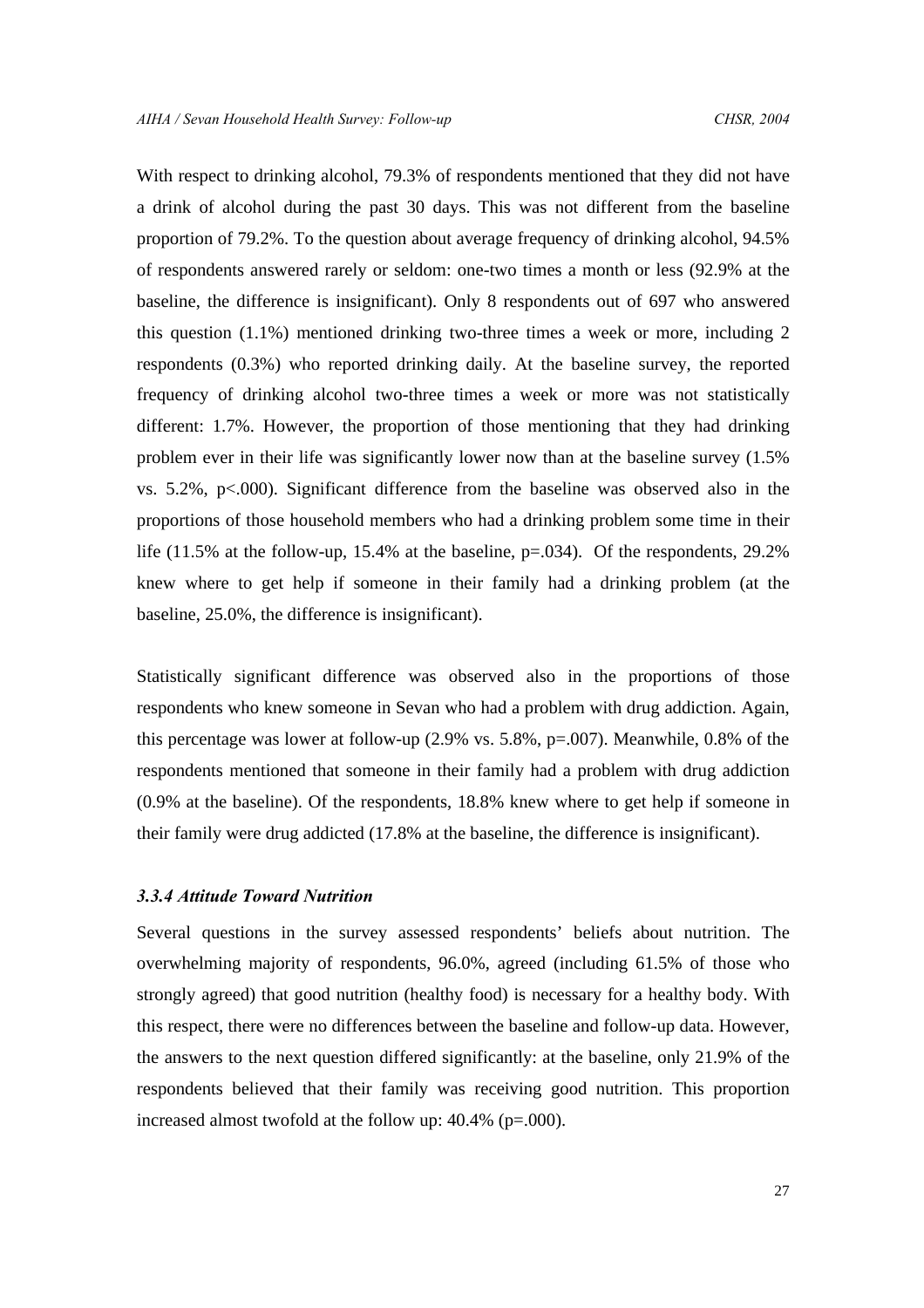With respect to drinking alcohol, 79.3% of respondents mentioned that they did not have a drink of alcohol during the past 30 days. This was not different from the baseline proportion of 79.2%. To the question about average frequency of drinking alcohol, 94.5% of respondents answered rarely or seldom: one-two times a month or less (92.9% at the baseline, the difference is insignificant). Only 8 respondents out of 697 who answered this question (1.1%) mentioned drinking two-three times a week or more, including 2 respondents (0.3%) who reported drinking daily. At the baseline survey, the reported frequency of drinking alcohol two-three times a week or more was not statistically different: 1.7%. However, the proportion of those mentioning that they had drinking problem ever in their life was significantly lower now than at the baseline survey (1.5% vs. 5.2%, $p<.000$). Significant difference from the baseline was observed also in the proportions of those household members who had a drinking problem some time in their life (11.5% at the follow-up, 15.4% at the baseline, $p=.034$). Of the respondents, 29.2% knew where to get help if someone in their family had a drinking problem (at the baseline, 25.0%, the difference is insignificant).

Statistically significant difference was observed also in the proportions of those respondents who knew someone in Sevan who had a problem with drug addiction. Again, this percentage was lower at follow-up (2.9% vs. 5.8%, $p=.007$). Meanwhile, 0.8% of the respondents mentioned that someone in their family had a problem with drug addiction (0.9% at the baseline). Of the respondents, 18.8% knew where to get help if someone in their family were drug addicted (17.8% at the baseline, the difference is insignificant).

### *3.3.4 Attitude Toward Nutrition*

Several questions in the survey assessed respondents' beliefs about nutrition. The overwhelming majority of respondents, 96.0%, agreed (including 61.5% of those who strongly agreed) that good nutrition (healthy food) is necessary for a healthy body. With this respect, there were no differences between the baseline and follow-up data. However, the answers to the next question differed significantly: at the baseline, only 21.9% of the respondents believed that their family was receiving good nutrition. This proportion increased almost twofold at the follow up: 40.4% ($p=.000$).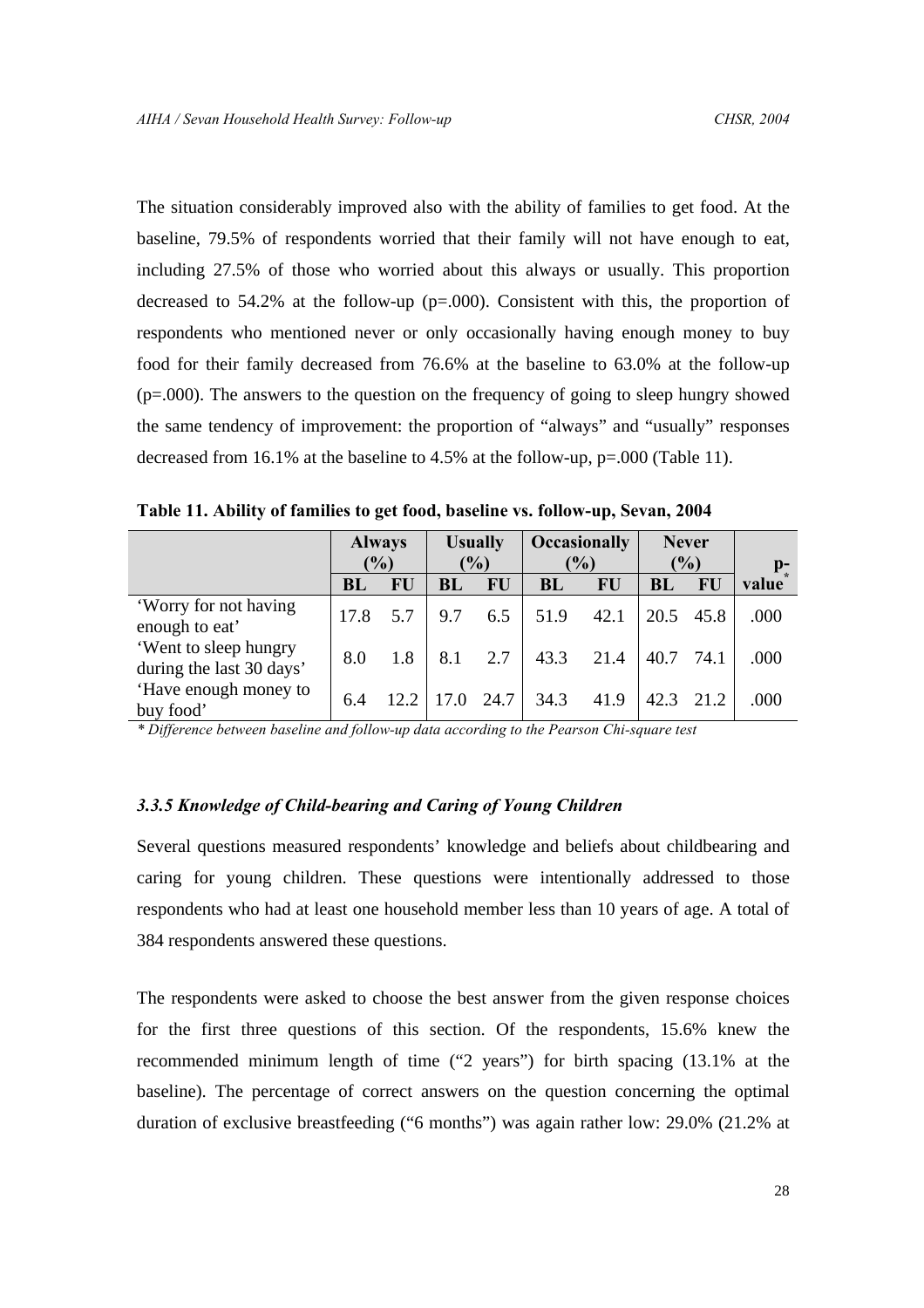The situation considerably improved also with the ability of families to get food. At the baseline, 79.5% of respondents worried that their family will not have enough to eat, including 27.5% of those who worried about this always or usually. This proportion decreased to 54.2% at the follow-up (p=.000). Consistent with this, the proportion of respondents who mentioned never or only occasionally having enough money to buy food for their family decreased from 76.6% at the baseline to 63.0% at the follow-up (p=.000). The answers to the question on the frequency of going to sleep hungry showed the same tendency of improvement: the proportion of "always" and "usually" responses decreased from 16.1% at the baseline to 4.5% at the follow-up, p=.000 (Table 11).

**Table 11. Ability of families to get food, baseline vs. follow-up, Sevan, 2004**

| | Always (%) | | Usually (%) | | Occasionally (%) | | Never (%) | | p-value* |
|---|---|---|---|---|---|---|---|---|---|
| | BL | FU | BL | FU | BL | FU | BL | FU | |
| 'Worry for not having enough to eat' | 17.8 | 5.7 | 9.7 | 6.5 | 51.9 | 42.1 | 20.5 | 45.8 | .000 |
| 'Went to sleep hungry during the last 30 days' | 8.0 | 1.8 | 8.1 | 2.7 | 43.3 | 21.4 | 40.7 | 74.1 | .000 |
| 'Have enough money to buy food' | 6.4 | 12.2 | 17.0 | 24.7 | 34.3 | 41.9 | 42.3 | 21.2 | .000 |

*\* Difference between baseline and follow-up data according to the Pearson Chi-square test*

### *3.3.5 Knowledge of Child-bearing and Caring of Young Children*

Several questions measured respondents' knowledge and beliefs about childbearing and caring for young children. These questions were intentionally addressed to those respondents who had at least one household member less than 10 years of age. A total of 384 respondents answered these questions.

The respondents were asked to choose the best answer from the given response choices for the first three questions of this section. Of the respondents, 15.6% knew the recommended minimum length of time ("2 years") for birth spacing (13.1% at the baseline). The percentage of correct answers on the question concerning the optimal duration of exclusive breastfeeding ("6 months") was again rather low: 29.0% (21.2% at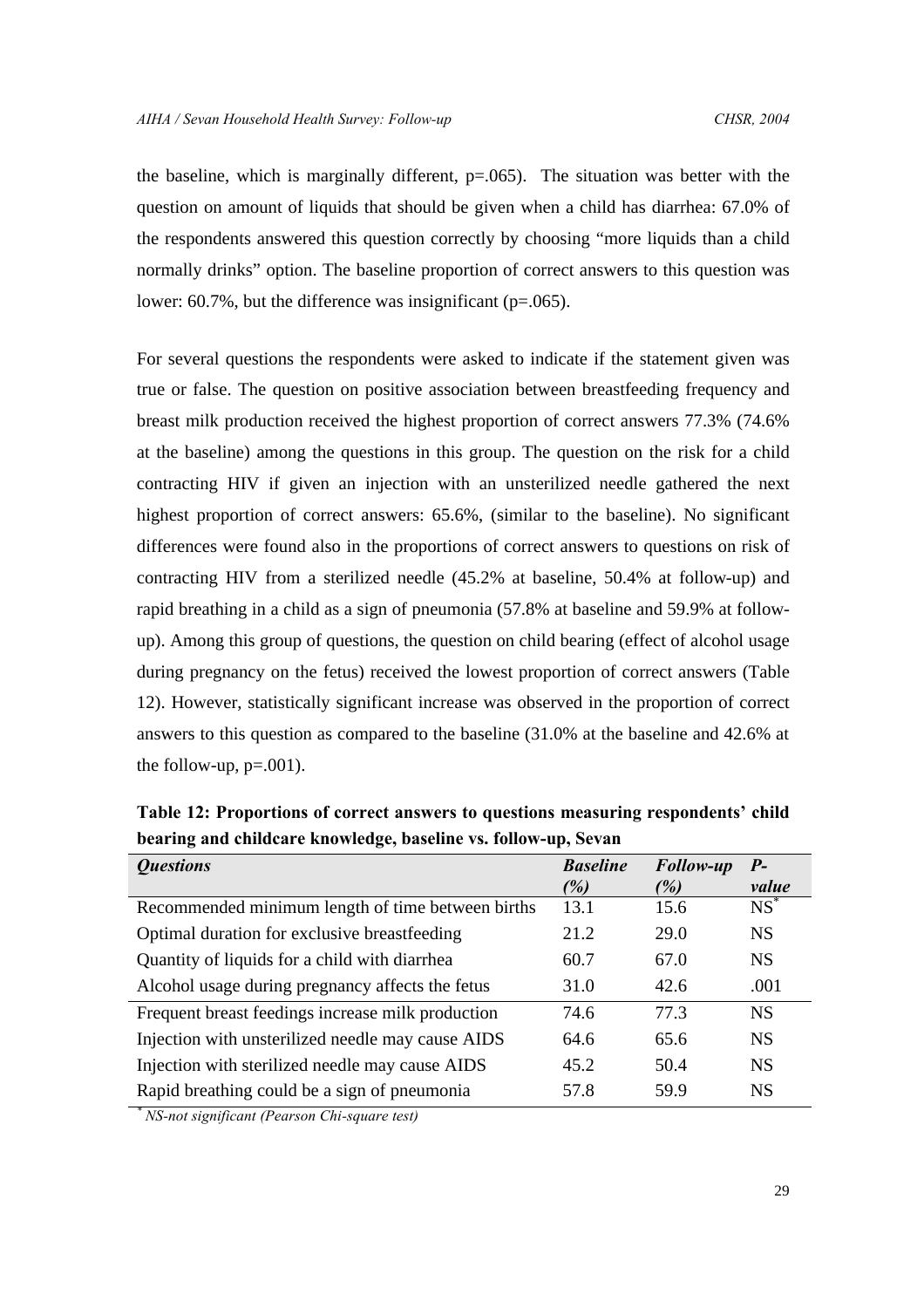the baseline, which is marginally different, p=.065). The situation was better with the question on amount of liquids that should be given when a child has diarrhea: 67.0% of the respondents answered this question correctly by choosing "more liquids than a child normally drinks" option. The baseline proportion of correct answers to this question was lower: 60.7%, but the difference was insignificant (p=.065).

For several questions the respondents were asked to indicate if the statement given was true or false. The question on positive association between breastfeeding frequency and breast milk production received the highest proportion of correct answers 77.3% (74.6% at the baseline) among the questions in this group. The question on the risk for a child contracting HIV if given an injection with an unsterilized needle gathered the next highest proportion of correct answers: 65.6%, (similar to the baseline). No significant differences were found also in the proportions of correct answers to questions on risk of contracting HIV from a sterilized needle (45.2% at baseline, 50.4% at follow-up) and rapid breathing in a child as a sign of pneumonia (57.8% at baseline and 59.9% at follow-up). Among this group of questions, the question on child bearing (effect of alcohol usage during pregnancy on the fetus) received the lowest proportion of correct answers (Table 12). However, statistically significant increase was observed in the proportion of correct answers to this question as compared to the baseline (31.0% at the baseline and 42.6% at the follow-up, p=.001).

**Table 12: Proportions of correct answers to questions measuring respondents' child bearing and childcare knowledge, baseline vs. follow-up, Sevan**

| *Questions* | *Baseline (%)* | *Follow-up (%)* | *P-value* |
|---|---|---|---|
| Recommended minimum length of time between births | 13.1 | 15.6 | NS* |
| Optimal duration for exclusive breastfeeding | 21.2 | 29.0 | NS |
| Quantity of liquids for a child with diarrhea | 60.7 | 67.0 | NS |
| Alcohol usage during pregnancy affects the fetus | 31.0 | 42.6 | .001 |
| Frequent breast feedings increase milk production | 74.6 | 77.3 | NS |
| Injection with unsterilized needle may cause AIDS | 64.6 | 65.6 | NS |
| Injection with sterilized needle may cause AIDS | 45.2 | 50.4 | NS |
| Rapid breathing could be a sign of pneumonia | 57.8 | 59.9 | NS |

\* *NS-not significant (Pearson Chi-square test)*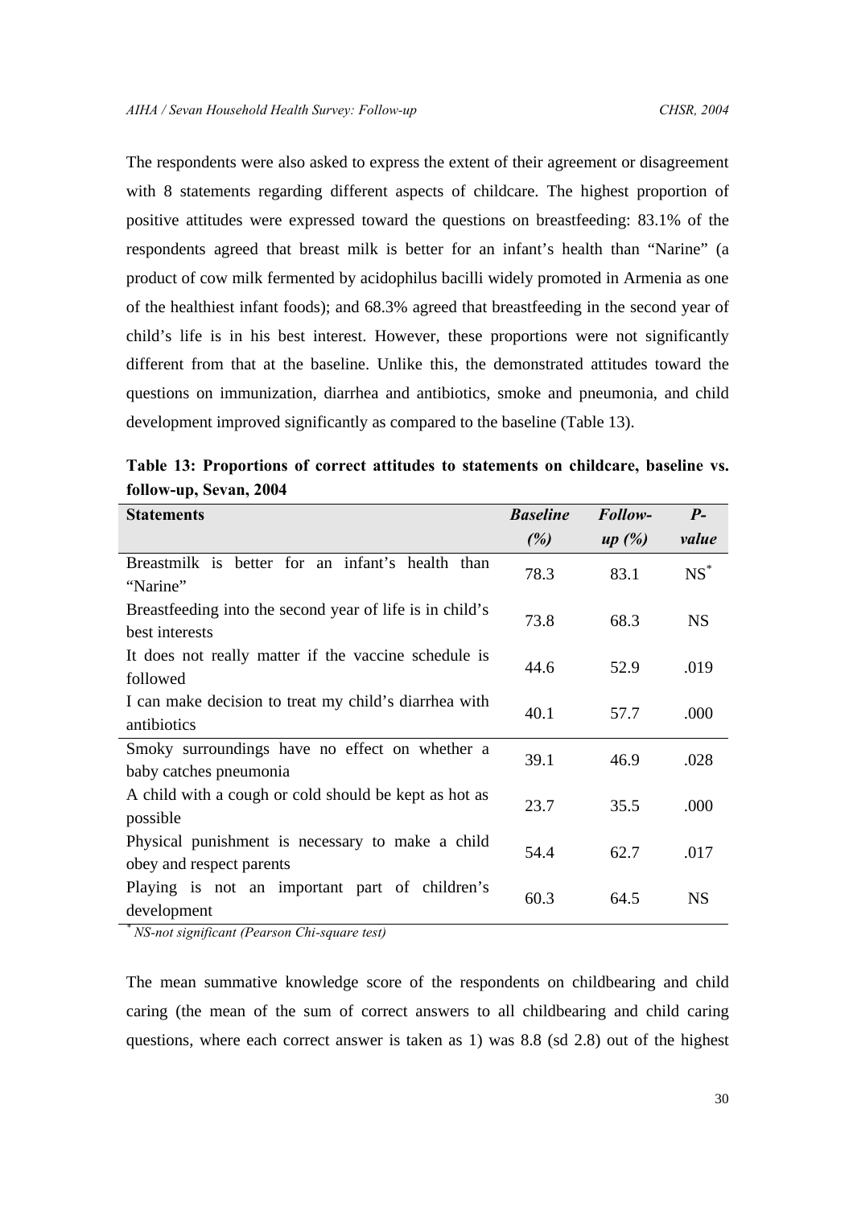The respondents were also asked to express the extent of their agreement or disagreement with 8 statements regarding different aspects of childcare. The highest proportion of positive attitudes were expressed toward the questions on breastfeeding: 83.1% of the respondents agreed that breast milk is better for an infant's health than "Narine" (a product of cow milk fermented by acidophilus bacilli widely promoted in Armenia as one of the healthiest infant foods); and 68.3% agreed that breastfeeding in the second year of child's life is in his best interest. However, these proportions were not significantly different from that at the baseline. Unlike this, the demonstrated attitudes toward the questions on immunization, diarrhea and antibiotics, smoke and pneumonia, and child development improved significantly as compared to the baseline (Table 13).

**Table 13: Proportions of correct attitudes to statements on childcare, baseline vs. follow-up, Sevan, 2004**

| Statements | *Baseline (%)* | *Follow-up (%)* | *P-value* |
|---|---|---|---|
| Breastmilk is better for an infant's health than "Narine" | 78.3 | 83.1 | NS* |
| Breastfeeding into the second year of life is in child's best interests | 73.8 | 68.3 | NS |
| It does not really matter if the vaccine schedule is followed | 44.6 | 52.9 | .019 |
| I can make decision to treat my child's diarrhea with antibiotics | 40.1 | 57.7 | .000 |
| Smoky surroundings have no effect on whether a baby catches pneumonia | 39.1 | 46.9 | .028 |
| A child with a cough or cold should be kept as hot as possible | 23.7 | 35.5 | .000 |
| Physical punishment is necessary to make a child obey and respect parents | 54.4 | 62.7 | .017 |
| Playing is not an important part of children's development | 60.3 | 64.5 | NS |

*\* NS-not significant (Pearson Chi-square test)*

The mean summative knowledge score of the respondents on childbearing and child caring (the mean of the sum of correct answers to all childbearing and child caring questions, where each correct answer is taken as 1) was 8.8 (sd 2.8) out of the highest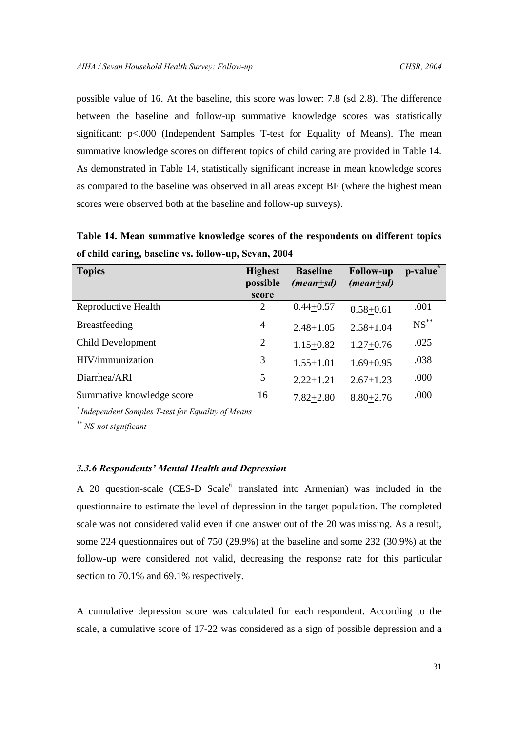possible value of 16. At the baseline, this score was lower: 7.8 (sd 2.8). The difference between the baseline and follow-up summative knowledge scores was statistically significant: p<.000 (Independent Samples T-test for Equality of Means). The mean summative knowledge scores on different topics of child caring are provided in Table 14. As demonstrated in Table 14, statistically significant increase in mean knowledge scores as compared to the baseline was observed in all areas except BF (where the highest mean scores were observed both at the baseline and follow-up surveys).

**Table 14. Mean summative knowledge scores of the respondents on different topics of child caring, baseline vs. follow-up, Sevan, 2004**

| Topics | Highest possible score | Baseline *(mean+sd)* | Follow-up *(mean+sd)* | p-value* |
|---|---|---|---|---|
| Reproductive Health | 2 | 0.44+0.57 | 0.58+0.61 | .001 |
| Breastfeeding | 4 | 2.48+1.05 | 2.58+1.04 | NS** |
| Child Development | 2 | 1.15+0.82 | 1.27+0.76 | .025 |
| HIV/immunization | 3 | 1.55+1.01 | 1.69+0.95 | .038 |
| Diarrhea/ARI | 5 | 2.22+1.21 | 2.67+1.23 | .000 |
| Summative knowledge score | 16 | 7.82+2.80 | 8.80+2.76 | .000 |

\* *Independent Samples T-test for Equality of Means*

\** *NS-not significant*

### *3.3.6 Respondents' Mental Health and Depression*

A 20 question-scale (CES-D Scale[6] translated into Armenian) was included in the questionnaire to estimate the level of depression in the target population. The completed scale was not considered valid even if one answer out of the 20 was missing. As a result, some 224 questionnaires out of 750 (29.9%) at the baseline and some 232 (30.9%) at the follow-up were considered not valid, decreasing the response rate for this particular section to 70.1% and 69.1% respectively.

A cumulative depression score was calculated for each respondent. According to the scale, a cumulative score of 17-22 was considered as a sign of possible depression and a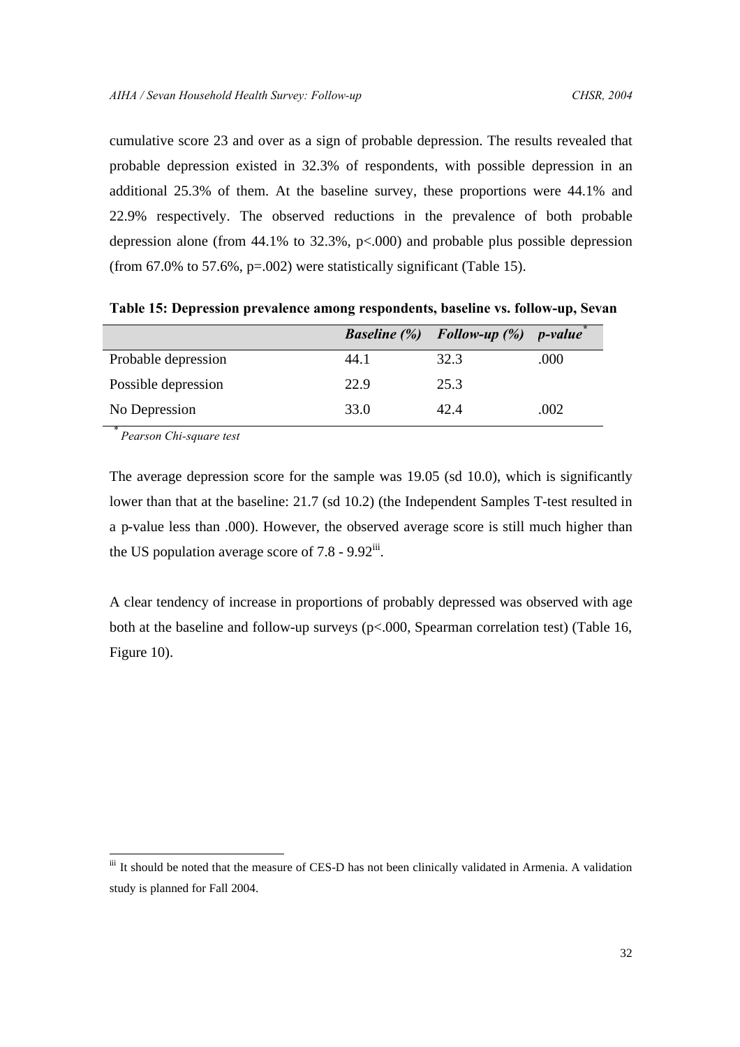cumulative score 23 and over as a sign of probable depression. The results revealed that probable depression existed in 32.3% of respondents, with possible depression in an additional 25.3% of them. At the baseline survey, these proportions were 44.1% and 22.9% respectively. The observed reductions in the prevalence of both probable depression alone (from 44.1% to 32.3%, $p<.000$) and probable plus possible depression (from 67.0% to 57.6%, $p=.002$) were statistically significant (Table 15).

**Table 15: Depression prevalence among respondents, baseline vs. follow-up, Sevan**

| | ***Baseline (%)*** | ***Follow-up (%)*** | ***p-value*** * |
|---|---|---|---|
| Probable depression | 44.1 | 32.3 | .000 |
| Possible depression | 22.9 | 25.3 | |
| No Depression | 33.0 | 42.4 | .002 |

\* *Pearson Chi-square test*

The average depression score for the sample was 19.05 (sd 10.0), which is significantly lower than that at the baseline: 21.7 (sd 10.2) (the Independent Samples T-test resulted in a p-value less than .000). However, the observed average score is still much higher than the US population average score of 7.8 - 9.92[iii].

A clear tendency of increase in proportions of probably depressed was observed with age both at the baseline and follow-up surveys ($p<.000$, Spearman correlation test) (Table 16, Figure 10).

---

[iii] It should be noted that the measure of CES-D has not been clinically validated in Armenia. A validation study is planned for Fall 2004.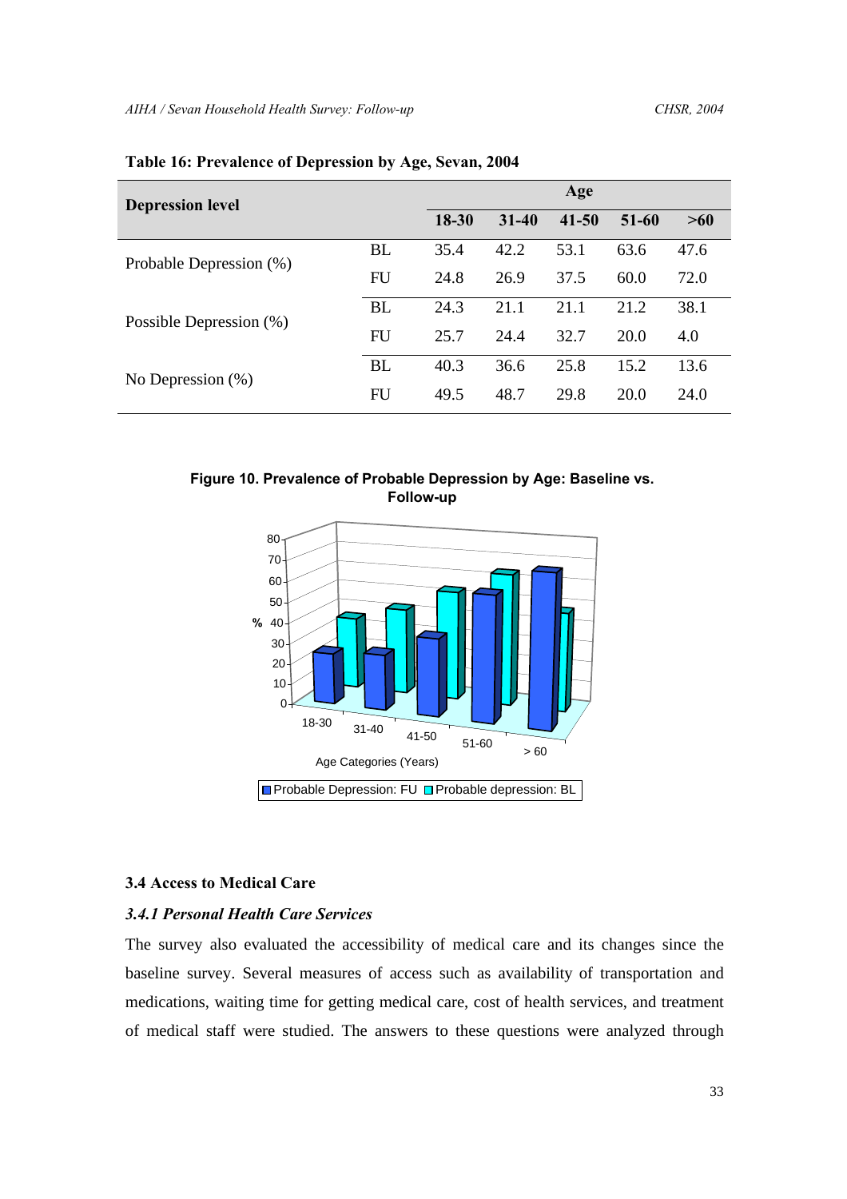**Table 16: Prevalence of Depression by Age, Sevan, 2004**

| Depression level | | Age | | | | |
|---|---|---|---|---|---|---|
| | | 18-30 | 31-40 | 41-50 | 51-60 | >60 |
| Probable Depression (%) | BL | 35.4 | 42.2 | 53.1 | 63.6 | 47.6 |
| | FU | 24.8 | 26.9 | 37.5 | 60.0 | 72.0 |
| Possible Depression (%) | BL | 24.3 | 21.1 | 21.1 | 21.2 | 38.1 |
| | FU | 25.7 | 24.4 | 32.7 | 20.0 | 4.0 |
| No Depression (%) | BL | 40.3 | 36.6 | 25.8 | 15.2 | 13.6 |
| | FU | 49.5 | 48.7 | 29.8 | 20.0 | 24.0 |

**Figure 10. Prevalence of Probable Depression by Age: Baseline vs. Follow-up**

### 3.4 Access to Medical Care

#### *3.4.1 Personal Health Care Services*

The survey also evaluated the accessibility of medical care and its changes since the baseline survey. Several measures of access such as availability of transportation and medications, waiting time for getting medical care, cost of health services, and treatment of medical staff were studied. The answers to these questions were analyzed through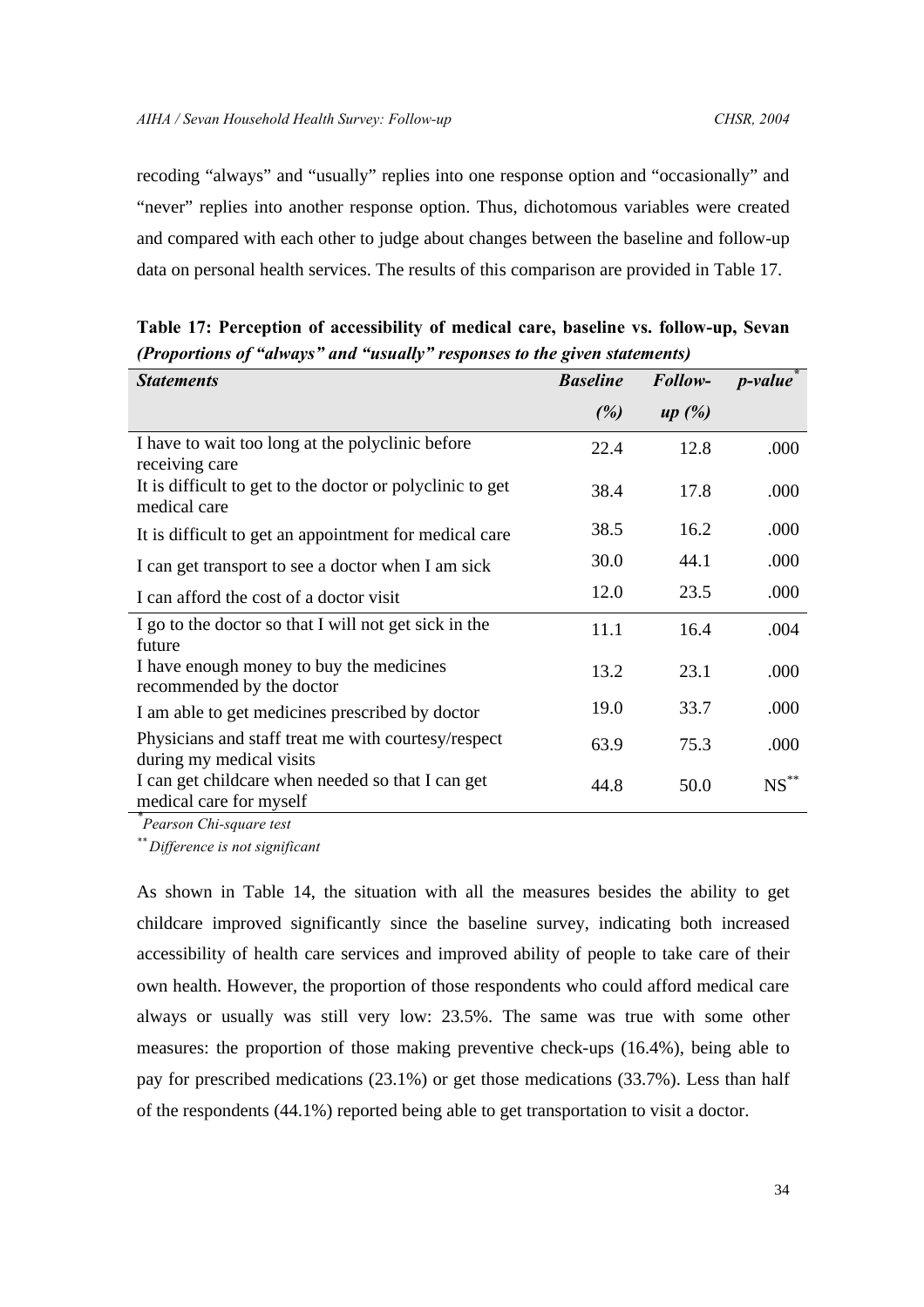recoding "always" and "usually" replies into one response option and "occasionally" and "never" replies into another response option. Thus, dichotomous variables were created and compared with each other to judge about changes between the baseline and follow-up data on personal health services. The results of this comparison are provided in Table 17.

**Table 17: Perception of accessibility of medical care, baseline vs. follow-up, Sevan** ***(Proportions of "always" and "usually" responses to the given statements)***

| *Statements* | *Baseline (%)* | *Follow-up (%)* | *p-value\** |
|---|---|---|---|
| I have to wait too long at the polyclinic before receiving care | 22.4 | 12.8 | .000 |
| It is difficult to get to the doctor or polyclinic to get medical care | 38.4 | 17.8 | .000 |
| It is difficult to get an appointment for medical care | 38.5 | 16.2 | .000 |
| I can get transport to see a doctor when I am sick | 30.0 | 44.1 | .000 |
| I can afford the cost of a doctor visit | 12.0 | 23.5 | .000 |
| I go to the doctor so that I will not get sick in the future | 11.1 | 16.4 | .004 |
| I have enough money to buy the medicines recommended by the doctor | 13.2 | 23.1 | .000 |
| I am able to get medicines prescribed by doctor | 19.0 | 33.7 | .000 |
| Physicians and staff treat me with courtesy/respect during my medical visits | 63.9 | 75.3 | .000 |
| I can get childcare when needed so that I can get medical care for myself | 44.8 | 50.0 | NS\*\* |

\* *Pearson Chi-square test*

\*\* *Difference is not significant*

As shown in Table 14, the situation with all the measures besides the ability to get childcare improved significantly since the baseline survey, indicating both increased accessibility of health care services and improved ability of people to take care of their own health. However, the proportion of those respondents who could afford medical care always or usually was still very low: 23.5%. The same was true with some other measures: the proportion of those making preventive check-ups (16.4%), being able to pay for prescribed medications (23.1%) or get those medications (33.7%). Less than half of the respondents (44.1%) reported being able to get transportation to visit a doctor.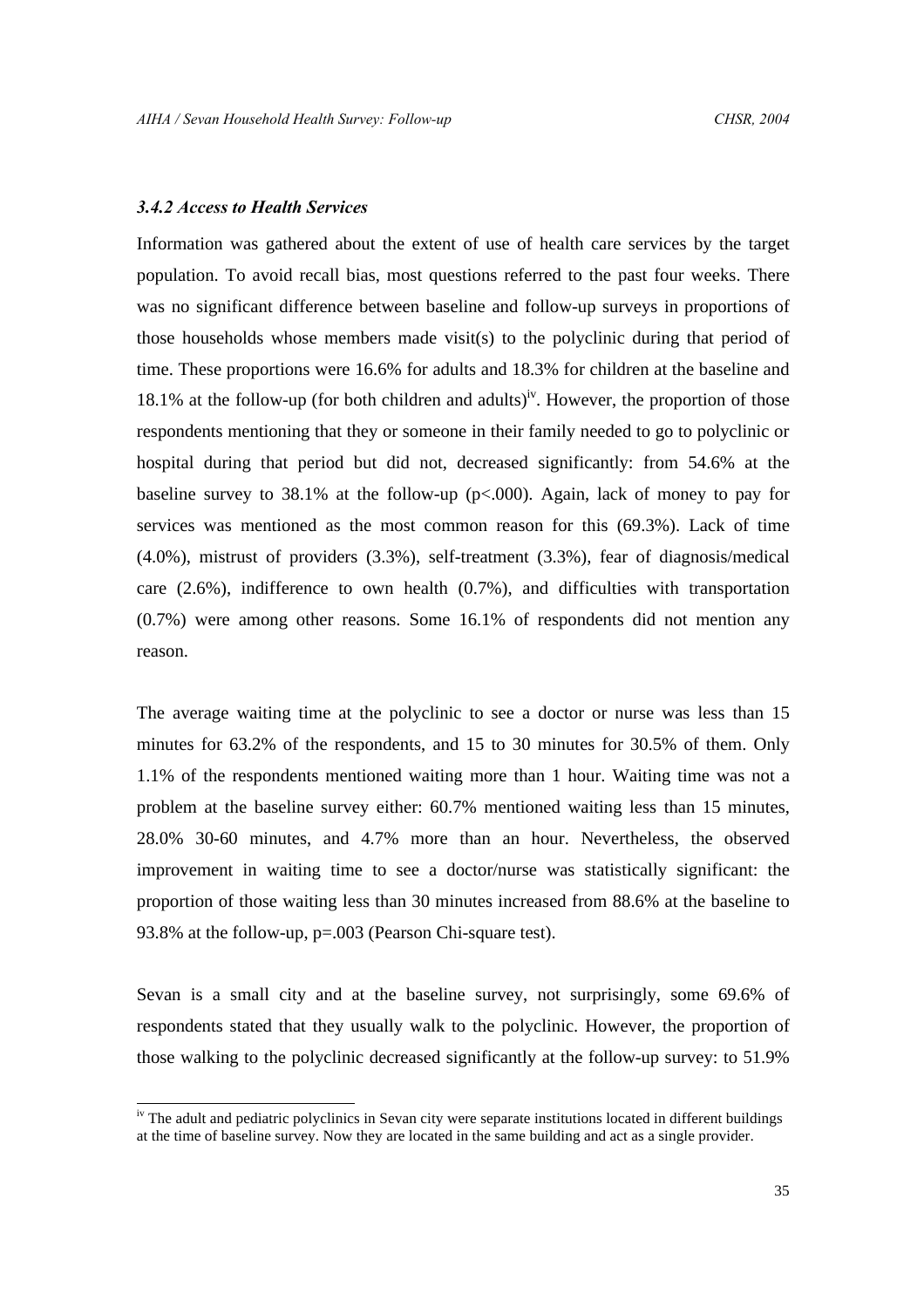### *3.4.2 Access to Health Services*

Information was gathered about the extent of use of health care services by the target population. To avoid recall bias, most questions referred to the past four weeks. There was no significant difference between baseline and follow-up surveys in proportions of those households whose members made visit(s) to the polyclinic during that period of time. These proportions were 16.6% for adults and 18.3% for children at the baseline and 18.1% at the follow-up (for both children and adults)[iv]. However, the proportion of those respondents mentioning that they or someone in their family needed to go to polyclinic or hospital during that period but did not, decreased significantly: from 54.6% at the baseline survey to 38.1% at the follow-up ($p<.000$). Again, lack of money to pay for services was mentioned as the most common reason for this (69.3%). Lack of time (4.0%), mistrust of providers (3.3%), self-treatment (3.3%), fear of diagnosis/medical care (2.6%), indifference to own health (0.7%), and difficulties with transportation (0.7%) were among other reasons. Some 16.1% of respondents did not mention any reason.

The average waiting time at the polyclinic to see a doctor or nurse was less than 15 minutes for 63.2% of the respondents, and 15 to 30 minutes for 30.5% of them. Only 1.1% of the respondents mentioned waiting more than 1 hour. Waiting time was not a problem at the baseline survey either: 60.7% mentioned waiting less than 15 minutes, 28.0% 30-60 minutes, and 4.7% more than an hour. Nevertheless, the observed improvement in waiting time to see a doctor/nurse was statistically significant: the proportion of those waiting less than 30 minutes increased from 88.6% at the baseline to 93.8% at the follow-up, $p=.003$ (Pearson Chi-square test).

Sevan is a small city and at the baseline survey, not surprisingly, some 69.6% of respondents stated that they usually walk to the polyclinic. However, the proportion of those walking to the polyclinic decreased significantly at the follow-up survey: to 51.9%

---

[iv] The adult and pediatric polyclinics in Sevan city were separate institutions located in different buildings at the time of baseline survey. Now they are located in the same building and act as a single provider.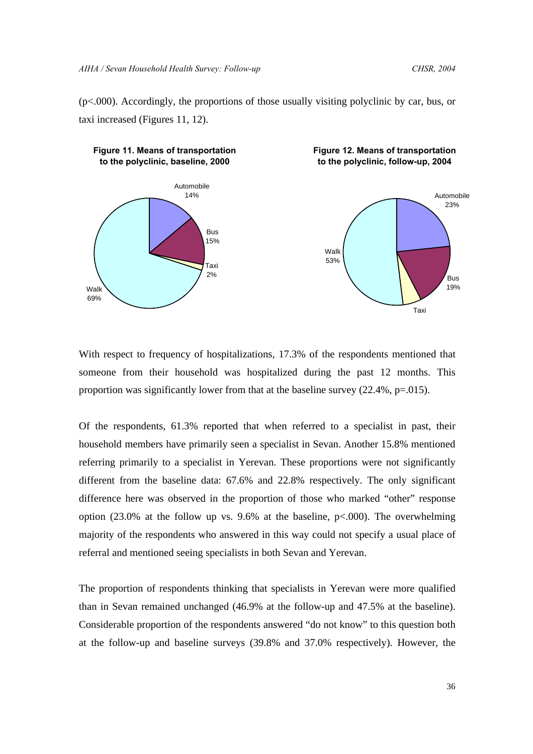(p<.000). Accordingly, the proportions of those usually visiting polyclinic by car, bus, or taxi increased (Figures 11, 12).

**Figure 11. Means of transportation to the polyclinic, baseline, 2000**

Automobile 14%
Bus 15%
Taxi 2%
Walk 69%

**Figure 12. Means of transportation to the polyclinic, follow-up, 2004**

Automobile 23%
Bus 19%
Taxi
Walk 53%

With respect to frequency of hospitalizations, 17.3% of the respondents mentioned that someone from their household was hospitalized during the past 12 months. This proportion was significantly lower from that at the baseline survey (22.4%, p=.015).

Of the respondents, 61.3% reported that when referred to a specialist in past, their household members have primarily seen a specialist in Sevan. Another 15.8% mentioned referring primarily to a specialist in Yerevan. These proportions were not significantly different from the baseline data: 67.6% and 22.8% respectively. The only significant difference here was observed in the proportion of those who marked "other" response option (23.0% at the follow up vs. 9.6% at the baseline, p<.000). The overwhelming majority of the respondents who answered in this way could not specify a usual place of referral and mentioned seeing specialists in both Sevan and Yerevan.

The proportion of respondents thinking that specialists in Yerevan were more qualified than in Sevan remained unchanged (46.9% at the follow-up and 47.5% at the baseline). Considerable proportion of the respondents answered "do not know" to this question both at the follow-up and baseline surveys (39.8% and 37.0% respectively). However, the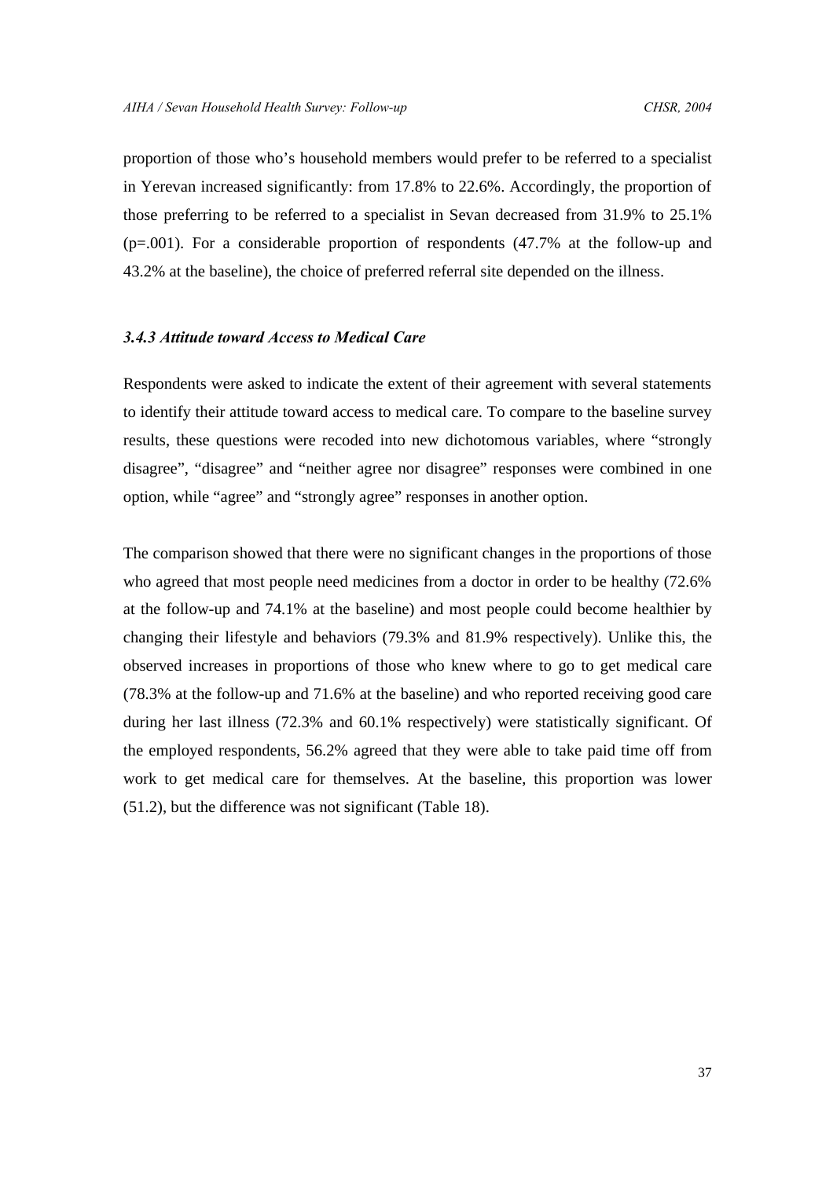proportion of those who's household members would prefer to be referred to a specialist in Yerevan increased significantly: from 17.8% to 22.6%. Accordingly, the proportion of those preferring to be referred to a specialist in Sevan decreased from 31.9% to 25.1% (p=.001). For a considerable proportion of respondents (47.7% at the follow-up and 43.2% at the baseline), the choice of preferred referral site depended on the illness.

### *3.4.3 Attitude toward Access to Medical Care*

Respondents were asked to indicate the extent of their agreement with several statements to identify their attitude toward access to medical care. To compare to the baseline survey results, these questions were recoded into new dichotomous variables, where "strongly disagree", "disagree" and "neither agree nor disagree" responses were combined in one option, while "agree" and "strongly agree" responses in another option.

The comparison showed that there were no significant changes in the proportions of those who agreed that most people need medicines from a doctor in order to be healthy (72.6% at the follow-up and 74.1% at the baseline) and most people could become healthier by changing their lifestyle and behaviors (79.3% and 81.9% respectively). Unlike this, the observed increases in proportions of those who knew where to go to get medical care (78.3% at the follow-up and 71.6% at the baseline) and who reported receiving good care during her last illness (72.3% and 60.1% respectively) were statistically significant. Of the employed respondents, 56.2% agreed that they were able to take paid time off from work to get medical care for themselves. At the baseline, this proportion was lower (51.2), but the difference was not significant (Table 18).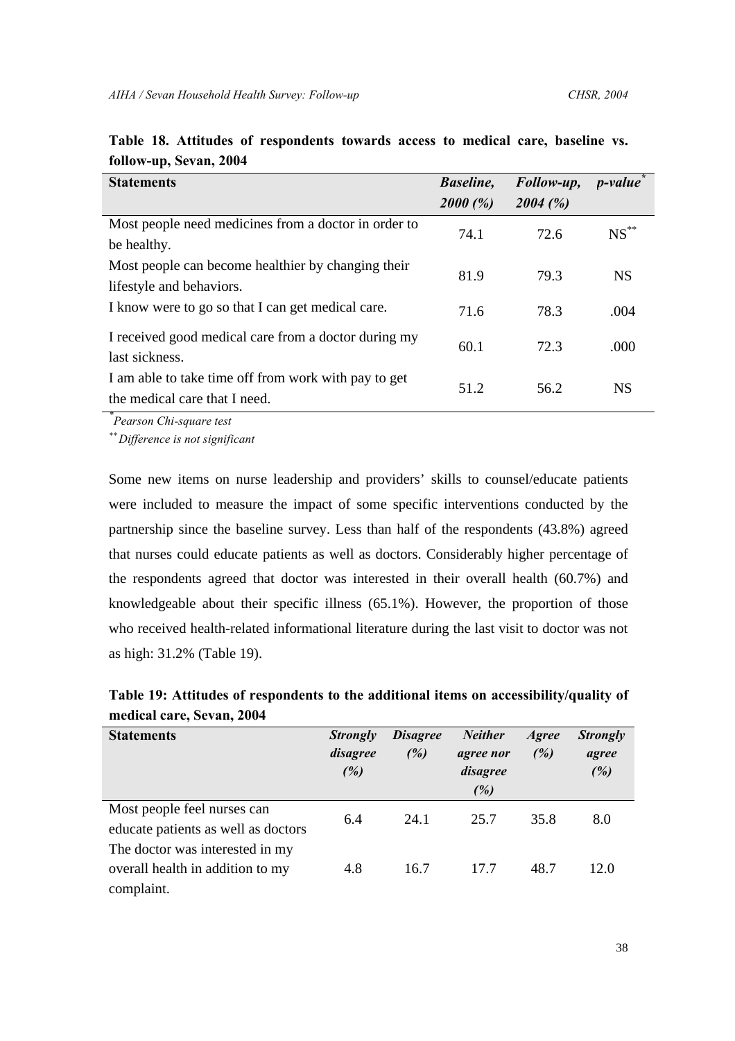**Table 18. Attitudes of respondents towards access to medical care, baseline vs. follow-up, Sevan, 2004**

| Statements | *Baseline, 2000 (%)* | *Follow-up, 2004 (%)* | *p-value*[*] |
|---|---|---|---|
| Most people need medicines from a doctor in order to be healthy. | 74.1 | 72.6 | NS[**] |
| Most people can become healthier by changing their lifestyle and behaviors. | 81.9 | 79.3 | NS |
| I know were to go so that I can get medical care. | 71.6 | 78.3 | .004 |
| I received good medical care from a doctor during my last sickness. | 60.1 | 72.3 | .000 |
| I am able to take time off from work with pay to get the medical care that I need. | 51.2 | 56.2 | NS |

[*] *Pearson Chi-square test*

[**] *Difference is not significant*

Some new items on nurse leadership and providers' skills to counsel/educate patients were included to measure the impact of some specific interventions conducted by the partnership since the baseline survey. Less than half of the respondents (43.8%) agreed that nurses could educate patients as well as doctors. Considerably higher percentage of the respondents agreed that doctor was interested in their overall health (60.7%) and knowledgeable about their specific illness (65.1%). However, the proportion of those who received health-related informational literature during the last visit to doctor was not as high: 31.2% (Table 19).

**Table 19: Attitudes of respondents to the additional items on accessibility/quality of medical care, Sevan, 2004**

| Statements | *Strongly disagree (%)* | *Disagree (%)* | *Neither agree nor disagree (%)* | *Agree (%)* | *Strongly agree (%)* |
|---|---|---|---|---|---|
| Most people feel nurses can educate patients as well as doctors | 6.4 | 24.1 | 25.7 | 35.8 | 8.0 |
| The doctor was interested in my overall health in addition to my complaint. | 4.8 | 16.7 | 17.7 | 48.7 | 12.0 |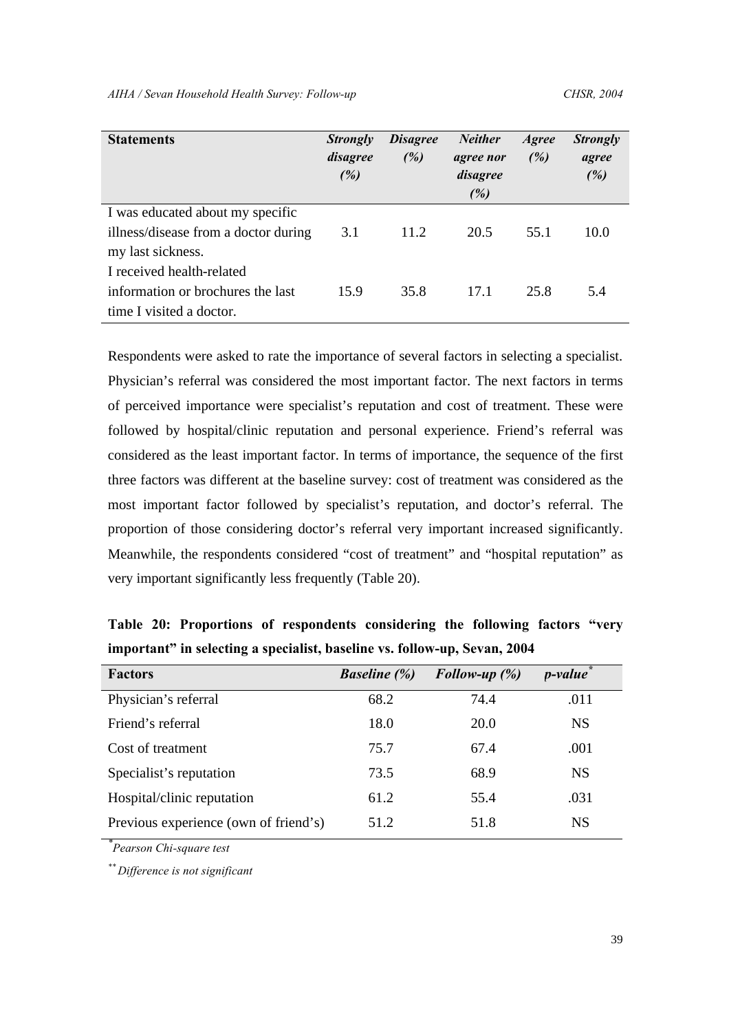| Statements | *Strongly disagree (%)* | *Disagree (%)* | *Neither agree nor disagree (%)* | *Agree (%)* | *Strongly agree (%)* |
|---|---|---|---|---|---|
| I was educated about my specific illness/disease from a doctor during my last sickness. | 3.1 | 11.2 | 20.5 | 55.1 | 10.0 |
| I received health-related information or brochures the last time I visited a doctor. | 15.9 | 35.8 | 17.1 | 25.8 | 5.4 |

Respondents were asked to rate the importance of several factors in selecting a specialist. Physician's referral was considered the most important factor. The next factors in terms of perceived importance were specialist's reputation and cost of treatment. These were followed by hospital/clinic reputation and personal experience. Friend's referral was considered as the least important factor. In terms of importance, the sequence of the first three factors was different at the baseline survey: cost of treatment was considered as the most important factor followed by specialist's reputation, and doctor's referral. The proportion of those considering doctor's referral very important increased significantly. Meanwhile, the respondents considered "cost of treatment" and "hospital reputation" as very important significantly less frequently (Table 20).

**Table 20: Proportions of respondents considering the following factors "very important" in selecting a specialist, baseline vs. follow-up, Sevan, 2004**

| Factors | *Baseline (%)* | *Follow-up (%)* | *p-value*[*] |
|---|---|---|---|
| Physician's referral | 68.2 | 74.4 | .011 |
| Friend's referral | 18.0 | 20.0 | NS |
| Cost of treatment | 75.7 | 67.4 | .001 |
| Specialist's reputation | 73.5 | 68.9 | NS |
| Hospital/clinic reputation | 61.2 | 55.4 | .031 |
| Previous experience (own of friend's) | 51.2 | 51.8 | NS |

[*] *Pearson Chi-square test*

[**] *Difference is not significant*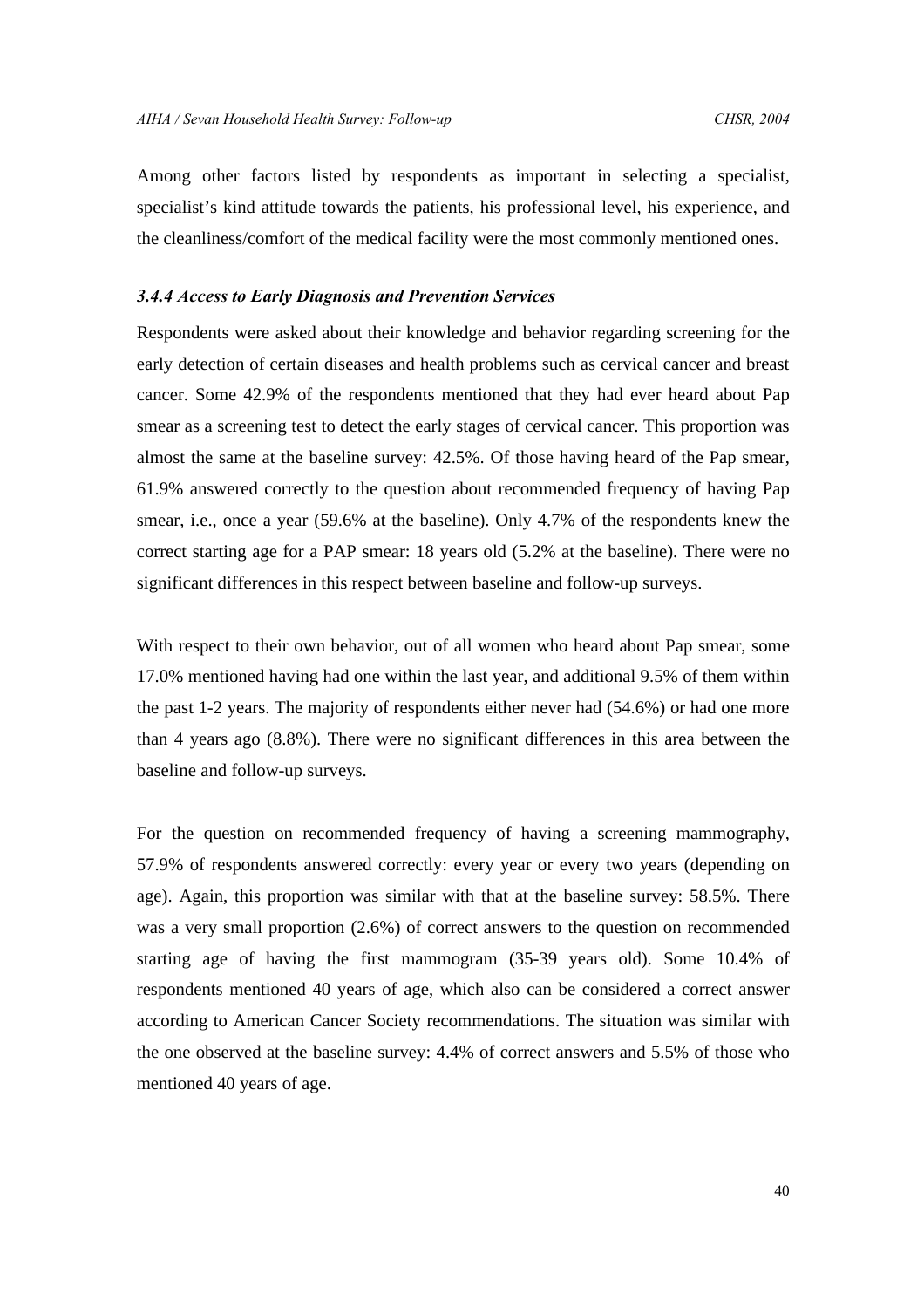Among other factors listed by respondents as important in selecting a specialist, specialist's kind attitude towards the patients, his professional level, his experience, and the cleanliness/comfort of the medical facility were the most commonly mentioned ones.

### *3.4.4 Access to Early Diagnosis and Prevention Services*

Respondents were asked about their knowledge and behavior regarding screening for the early detection of certain diseases and health problems such as cervical cancer and breast cancer. Some 42.9% of the respondents mentioned that they had ever heard about Pap smear as a screening test to detect the early stages of cervical cancer. This proportion was almost the same at the baseline survey: 42.5%. Of those having heard of the Pap smear, 61.9% answered correctly to the question about recommended frequency of having Pap smear, i.e., once a year (59.6% at the baseline). Only 4.7% of the respondents knew the correct starting age for a PAP smear: 18 years old (5.2% at the baseline). There were no significant differences in this respect between baseline and follow-up surveys.

With respect to their own behavior, out of all women who heard about Pap smear, some 17.0% mentioned having had one within the last year, and additional 9.5% of them within the past 1-2 years. The majority of respondents either never had (54.6%) or had one more than 4 years ago (8.8%). There were no significant differences in this area between the baseline and follow-up surveys.

For the question on recommended frequency of having a screening mammography, 57.9% of respondents answered correctly: every year or every two years (depending on age). Again, this proportion was similar with that at the baseline survey: 58.5%. There was a very small proportion (2.6%) of correct answers to the question on recommended starting age of having the first mammogram (35-39 years old). Some 10.4% of respondents mentioned 40 years of age, which also can be considered a correct answer according to American Cancer Society recommendations. The situation was similar with the one observed at the baseline survey: 4.4% of correct answers and 5.5% of those who mentioned 40 years of age.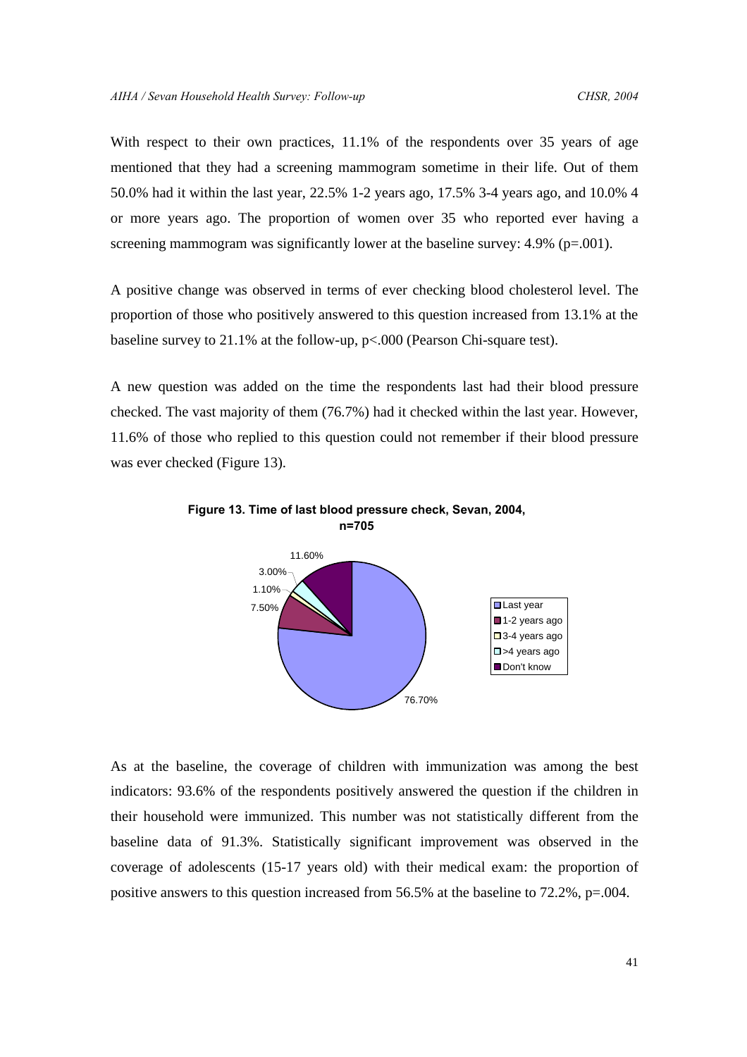With respect to their own practices, 11.1% of the respondents over 35 years of age mentioned that they had a screening mammogram sometime in their life. Out of them 50.0% had it within the last year, 22.5% 1-2 years ago, 17.5% 3-4 years ago, and 10.0% 4 or more years ago. The proportion of women over 35 who reported ever having a screening mammogram was significantly lower at the baseline survey: 4.9% ($p=.001$).

A positive change was observed in terms of ever checking blood cholesterol level. The proportion of those who positively answered to this question increased from 13.1% at the baseline survey to 21.1% at the follow-up, $p<.000$ (Pearson Chi-square test).

A new question was added on the time the respondents last had their blood pressure checked. The vast majority of them (76.7%) had it checked within the last year. However, 11.6% of those who replied to this question could not remember if their blood pressure was ever checked (Figure 13).

**Figure 13. Time of last blood pressure check, Sevan, 2004, n=705**

| Time of last check | Percent |
|---|---|
| Last year | 76.70% |
| 1-2 years ago | 7.50% |
| 3-4 years ago | 1.10% |
| >4 years ago | 3.00% |
| Don't know | 11.60% |

As at the baseline, the coverage of children with immunization was among the best indicators: 93.6% of the respondents positively answered the question if the children in their household were immunized. This number was not statistically different from the baseline data of 91.3%. Statistically significant improvement was observed in the coverage of adolescents (15-17 years old) with their medical exam: the proportion of positive answers to this question increased from 56.5% at the baseline to 72.2%, $p=.004$.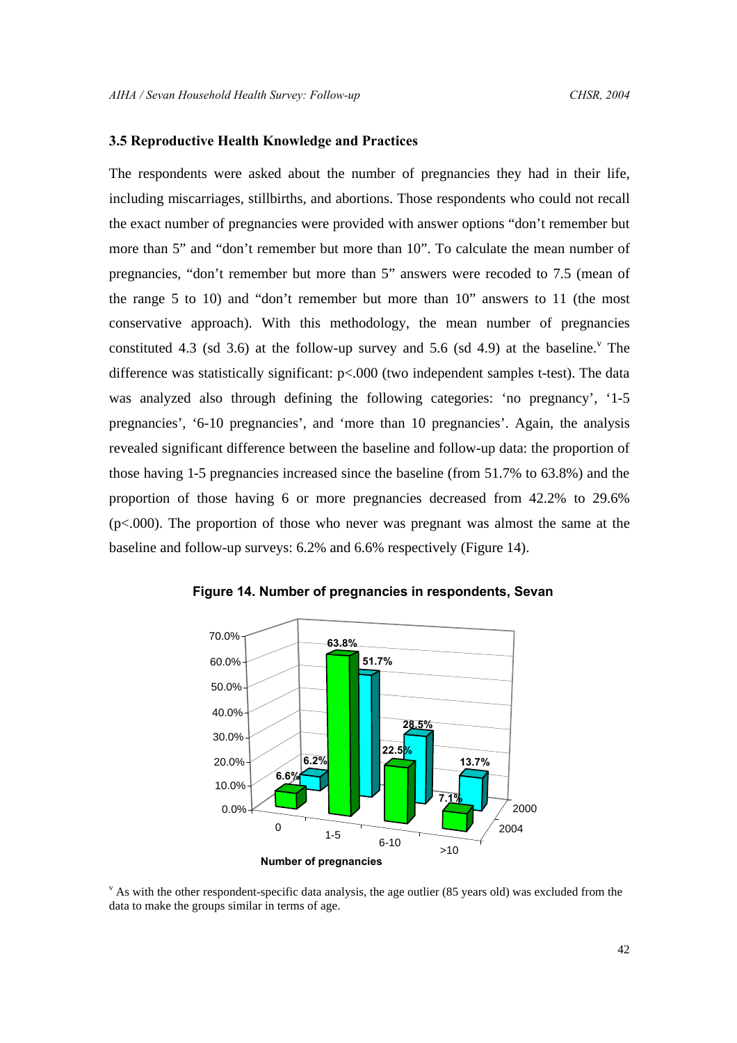### 3.5 Reproductive Health Knowledge and Practices

The respondents were asked about the number of pregnancies they had in their life, including miscarriages, stillbirths, and abortions. Those respondents who could not recall the exact number of pregnancies were provided with answer options "don't remember but more than 5" and "don't remember but more than 10". To calculate the mean number of pregnancies, "don't remember but more than 5" answers were recoded to 7.5 (mean of the range 5 to 10) and "don't remember but more than 10" answers to 11 (the most conservative approach). With this methodology, the mean number of pregnancies constituted 4.3 (sd 3.6) at the follow-up survey and 5.6 (sd 4.9) at the baseline.[v] The difference was statistically significant: $p<.000$ (two independent samples t-test). The data was analyzed also through defining the following categories: 'no pregnancy', '1-5 pregnancies', '6-10 pregnancies', and 'more than 10 pregnancies'. Again, the analysis revealed significant difference between the baseline and follow-up data: the proportion of those having 1-5 pregnancies increased since the baseline (from 51.7% to 63.8%) and the proportion of those having 6 or more pregnancies decreased from 42.2% to 29.6% ($p<.000$). The proportion of those who never was pregnant was almost the same at the baseline and follow-up surveys: 6.2% and 6.6% respectively (Figure 14).

**Figure 14. Number of pregnancies in respondents, Sevan**

| Number of pregnancies | 2004 | 2000 |
|---|---|---|
| 0 | 6.6% | 6.2% |
| 1-5 | 63.8% | 51.7% |
| 6-10 | 22.5% | 28.5% |
| >10 | 7.1% | 13.7% |

[v] As with the other respondent-specific data analysis, the age outlier (85 years old) was excluded from the data to make the groups similar in terms of age.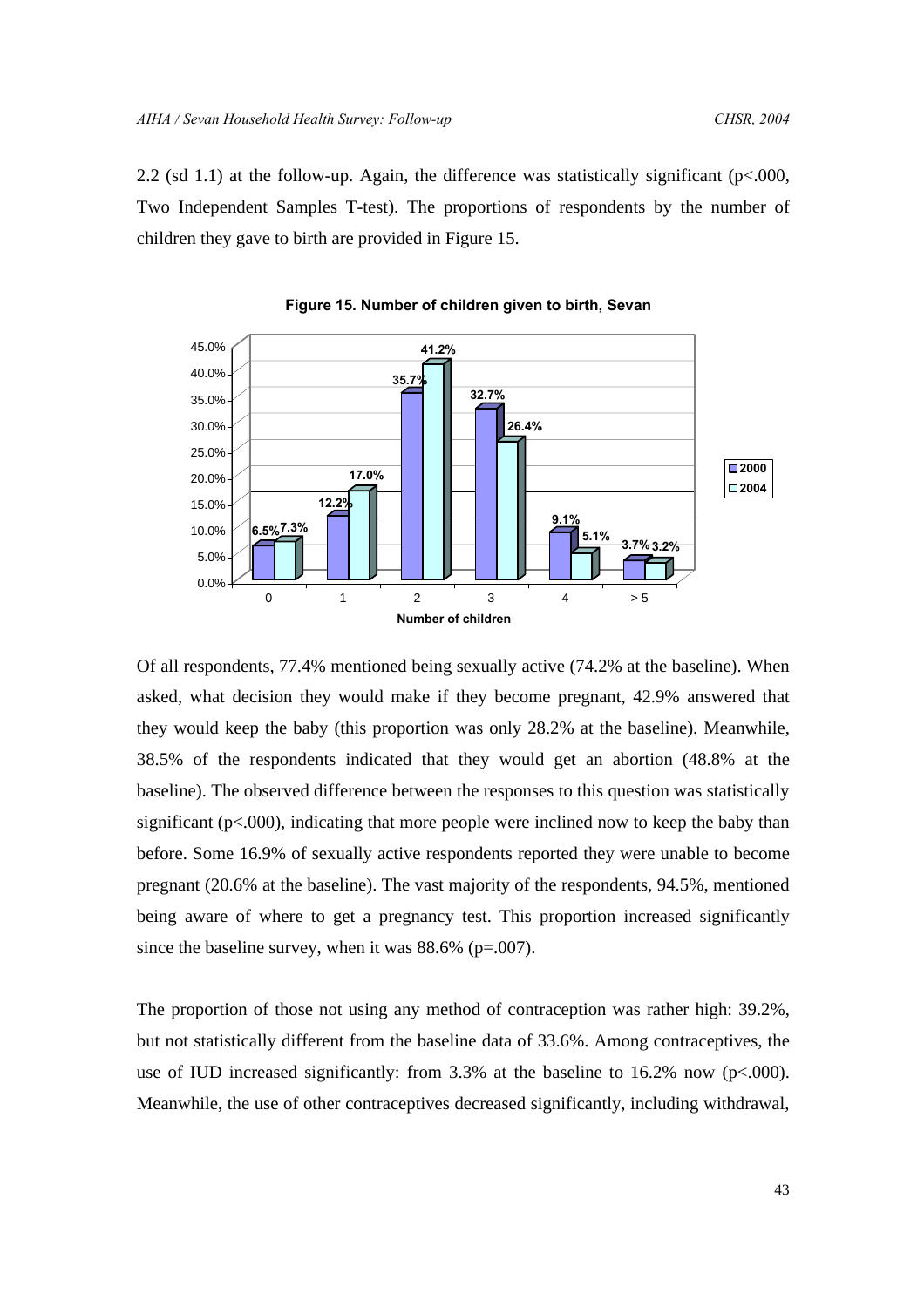2.2 (sd 1.1) at the follow-up. Again, the difference was statistically significant ($p<.000$, Two Independent Samples T-test). The proportions of respondents by the number of children they gave to birth are provided in Figure 15.

**Figure 15. Number of children given to birth, Sevan**

| Number of children | 2000 | 2004 |
|---|---|---|
| 0 | 6.5% | 7.3% |
| 1 | 12.2% | 17.0% |
| 2 | 35.7% | 41.2% |
| 3 | 32.7% | 26.4% |
| 4 | 9.1% | 5.1% |
| > 5 | 3.7% | 3.2% |

Of all respondents, 77.4% mentioned being sexually active (74.2% at the baseline). When asked, what decision they would make if they become pregnant, 42.9% answered that they would keep the baby (this proportion was only 28.2% at the baseline). Meanwhile, 38.5% of the respondents indicated that they would get an abortion (48.8% at the baseline). The observed difference between the responses to this question was statistically significant ($p<.000$), indicating that more people were inclined now to keep the baby than before. Some 16.9% of sexually active respondents reported they were unable to become pregnant (20.6% at the baseline). The vast majority of the respondents, 94.5%, mentioned being aware of where to get a pregnancy test. This proportion increased significantly since the baseline survey, when it was 88.6% ($p=.007$).

The proportion of those not using any method of contraception was rather high: 39.2%, but not statistically different from the baseline data of 33.6%. Among contraceptives, the use of IUD increased significantly: from 3.3% at the baseline to 16.2% now ($p<.000$). Meanwhile, the use of other contraceptives decreased significantly, including withdrawal,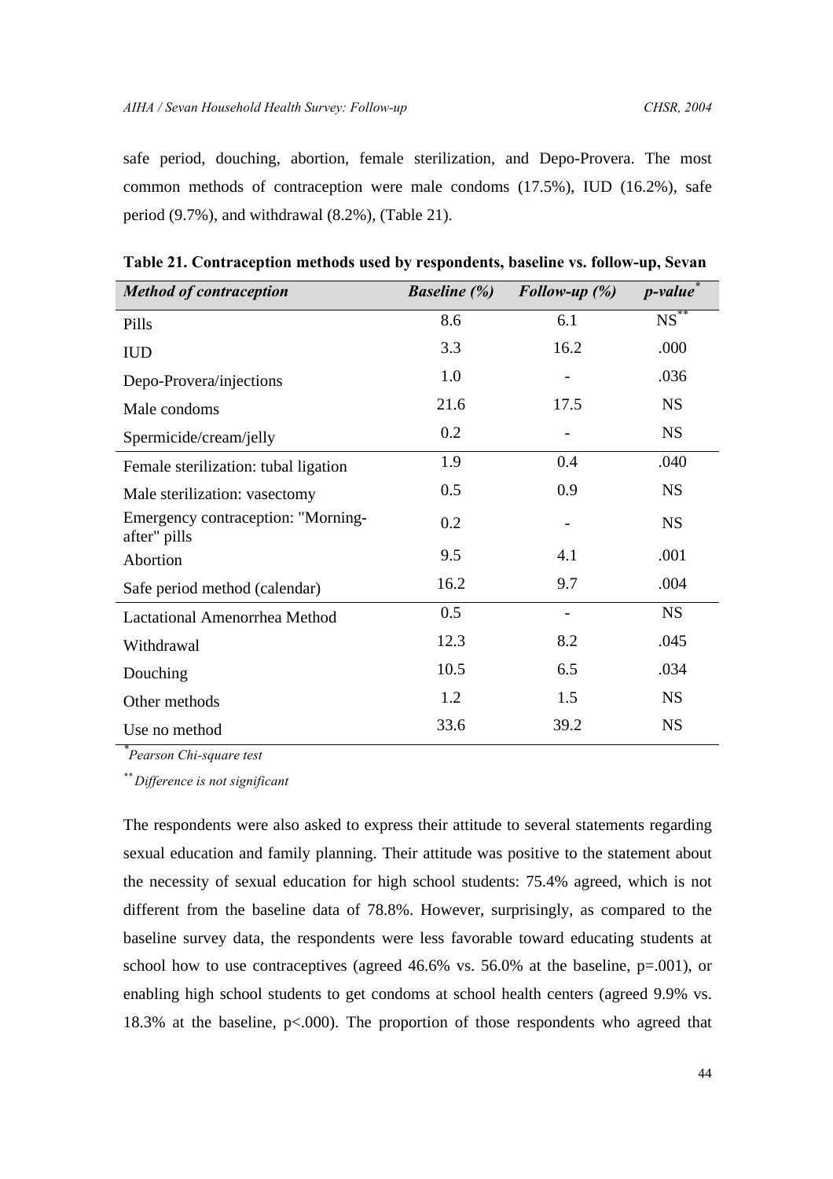safe period, douching, abortion, female sterilization, and Depo-Provera. The most common methods of contraception were male condoms (17.5%), IUD (16.2%), safe period (9.7%), and withdrawal (8.2%), (Table 21).

**Table 21. Contraception methods used by respondents, baseline vs. follow-up, Sevan**

| *Method of contraception* | *Baseline (%)* | *Follow-up (%)* | *p-value*[*] |
|---|---|---|---|
| Pills | 8.6 | 6.1 | NS[**] |
| IUD | 3.3 | 16.2 | .000 |
| Depo-Provera/injections | 1.0 | - | .036 |
| Male condoms | 21.6 | 17.5 | NS |
| Spermicide/cream/jelly | 0.2 | - | NS |
| Female sterilization: tubal ligation | 1.9 | 0.4 | .040 |
| Male sterilization: vasectomy | 0.5 | 0.9 | NS |
| Emergency contraception: "Morning-after" pills | 0.2 | - | NS |
| Abortion | 9.5 | 4.1 | .001 |
| Safe period method (calendar) | 16.2 | 9.7 | .004 |
| Lactational Amenorrhea Method | 0.5 | - | NS |
| Withdrawal | 12.3 | 8.2 | .045 |
| Douching | 10.5 | 6.5 | .034 |
| Other methods | 1.2 | 1.5 | NS |
| Use no method | 33.6 | 39.2 | NS |

[*] *Pearson Chi-square test*

[**] *Difference is not significant*

The respondents were also asked to express their attitude to several statements regarding sexual education and family planning. Their attitude was positive to the statement about the necessity of sexual education for high school students: 75.4% agreed, which is not different from the baseline data of 78.8%. However, surprisingly, as compared to the baseline survey data, the respondents were less favorable toward educating students at school how to use contraceptives (agreed 46.6% vs. 56.0% at the baseline, p=.001), or enabling high school students to get condoms at school health centers (agreed 9.9% vs. 18.3% at the baseline, p<.000). The proportion of those respondents who agreed that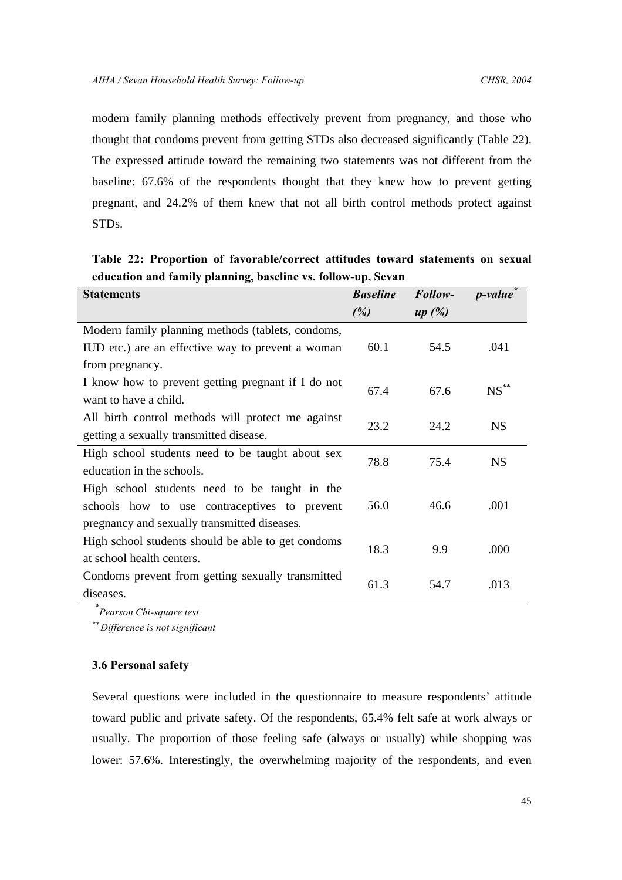modern family planning methods effectively prevent from pregnancy, and those who thought that condoms prevent from getting STDs also decreased significantly (Table 22). The expressed attitude toward the remaining two statements was not different from the baseline: 67.6% of the respondents thought that they knew how to prevent getting pregnant, and 24.2% of them knew that not all birth control methods protect against STDs.

**Table 22: Proportion of favorable/correct attitudes toward statements on sexual education and family planning, baseline vs. follow-up, Sevan**

| Statements | *Baseline (%)* | *Follow-up (%)* | *p-value*[*] |
|---|---|---|---|
| Modern family planning methods (tablets, condoms, IUD etc.) are an effective way to prevent a woman from pregnancy. | 60.1 | 54.5 | .041 |
| I know how to prevent getting pregnant if I do not want to have a child. | 67.4 | 67.6 | NS[**] |
| All birth control methods will protect me against getting a sexually transmitted disease. | 23.2 | 24.2 | NS |
| High school students need to be taught about sex education in the schools. | 78.8 | 75.4 | NS |
| High school students need to be taught in the schools how to use contraceptives to prevent pregnancy and sexually transmitted diseases. | 56.0 | 46.6 | .001 |
| High school students should be able to get condoms at school health centers. | 18.3 | 9.9 | .000 |
| Condoms prevent from getting sexually transmitted diseases. | 61.3 | 54.7 | .013 |

[*] *Pearson Chi-square test*

[**] *Difference is not significant*

### 3.6 Personal safety

Several questions were included in the questionnaire to measure respondents' attitude toward public and private safety. Of the respondents, 65.4% felt safe at work always or usually. The proportion of those feeling safe (always or usually) while shopping was lower: 57.6%. Interestingly, the overwhelming majority of the respondents, and even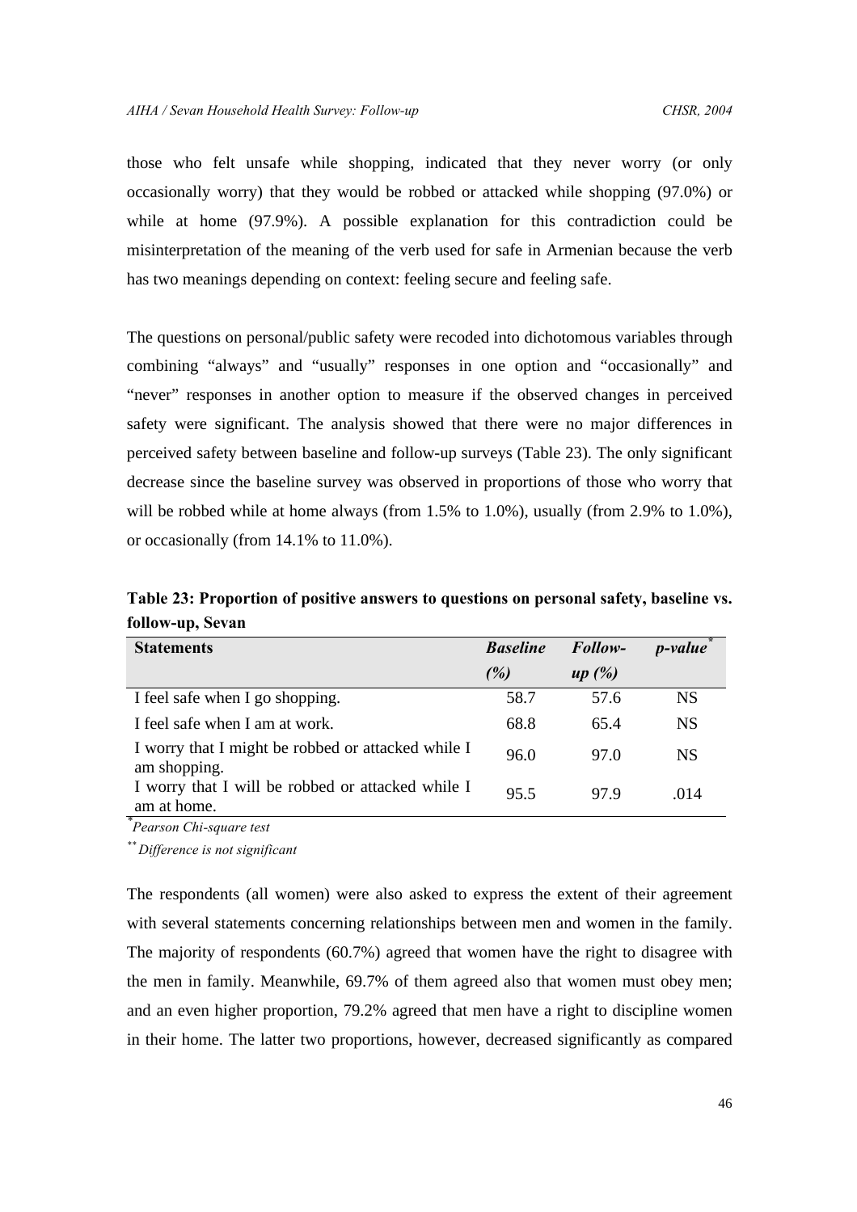those who felt unsafe while shopping, indicated that they never worry (or only occasionally worry) that they would be robbed or attacked while shopping (97.0%) or while at home (97.9%). A possible explanation for this contradiction could be misinterpretation of the meaning of the verb used for safe in Armenian because the verb has two meanings depending on context: feeling secure and feeling safe.

The questions on personal/public safety were recoded into dichotomous variables through combining "always" and "usually" responses in one option and "occasionally" and "never" responses in another option to measure if the observed changes in perceived safety were significant. The analysis showed that there were no major differences in perceived safety between baseline and follow-up surveys (Table 23). The only significant decrease since the baseline survey was observed in proportions of those who worry that will be robbed while at home always (from 1.5% to 1.0%), usually (from 2.9% to 1.0%), or occasionally (from 14.1% to 11.0%).

**Table 23: Proportion of positive answers to questions on personal safety, baseline vs. follow-up, Sevan**

| Statements | *Baseline (%)* | *Follow-up (%)* | *p-value*[*] |
|---|---|---|---|
| I feel safe when I go shopping. | 58.7 | 57.6 | NS |
| I feel safe when I am at work. | 68.8 | 65.4 | NS |
| I worry that I might be robbed or attacked while I am shopping. | 96.0 | 97.0 | NS |
| I worry that I will be robbed or attacked while I am at home. | 95.5 | 97.9 | .014 |

[*] *Pearson Chi-square test*

[**] *Difference is not significant*

The respondents (all women) were also asked to express the extent of their agreement with several statements concerning relationships between men and women in the family. The majority of respondents (60.7%) agreed that women have the right to disagree with the men in family. Meanwhile, 69.7% of them agreed also that women must obey men; and an even higher proportion, 79.2% agreed that men have a right to discipline women in their home. The latter two proportions, however, decreased significantly as compared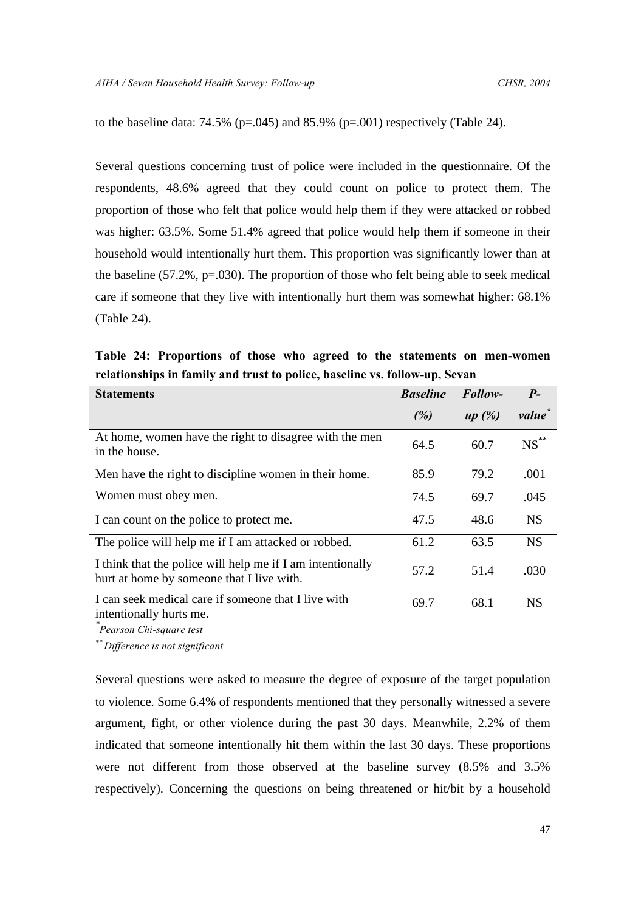to the baseline data: 74.5% (p=.045) and 85.9% (p=.001) respectively (Table 24).

Several questions concerning trust of police were included in the questionnaire. Of the respondents, 48.6% agreed that they could count on police to protect them. The proportion of those who felt that police would help them if they were attacked or robbed was higher: 63.5%. Some 51.4% agreed that police would help them if someone in their household would intentionally hurt them. This proportion was significantly lower than at the baseline (57.2%, p=.030). The proportion of those who felt being able to seek medical care if someone that they live with intentionally hurt them was somewhat higher: 68.1% (Table 24).

**Table 24: Proportions of those who agreed to the statements on men-women relationships in family and trust to police, baseline vs. follow-up, Sevan**

| Statements | *Baseline (%)* | *Follow-up (%)* | *P-value\** |
|---|---|---|---|
| At home, women have the right to disagree with the men in the house. | 64.5 | 60.7 | NS\*\* |
| Men have the right to discipline women in their home. | 85.9 | 79.2 | .001 |
| Women must obey men. | 74.5 | 69.7 | .045 |
| I can count on the police to protect me. | 47.5 | 48.6 | NS |
| The police will help me if I am attacked or robbed. | 61.2 | 63.5 | NS |
| I think that the police will help me if I am intentionally hurt at home by someone that I live with. | 57.2 | 51.4 | .030 |
| I can seek medical care if someone that I live with intentionally hurts me. | 69.7 | 68.1 | NS |

*\*Pearson Chi-square test*

*\*\* Difference is not significant*

Several questions were asked to measure the degree of exposure of the target population to violence. Some 6.4% of respondents mentioned that they personally witnessed a severe argument, fight, or other violence during the past 30 days. Meanwhile, 2.2% of them indicated that someone intentionally hit them within the last 30 days. These proportions were not different from those observed at the baseline survey (8.5% and 3.5% respectively). Concerning the questions on being threatened or hit/bit by a household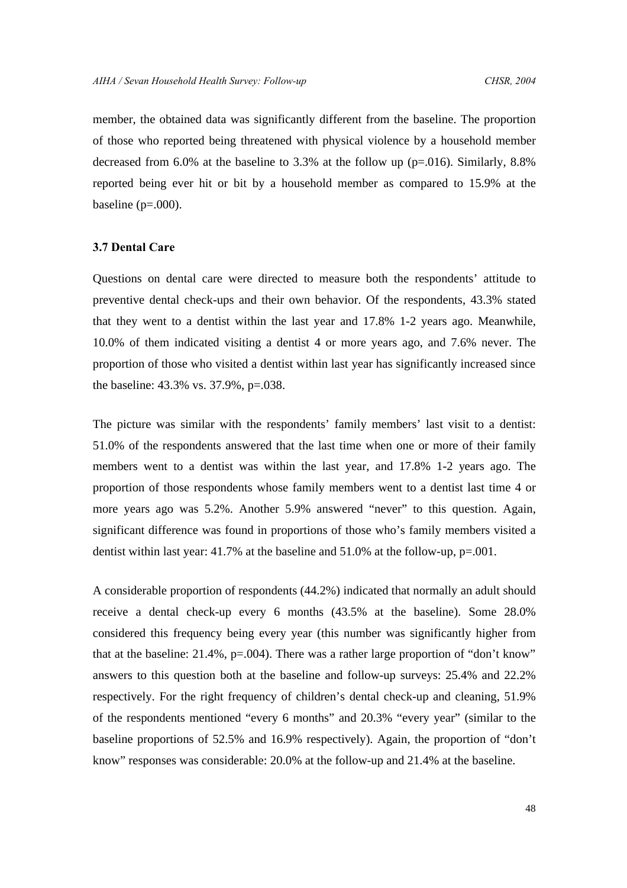member, the obtained data was significantly different from the baseline. The proportion of those who reported being threatened with physical violence by a household member decreased from 6.0% at the baseline to 3.3% at the follow up (p=.016). Similarly, 8.8% reported being ever hit or bit by a household member as compared to 15.9% at the baseline (p=.000).

### 3.7 Dental Care

Questions on dental care were directed to measure both the respondents' attitude to preventive dental check-ups and their own behavior. Of the respondents, 43.3% stated that they went to a dentist within the last year and 17.8% 1-2 years ago. Meanwhile, 10.0% of them indicated visiting a dentist 4 or more years ago, and 7.6% never. The proportion of those who visited a dentist within last year has significantly increased since the baseline: 43.3% vs. 37.9%, p=.038.

The picture was similar with the respondents' family members' last visit to a dentist: 51.0% of the respondents answered that the last time when one or more of their family members went to a dentist was within the last year, and 17.8% 1-2 years ago. The proportion of those respondents whose family members went to a dentist last time 4 or more years ago was 5.2%. Another 5.9% answered "never" to this question. Again, significant difference was found in proportions of those who's family members visited a dentist within last year: 41.7% at the baseline and 51.0% at the follow-up, p=.001.

A considerable proportion of respondents (44.2%) indicated that normally an adult should receive a dental check-up every 6 months (43.5% at the baseline). Some 28.0% considered this frequency being every year (this number was significantly higher from that at the baseline: 21.4%, p=.004). There was a rather large proportion of "don't know" answers to this question both at the baseline and follow-up surveys: 25.4% and 22.2% respectively. For the right frequency of children's dental check-up and cleaning, 51.9% of the respondents mentioned "every 6 months" and 20.3% "every year" (similar to the baseline proportions of 52.5% and 16.9% respectively). Again, the proportion of "don't know" responses was considerable: 20.0% at the follow-up and 21.4% at the baseline.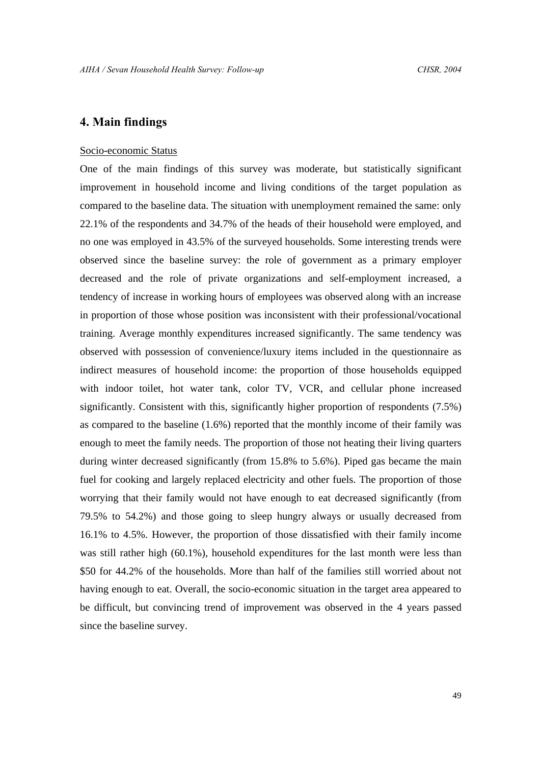## 4. Main findings

Socio-economic Status

One of the main findings of this survey was moderate, but statistically significant improvement in household income and living conditions of the target population as compared to the baseline data. The situation with unemployment remained the same: only 22.1% of the respondents and 34.7% of the heads of their household were employed, and no one was employed in 43.5% of the surveyed households. Some interesting trends were observed since the baseline survey: the role of government as a primary employer decreased and the role of private organizations and self-employment increased, a tendency of increase in working hours of employees was observed along with an increase in proportion of those whose position was inconsistent with their professional/vocational training. Average monthly expenditures increased significantly. The same tendency was observed with possession of convenience/luxury items included in the questionnaire as indirect measures of household income: the proportion of those households equipped with indoor toilet, hot water tank, color TV, VCR, and cellular phone increased significantly. Consistent with this, significantly higher proportion of respondents (7.5%) as compared to the baseline (1.6%) reported that the monthly income of their family was enough to meet the family needs. The proportion of those not heating their living quarters during winter decreased significantly (from 15.8% to 5.6%). Piped gas became the main fuel for cooking and largely replaced electricity and other fuels. The proportion of those worrying that their family would not have enough to eat decreased significantly (from 79.5% to 54.2%) and those going to sleep hungry always or usually decreased from 16.1% to 4.5%. However, the proportion of those dissatisfied with their family income was still rather high (60.1%), household expenditures for the last month were less than $50 for 44.2% of the households. More than half of the families still worried about not having enough to eat. Overall, the socio-economic situation in the target area appeared to be difficult, but convincing trend of improvement was observed in the 4 years passed since the baseline survey.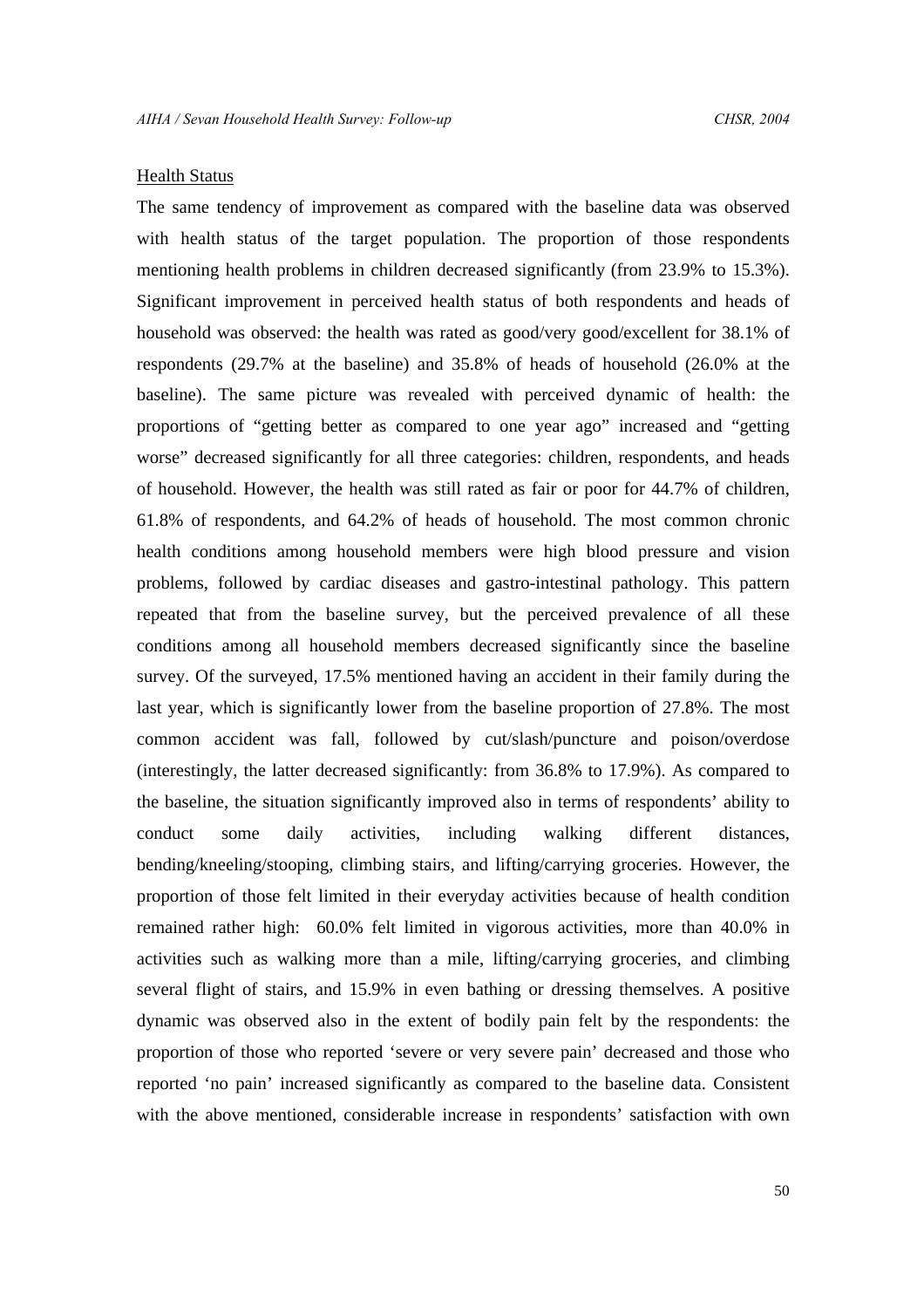Health Status

The same tendency of improvement as compared with the baseline data was observed with health status of the target population. The proportion of those respondents mentioning health problems in children decreased significantly (from 23.9% to 15.3%). Significant improvement in perceived health status of both respondents and heads of household was observed: the health was rated as good/very good/excellent for 38.1% of respondents (29.7% at the baseline) and 35.8% of heads of household (26.0% at the baseline). The same picture was revealed with perceived dynamic of health: the proportions of "getting better as compared to one year ago" increased and "getting worse" decreased significantly for all three categories: children, respondents, and heads of household. However, the health was still rated as fair or poor for 44.7% of children, 61.8% of respondents, and 64.2% of heads of household. The most common chronic health conditions among household members were high blood pressure and vision problems, followed by cardiac diseases and gastro-intestinal pathology. This pattern repeated that from the baseline survey, but the perceived prevalence of all these conditions among all household members decreased significantly since the baseline survey. Of the surveyed, 17.5% mentioned having an accident in their family during the last year, which is significantly lower from the baseline proportion of 27.8%. The most common accident was fall, followed by cut/slash/puncture and poison/overdose (interestingly, the latter decreased significantly: from 36.8% to 17.9%). As compared to the baseline, the situation significantly improved also in terms of respondents' ability to conduct some daily activities, including walking different distances, bending/kneeling/stooping, climbing stairs, and lifting/carrying groceries. However, the proportion of those felt limited in their everyday activities because of health condition remained rather high: 60.0% felt limited in vigorous activities, more than 40.0% in activities such as walking more than a mile, lifting/carrying groceries, and climbing several flight of stairs, and 15.9% in even bathing or dressing themselves. A positive dynamic was observed also in the extent of bodily pain felt by the respondents: the proportion of those who reported 'severe or very severe pain' decreased and those who reported 'no pain' increased significantly as compared to the baseline data. Consistent with the above mentioned, considerable increase in respondents' satisfaction with own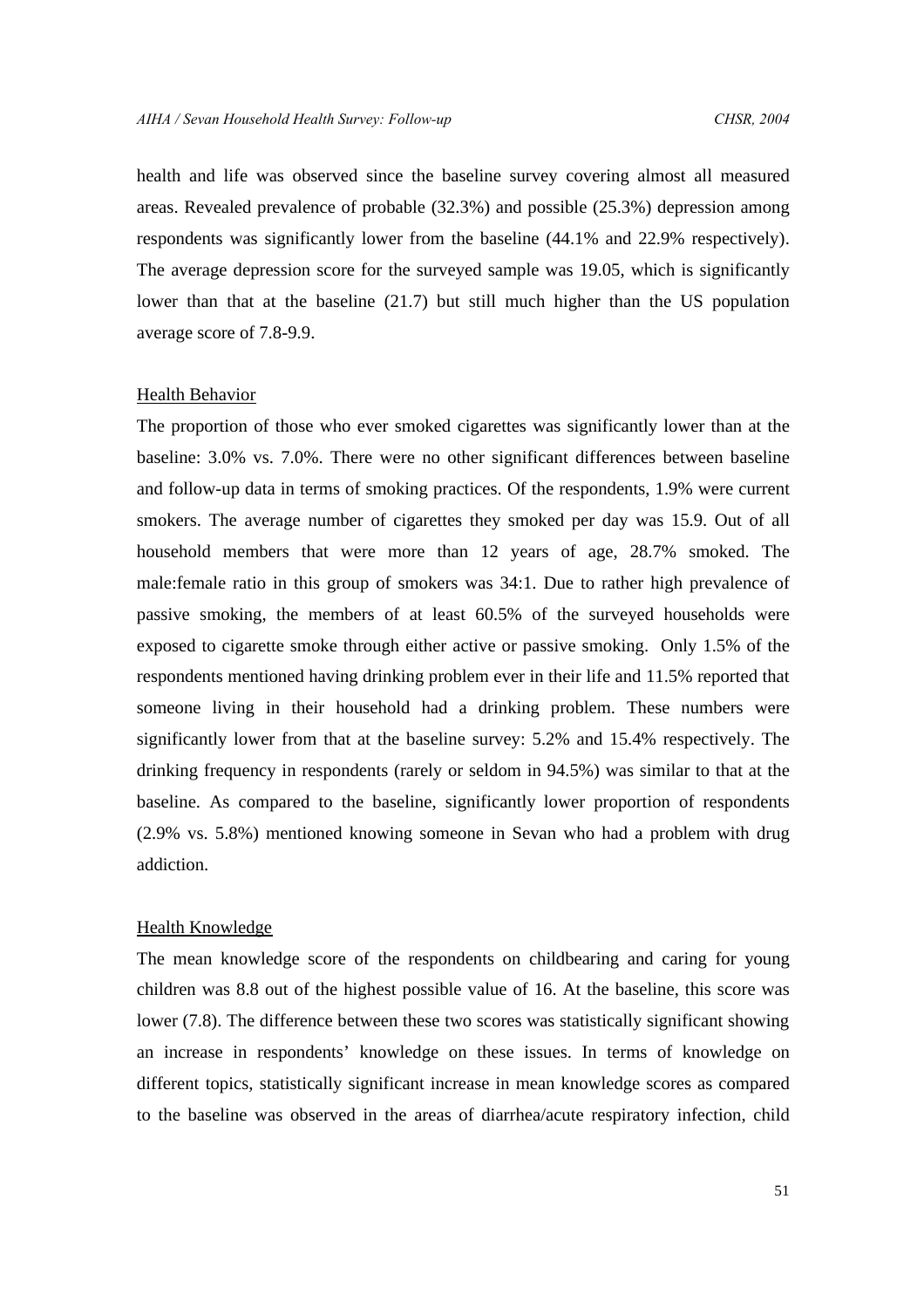health and life was observed since the baseline survey covering almost all measured areas. Revealed prevalence of probable (32.3%) and possible (25.3%) depression among respondents was significantly lower from the baseline (44.1% and 22.9% respectively). The average depression score for the surveyed sample was 19.05, which is significantly lower than that at the baseline (21.7) but still much higher than the US population average score of 7.8-9.9.

Health Behavior

The proportion of those who ever smoked cigarettes was significantly lower than at the baseline: 3.0% vs. 7.0%. There were no other significant differences between baseline and follow-up data in terms of smoking practices. Of the respondents, 1.9% were current smokers. The average number of cigarettes they smoked per day was 15.9. Out of all household members that were more than 12 years of age, 28.7% smoked. The male:female ratio in this group of smokers was 34:1. Due to rather high prevalence of passive smoking, the members of at least 60.5% of the surveyed households were exposed to cigarette smoke through either active or passive smoking. Only 1.5% of the respondents mentioned having drinking problem ever in their life and 11.5% reported that someone living in their household had a drinking problem. These numbers were significantly lower from that at the baseline survey: 5.2% and 15.4% respectively. The drinking frequency in respondents (rarely or seldom in 94.5%) was similar to that at the baseline. As compared to the baseline, significantly lower proportion of respondents (2.9% vs. 5.8%) mentioned knowing someone in Sevan who had a problem with drug addiction.

Health Knowledge

The mean knowledge score of the respondents on childbearing and caring for young children was 8.8 out of the highest possible value of 16. At the baseline, this score was lower (7.8). The difference between these two scores was statistically significant showing an increase in respondents' knowledge on these issues. In terms of knowledge on different topics, statistically significant increase in mean knowledge scores as compared to the baseline was observed in the areas of diarrhea/acute respiratory infection, child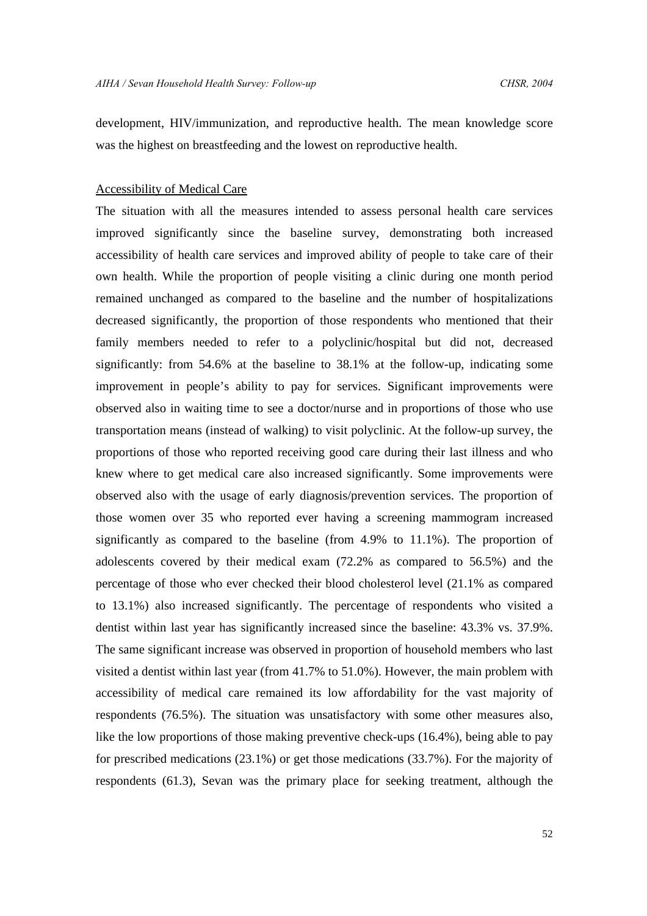development, HIV/immunization, and reproductive health. The mean knowledge score was the highest on breastfeeding and the lowest on reproductive health.

Accessibility of Medical Care

The situation with all the measures intended to assess personal health care services improved significantly since the baseline survey, demonstrating both increased accessibility of health care services and improved ability of people to take care of their own health. While the proportion of people visiting a clinic during one month period remained unchanged as compared to the baseline and the number of hospitalizations decreased significantly, the proportion of those respondents who mentioned that their family members needed to refer to a polyclinic/hospital but did not, decreased significantly: from 54.6% at the baseline to 38.1% at the follow-up, indicating some improvement in people's ability to pay for services. Significant improvements were observed also in waiting time to see a doctor/nurse and in proportions of those who use transportation means (instead of walking) to visit polyclinic. At the follow-up survey, the proportions of those who reported receiving good care during their last illness and who knew where to get medical care also increased significantly. Some improvements were observed also with the usage of early diagnosis/prevention services. The proportion of those women over 35 who reported ever having a screening mammogram increased significantly as compared to the baseline (from 4.9% to 11.1%). The proportion of adolescents covered by their medical exam (72.2% as compared to 56.5%) and the percentage of those who ever checked their blood cholesterol level (21.1% as compared to 13.1%) also increased significantly. The percentage of respondents who visited a dentist within last year has significantly increased since the baseline: 43.3% vs. 37.9%. The same significant increase was observed in proportion of household members who last visited a dentist within last year (from 41.7% to 51.0%). However, the main problem with accessibility of medical care remained its low affordability for the vast majority of respondents (76.5%). The situation was unsatisfactory with some other measures also, like the low proportions of those making preventive check-ups (16.4%), being able to pay for prescribed medications (23.1%) or get those medications (33.7%). For the majority of respondents (61.3), Sevan was the primary place for seeking treatment, although the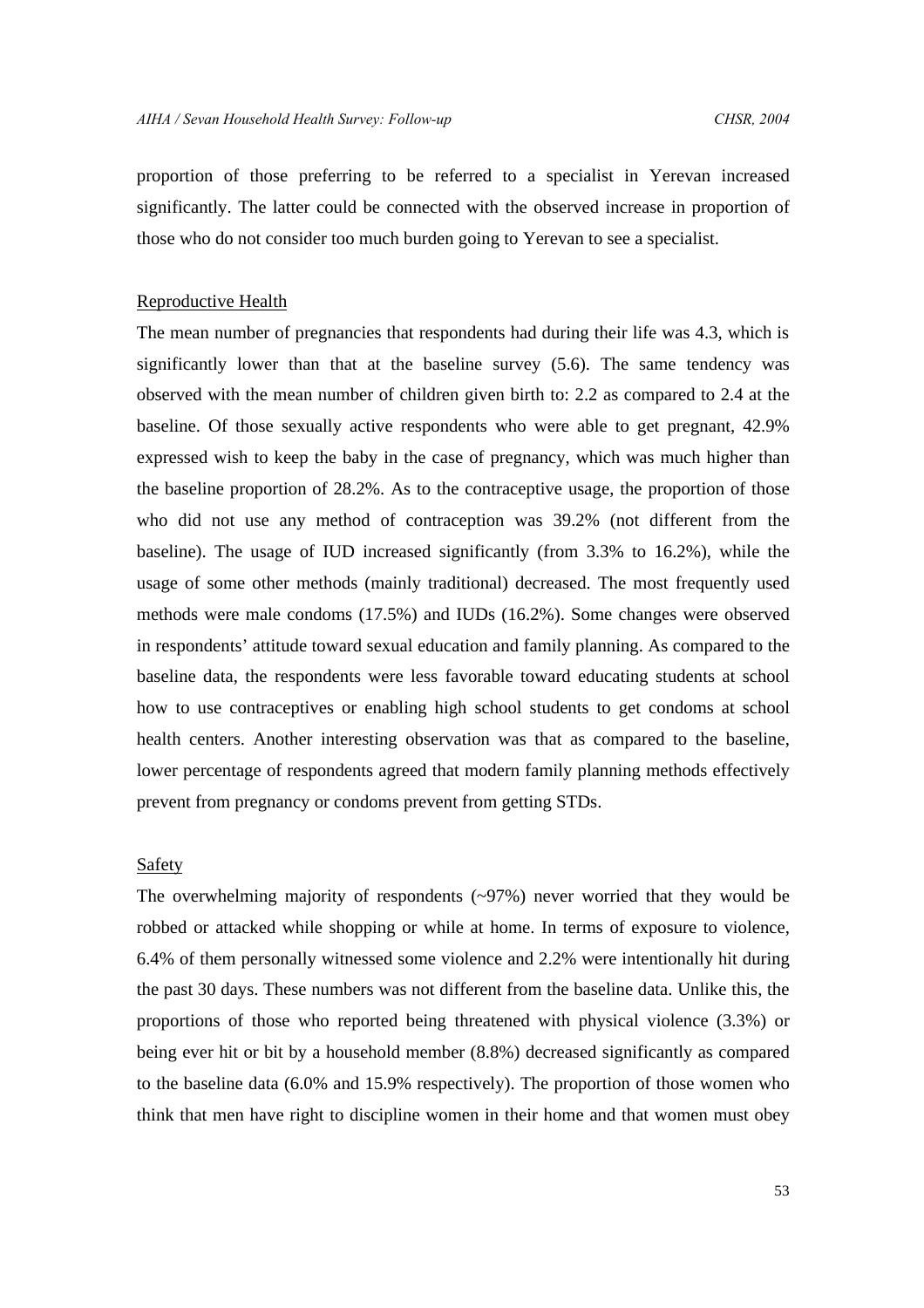proportion of those preferring to be referred to a specialist in Yerevan increased significantly. The latter could be connected with the observed increase in proportion of those who do not consider too much burden going to Yerevan to see a specialist.

Reproductive Health

The mean number of pregnancies that respondents had during their life was 4.3, which is significantly lower than that at the baseline survey (5.6). The same tendency was observed with the mean number of children given birth to: 2.2 as compared to 2.4 at the baseline. Of those sexually active respondents who were able to get pregnant, 42.9% expressed wish to keep the baby in the case of pregnancy, which was much higher than the baseline proportion of 28.2%. As to the contraceptive usage, the proportion of those who did not use any method of contraception was 39.2% (not different from the baseline). The usage of IUD increased significantly (from 3.3% to 16.2%), while the usage of some other methods (mainly traditional) decreased. The most frequently used methods were male condoms (17.5%) and IUDs (16.2%). Some changes were observed in respondents' attitude toward sexual education and family planning. As compared to the baseline data, the respondents were less favorable toward educating students at school how to use contraceptives or enabling high school students to get condoms at school health centers. Another interesting observation was that as compared to the baseline, lower percentage of respondents agreed that modern family planning methods effectively prevent from pregnancy or condoms prevent from getting STDs.

Safety

The overwhelming majority of respondents (~97%) never worried that they would be robbed or attacked while shopping or while at home. In terms of exposure to violence, 6.4% of them personally witnessed some violence and 2.2% were intentionally hit during the past 30 days. These numbers was not different from the baseline data. Unlike this, the proportions of those who reported being threatened with physical violence (3.3%) or being ever hit or bit by a household member (8.8%) decreased significantly as compared to the baseline data (6.0% and 15.9% respectively). The proportion of those women who think that men have right to discipline women in their home and that women must obey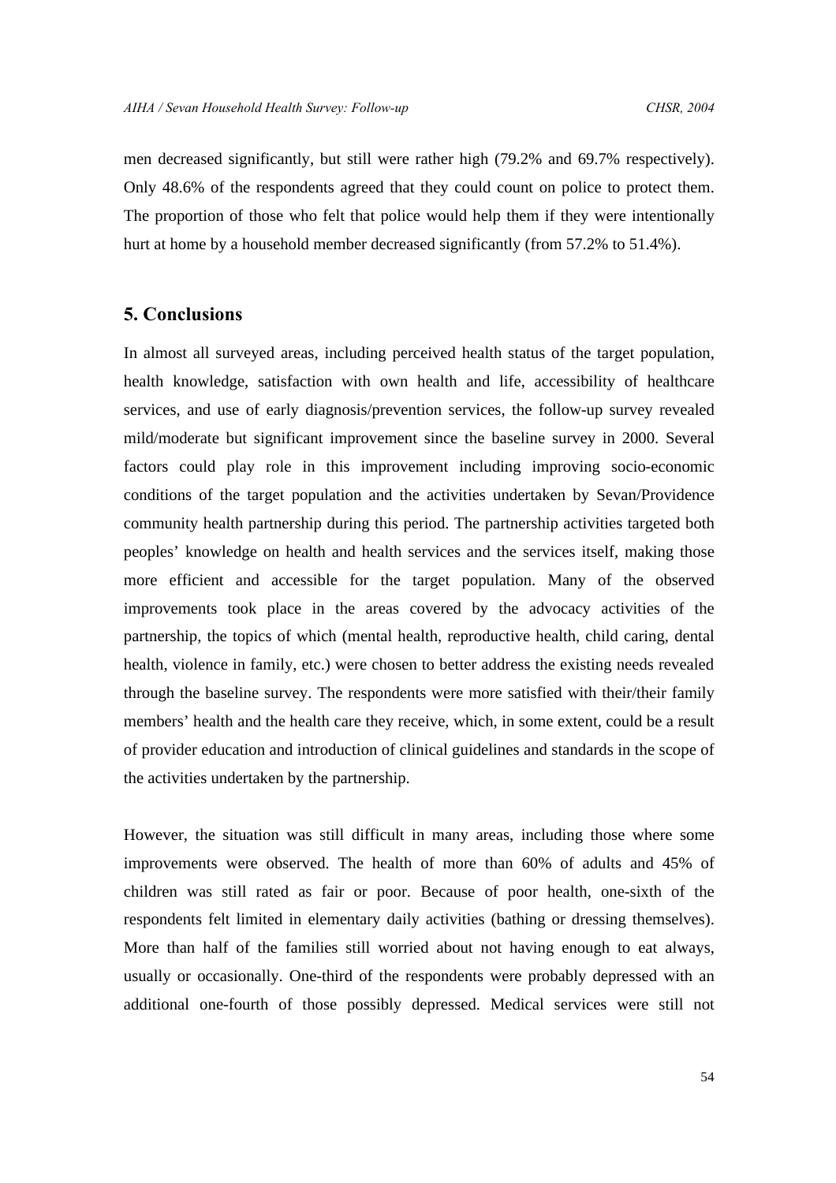men decreased significantly, but still were rather high (79.2% and 69.7% respectively). Only 48.6% of the respondents agreed that they could count on police to protect them. The proportion of those who felt that police would help them if they were intentionally hurt at home by a household member decreased significantly (from 57.2% to 51.4%).

## 5. Conclusions

In almost all surveyed areas, including perceived health status of the target population, health knowledge, satisfaction with own health and life, accessibility of healthcare services, and use of early diagnosis/prevention services, the follow-up survey revealed mild/moderate but significant improvement since the baseline survey in 2000. Several factors could play role in this improvement including improving socio-economic conditions of the target population and the activities undertaken by Sevan/Providence community health partnership during this period. The partnership activities targeted both peoples' knowledge on health and health services and the services itself, making those more efficient and accessible for the target population. Many of the observed improvements took place in the areas covered by the advocacy activities of the partnership, the topics of which (mental health, reproductive health, child caring, dental health, violence in family, etc.) were chosen to better address the existing needs revealed through the baseline survey. The respondents were more satisfied with their/their family members' health and the health care they receive, which, in some extent, could be a result of provider education and introduction of clinical guidelines and standards in the scope of the activities undertaken by the partnership.

However, the situation was still difficult in many areas, including those where some improvements were observed. The health of more than 60% of adults and 45% of children was still rated as fair or poor. Because of poor health, one-sixth of the respondents felt limited in elementary daily activities (bathing or dressing themselves). More than half of the families still worried about not having enough to eat always, usually or occasionally. One-third of the respondents were probably depressed with an additional one-fourth of those possibly depressed. Medical services were still not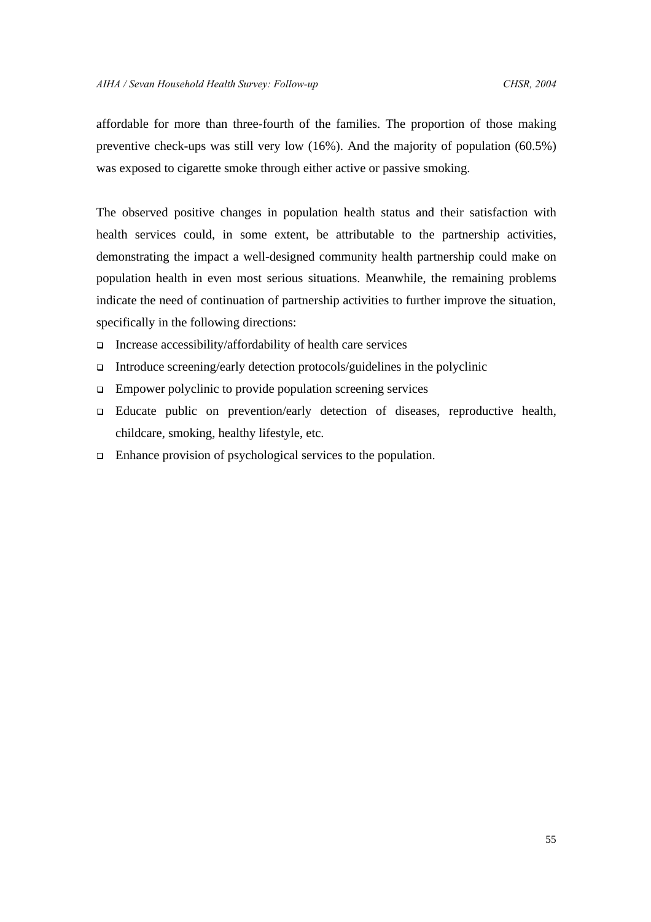affordable for more than three-fourth of the families. The proportion of those making preventive check-ups was still very low (16%). And the majority of population (60.5%) was exposed to cigarette smoke through either active or passive smoking.

The observed positive changes in population health status and their satisfaction with health services could, in some extent, be attributable to the partnership activities, demonstrating the impact a well-designed community health partnership could make on population health in even most serious situations. Meanwhile, the remaining problems indicate the need of continuation of partnership activities to further improve the situation, specifically in the following directions:

- Increase accessibility/affordability of health care services
- Introduce screening/early detection protocols/guidelines in the polyclinic
- Empower polyclinic to provide population screening services
- Educate public on prevention/early detection of diseases, reproductive health, childcare, smoking, healthy lifestyle, etc.
- Enhance provision of psychological services to the population.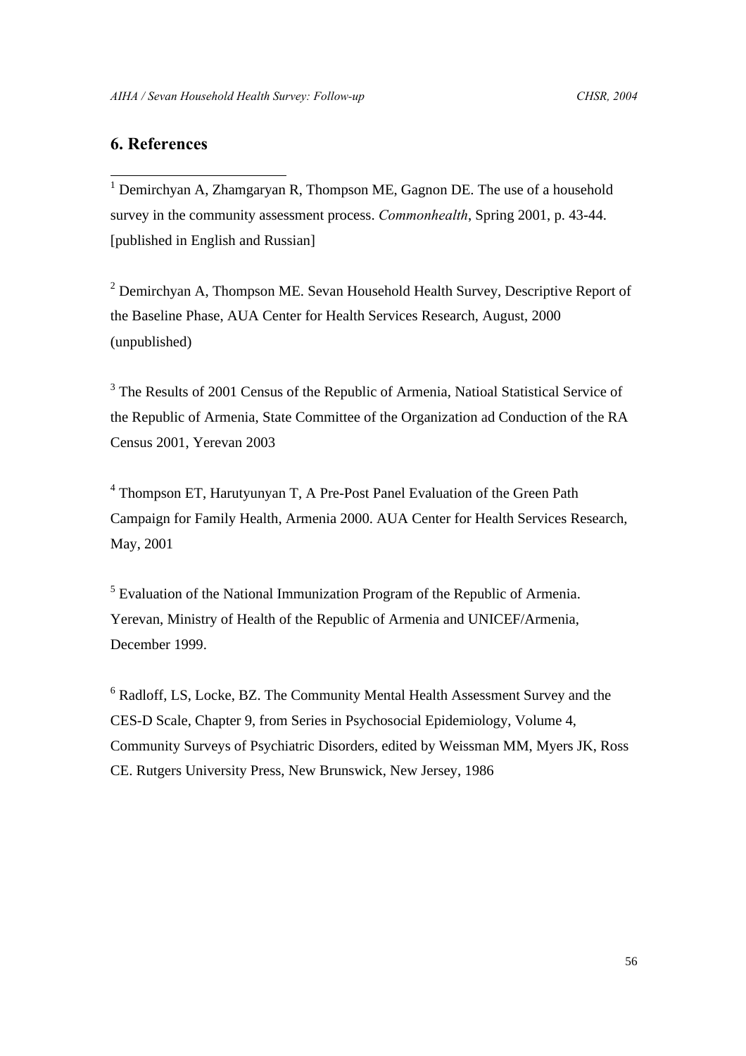## 6. References

[1] Demirchyan A, Zhamgaryan R, Thompson ME, Gagnon DE. The use of a household survey in the community assessment process. *Commonhealth*, Spring 2001, p. 43-44. [published in English and Russian]

[2] Demirchyan A, Thompson ME. Sevan Household Health Survey, Descriptive Report of the Baseline Phase, AUA Center for Health Services Research, August, 2000 (unpublished)

[3] The Results of 2001 Census of the Republic of Armenia, Natioal Statistical Service of the Republic of Armenia, State Committee of the Organization ad Conduction of the RA Census 2001, Yerevan 2003

[4] Thompson ET, Harutyunyan T, A Pre-Post Panel Evaluation of the Green Path Campaign for Family Health, Armenia 2000. AUA Center for Health Services Research, May, 2001

[5] Evaluation of the National Immunization Program of the Republic of Armenia. Yerevan, Ministry of Health of the Republic of Armenia and UNICEF/Armenia, December 1999.

[6] Radloff, LS, Locke, BZ. The Community Mental Health Assessment Survey and the CES-D Scale, Chapter 9, from Series in Psychosocial Epidemiology, Volume 4, Community Surveys of Psychiatric Disorders, edited by Weissman MM, Myers JK, Ross CE. Rutgers University Press, New Brunswick, New Jersey, 1986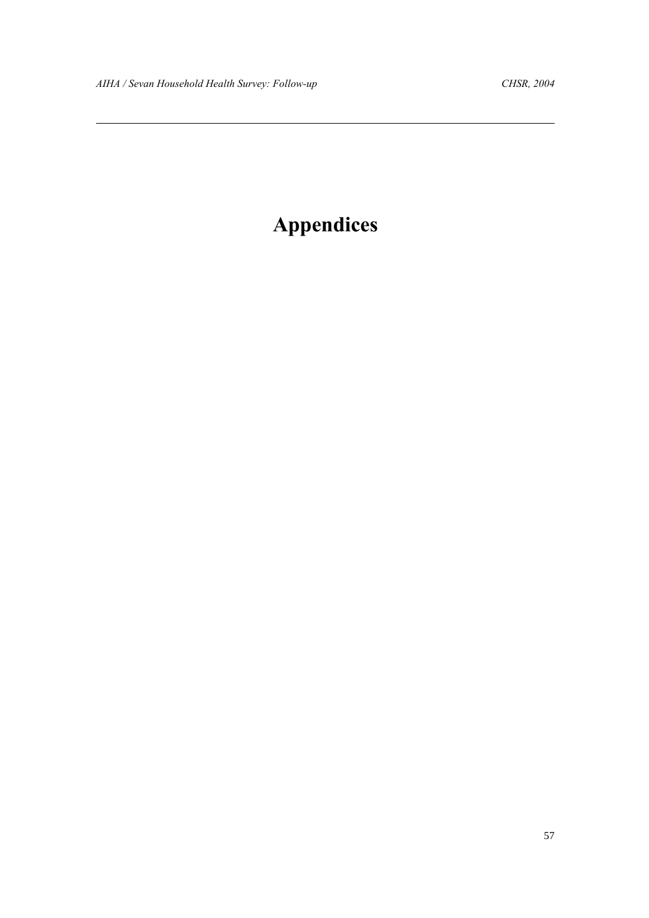# Appendices